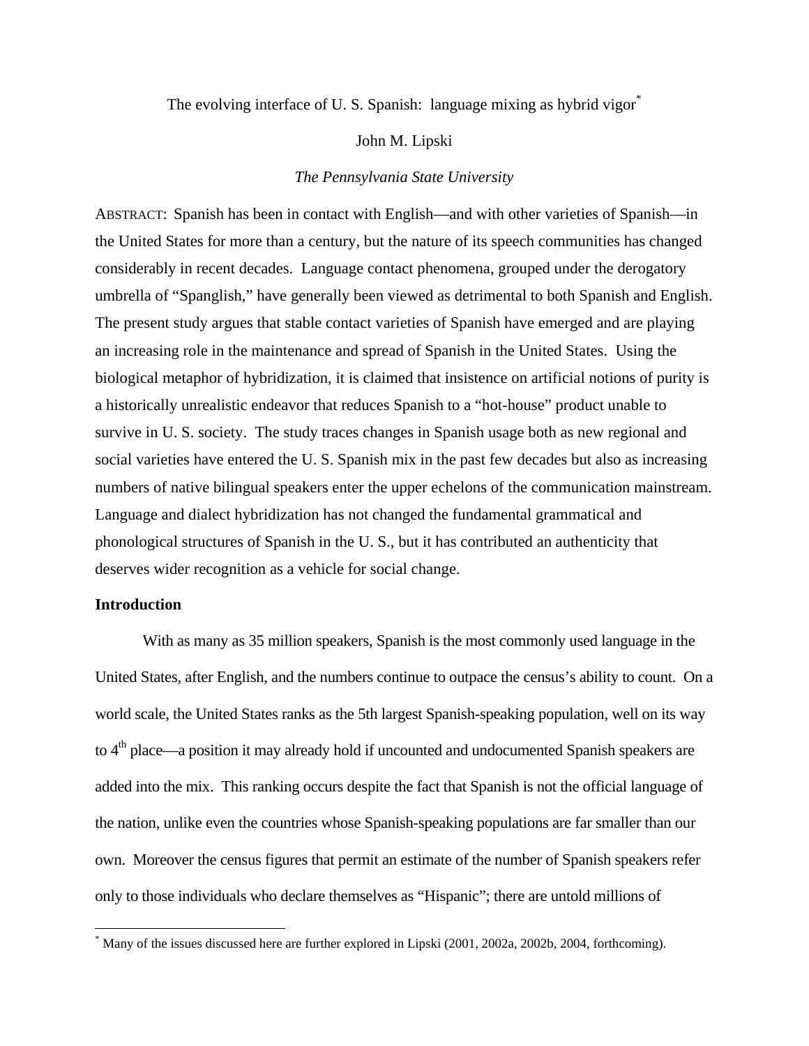# The evolving interface of U. S. Spanish: language mixing as hybrid vigor[*]

John M. Lipski

*The Pennsylvania State University*

ABSTRACT: Spanish has been in contact with English—and with other varieties of Spanish—in the United States for more than a century, but the nature of its speech communities has changed considerably in recent decades. Language contact phenomena, grouped under the derogatory umbrella of "Spanglish," have generally been viewed as detrimental to both Spanish and English. The present study argues that stable contact varieties of Spanish have emerged and are playing an increasing role in the maintenance and spread of Spanish in the United States. Using the biological metaphor of hybridization, it is claimed that insistence on artificial notions of purity is a historically unrealistic endeavor that reduces Spanish to a "hot-house" product unable to survive in U. S. society. The study traces changes in Spanish usage both as new regional and social varieties have entered the U. S. Spanish mix in the past few decades but also as increasing numbers of native bilingual speakers enter the upper echelons of the communication mainstream. Language and dialect hybridization has not changed the fundamental grammatical and phonological structures of Spanish in the U. S., but it has contributed an authenticity that deserves wider recognition as a vehicle for social change.

## Introduction

With as many as 35 million speakers, Spanish is the most commonly used language in the United States, after English, and the numbers continue to outpace the census's ability to count. On a world scale, the United States ranks as the 5th largest Spanish-speaking population, well on its way to 4th place—a position it may already hold if uncounted and undocumented Spanish speakers are added into the mix. This ranking occurs despite the fact that Spanish is not the official language of the nation, unlike even the countries whose Spanish-speaking populations are far smaller than our own. Moreover the census figures that permit an estimate of the number of Spanish speakers refer only to those individuals who declare themselves as "Hispanic"; there are untold millions of

[*] Many of the issues discussed here are further explored in Lipski (2001, 2002a, 2002b, 2004, forthcoming).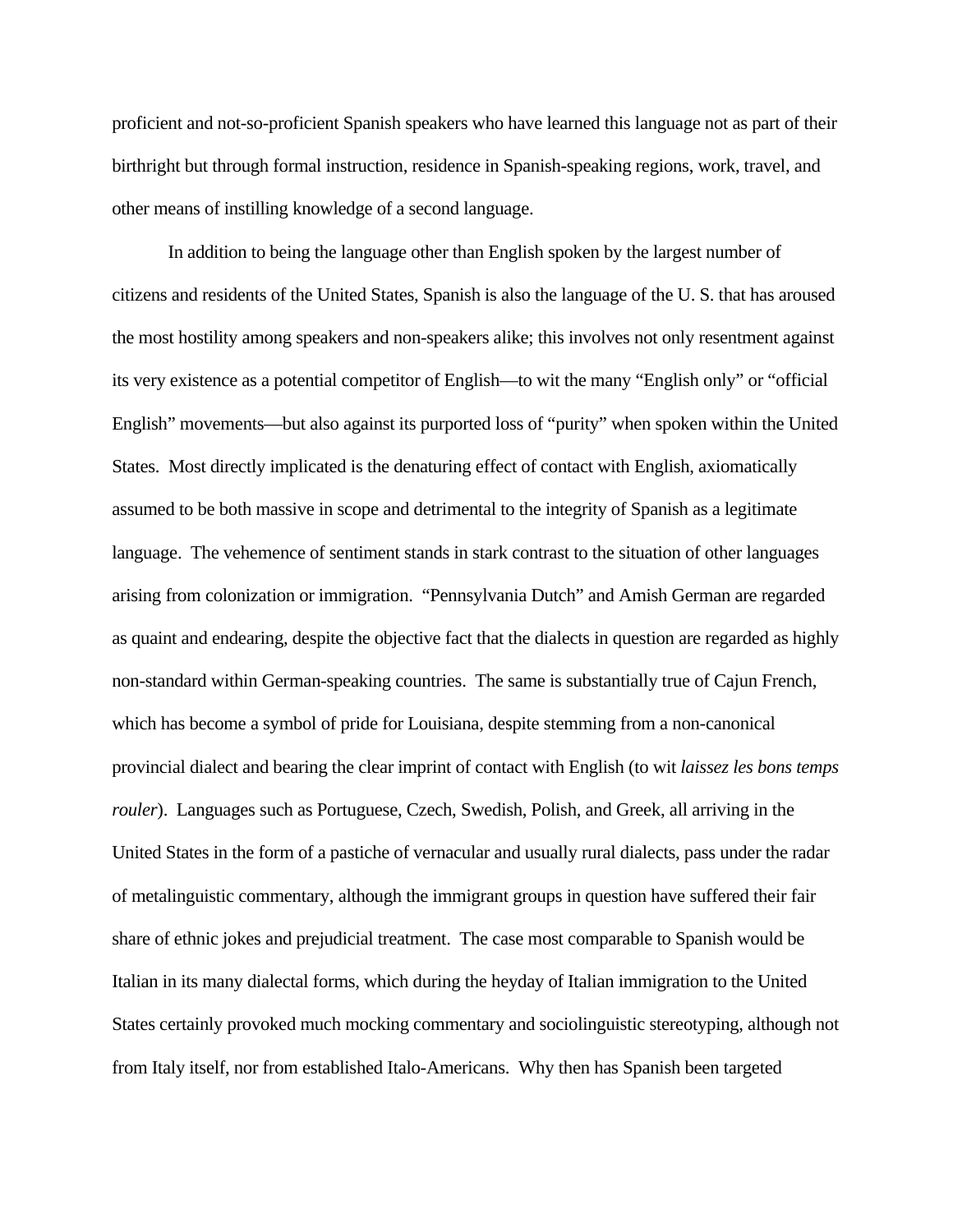proficient and not-so-proficient Spanish speakers who have learned this language not as part of their birthright but through formal instruction, residence in Spanish-speaking regions, work, travel, and other means of instilling knowledge of a second language.

In addition to being the language other than English spoken by the largest number of citizens and residents of the United States, Spanish is also the language of the U. S. that has aroused the most hostility among speakers and non-speakers alike; this involves not only resentment against its very existence as a potential competitor of English—to wit the many "English only" or "official English" movements—but also against its purported loss of "purity" when spoken within the United States. Most directly implicated is the denaturing effect of contact with English, axiomatically assumed to be both massive in scope and detrimental to the integrity of Spanish as a legitimate language. The vehemence of sentiment stands in stark contrast to the situation of other languages arising from colonization or immigration. "Pennsylvania Dutch" and Amish German are regarded as quaint and endearing, despite the objective fact that the dialects in question are regarded as highly non-standard within German-speaking countries. The same is substantially true of Cajun French, which has become a symbol of pride for Louisiana, despite stemming from a non-canonical provincial dialect and bearing the clear imprint of contact with English (to wit *laissez les bons temps rouler*). Languages such as Portuguese, Czech, Swedish, Polish, and Greek, all arriving in the United States in the form of a pastiche of vernacular and usually rural dialects, pass under the radar of metalinguistic commentary, although the immigrant groups in question have suffered their fair share of ethnic jokes and prejudicial treatment. The case most comparable to Spanish would be Italian in its many dialectal forms, which during the heyday of Italian immigration to the United States certainly provoked much mocking commentary and sociolinguistic stereotyping, although not from Italy itself, nor from established Italo-Americans. Why then has Spanish been targeted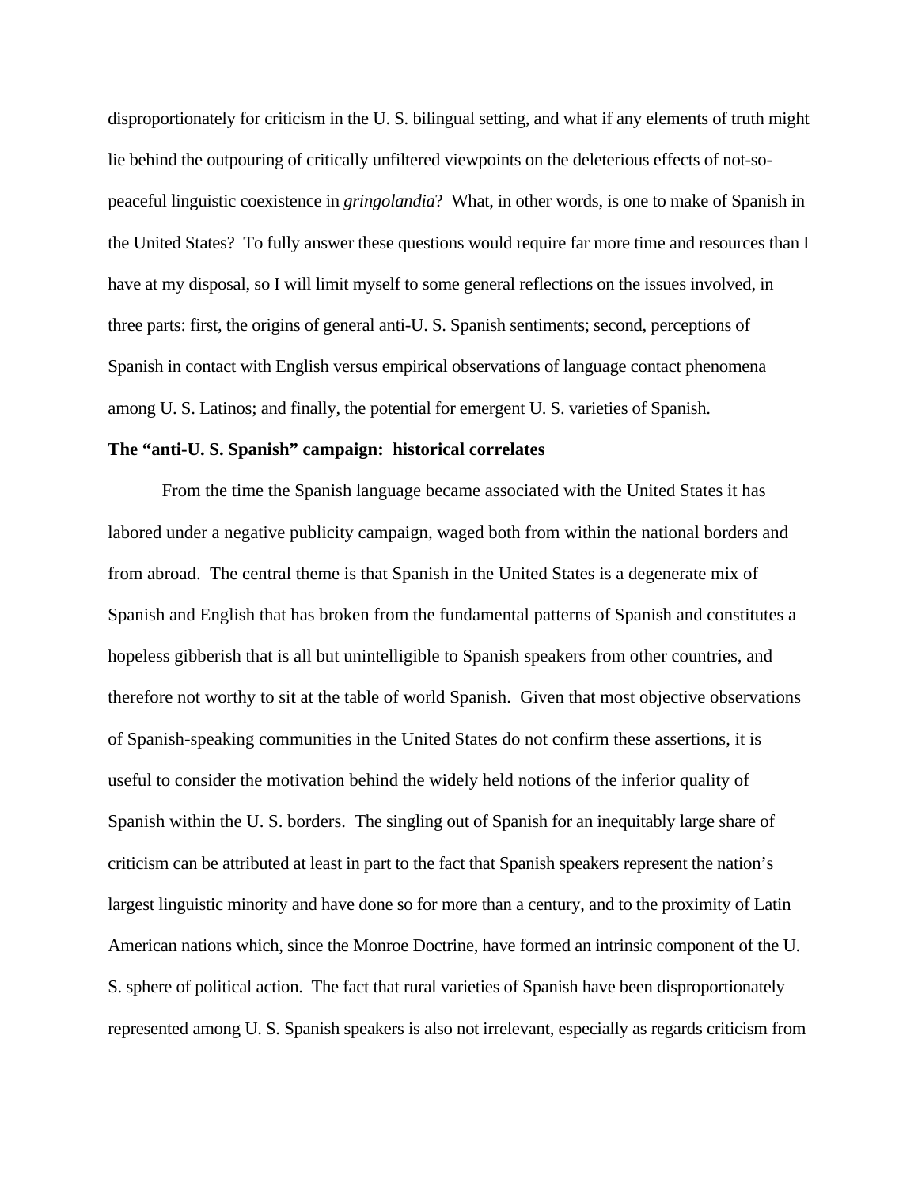disproportionately for criticism in the U. S. bilingual setting, and what if any elements of truth might lie behind the outpouring of critically unfiltered viewpoints on the deleterious effects of not-so-peaceful linguistic coexistence in *gringolandia*? What, in other words, is one to make of Spanish in the United States? To fully answer these questions would require far more time and resources than I have at my disposal, so I will limit myself to some general reflections on the issues involved, in three parts: first, the origins of general anti-U. S. Spanish sentiments; second, perceptions of Spanish in contact with English versus empirical observations of language contact phenomena among U. S. Latinos; and finally, the potential for emergent U. S. varieties of Spanish.

**The "anti-U. S. Spanish" campaign: historical correlates**

From the time the Spanish language became associated with the United States it has labored under a negative publicity campaign, waged both from within the national borders and from abroad. The central theme is that Spanish in the United States is a degenerate mix of Spanish and English that has broken from the fundamental patterns of Spanish and constitutes a hopeless gibberish that is all but unintelligible to Spanish speakers from other countries, and therefore not worthy to sit at the table of world Spanish. Given that most objective observations of Spanish-speaking communities in the United States do not confirm these assertions, it is useful to consider the motivation behind the widely held notions of the inferior quality of Spanish within the U. S. borders. The singling out of Spanish for an inequitably large share of criticism can be attributed at least in part to the fact that Spanish speakers represent the nation's largest linguistic minority and have done so for more than a century, and to the proximity of Latin American nations which, since the Monroe Doctrine, have formed an intrinsic component of the U. S. sphere of political action. The fact that rural varieties of Spanish have been disproportionately represented among U. S. Spanish speakers is also not irrelevant, especially as regards criticism from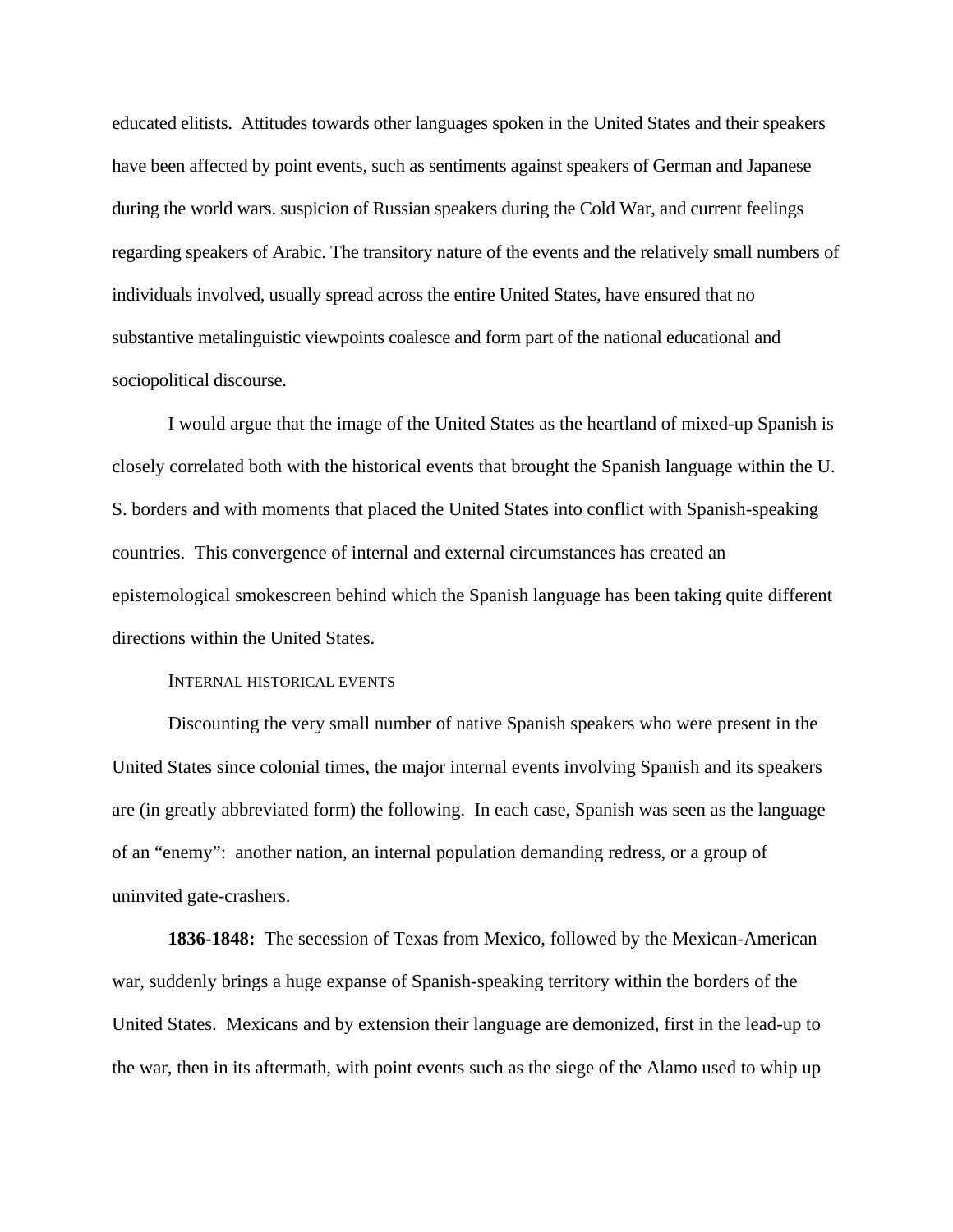educated elitists. Attitudes towards other languages spoken in the United States and their speakers have been affected by point events, such as sentiments against speakers of German and Japanese during the world wars. suspicion of Russian speakers during the Cold War, and current feelings regarding speakers of Arabic. The transitory nature of the events and the relatively small numbers of individuals involved, usually spread across the entire United States, have ensured that no substantive metalinguistic viewpoints coalesce and form part of the national educational and sociopolitical discourse.

I would argue that the image of the United States as the heartland of mixed-up Spanish is closely correlated both with the historical events that brought the Spanish language within the U. S. borders and with moments that placed the United States into conflict with Spanish-speaking countries. This convergence of internal and external circumstances has created an epistemological smokescreen behind which the Spanish language has been taking quite different directions within the United States.

### Internal historical events

Discounting the very small number of native Spanish speakers who were present in the United States since colonial times, the major internal events involving Spanish and its speakers are (in greatly abbreviated form) the following. In each case, Spanish was seen as the language of an "enemy": another nation, an internal population demanding redress, or a group of uninvited gate-crashers.

**1836-1848:** The secession of Texas from Mexico, followed by the Mexican-American war, suddenly brings a huge expanse of Spanish-speaking territory within the borders of the United States. Mexicans and by extension their language are demonized, first in the lead-up to the war, then in its aftermath, with point events such as the siege of the Alamo used to whip up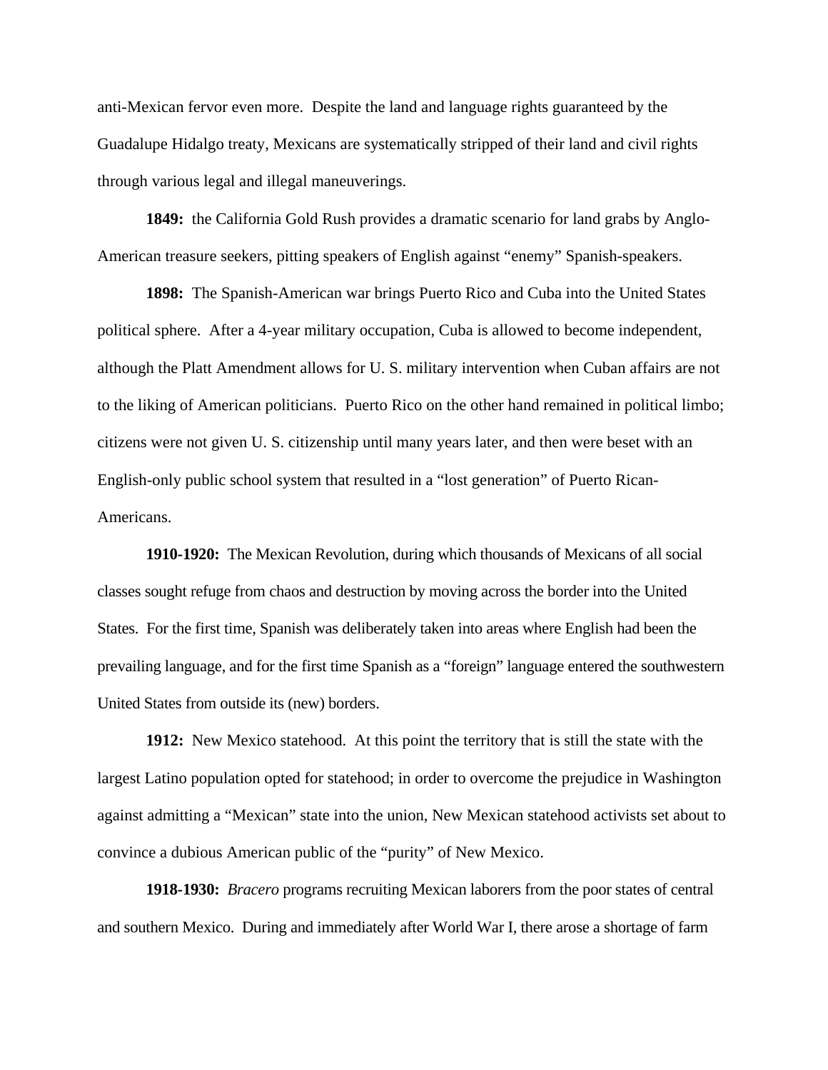anti-Mexican fervor even more. Despite the land and language rights guaranteed by the Guadalupe Hidalgo treaty, Mexicans are systematically stripped of their land and civil rights through various legal and illegal maneuverings.

**1849:** the California Gold Rush provides a dramatic scenario for land grabs by Anglo-American treasure seekers, pitting speakers of English against "enemy" Spanish-speakers.

**1898:** The Spanish-American war brings Puerto Rico and Cuba into the United States political sphere. After a 4-year military occupation, Cuba is allowed to become independent, although the Platt Amendment allows for U. S. military intervention when Cuban affairs are not to the liking of American politicians. Puerto Rico on the other hand remained in political limbo; citizens were not given U. S. citizenship until many years later, and then were beset with an English-only public school system that resulted in a "lost generation" of Puerto Rican-Americans.

**1910-1920:** The Mexican Revolution, during which thousands of Mexicans of all social classes sought refuge from chaos and destruction by moving across the border into the United States. For the first time, Spanish was deliberately taken into areas where English had been the prevailing language, and for the first time Spanish as a "foreign" language entered the southwestern United States from outside its (new) borders.

**1912:** New Mexico statehood. At this point the territory that is still the state with the largest Latino population opted for statehood; in order to overcome the prejudice in Washington against admitting a "Mexican" state into the union, New Mexican statehood activists set about to convince a dubious American public of the "purity" of New Mexico.

**1918-1930:** *Bracero* programs recruiting Mexican laborers from the poor states of central and southern Mexico. During and immediately after World War I, there arose a shortage of farm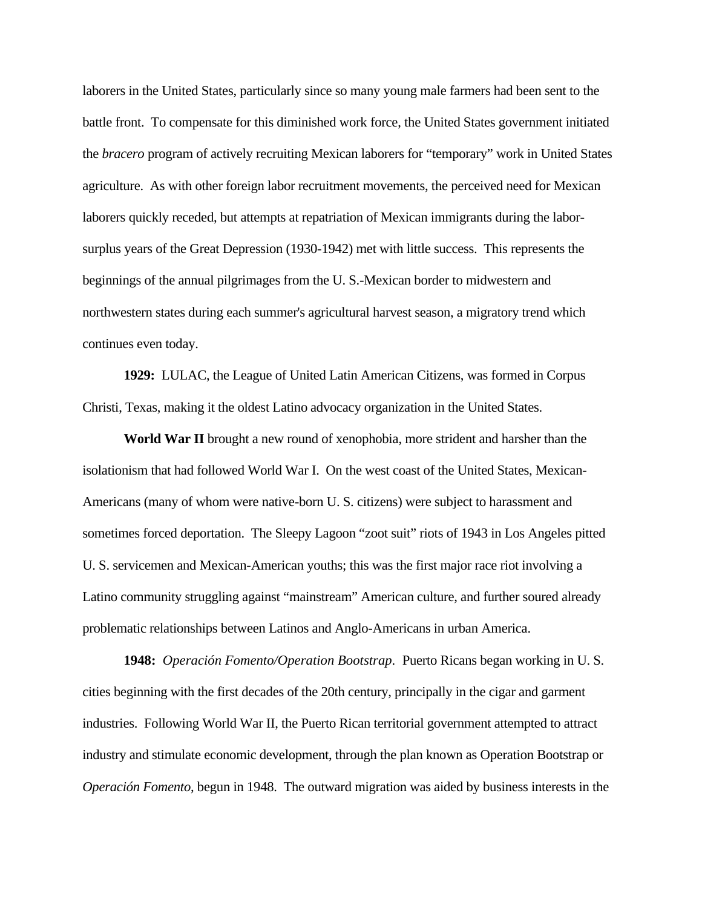laborers in the United States, particularly since so many young male farmers had been sent to the battle front. To compensate for this diminished work force, the United States government initiated the *bracero* program of actively recruiting Mexican laborers for "temporary" work in United States agriculture. As with other foreign labor recruitment movements, the perceived need for Mexican laborers quickly receded, but attempts at repatriation of Mexican immigrants during the labor-surplus years of the Great Depression (1930-1942) met with little success. This represents the beginnings of the annual pilgrimages from the U. S.-Mexican border to midwestern and northwestern states during each summer's agricultural harvest season, a migratory trend which continues even today.

**1929:** LULAC, the League of United Latin American Citizens, was formed in Corpus Christi, Texas, making it the oldest Latino advocacy organization in the United States.

**World War II** brought a new round of xenophobia, more strident and harsher than the isolationism that had followed World War I. On the west coast of the United States, Mexican-Americans (many of whom were native-born U. S. citizens) were subject to harassment and sometimes forced deportation. The Sleepy Lagoon "zoot suit" riots of 1943 in Los Angeles pitted U. S. servicemen and Mexican-American youths; this was the first major race riot involving a Latino community struggling against "mainstream" American culture, and further soured already problematic relationships between Latinos and Anglo-Americans in urban America.

**1948:** *Operación Fomento/Operation Bootstrap*. Puerto Ricans began working in U. S. cities beginning with the first decades of the 20th century, principally in the cigar and garment industries. Following World War II, the Puerto Rican territorial government attempted to attract industry and stimulate economic development, through the plan known as Operation Bootstrap or *Operación Fomento*, begun in 1948. The outward migration was aided by business interests in the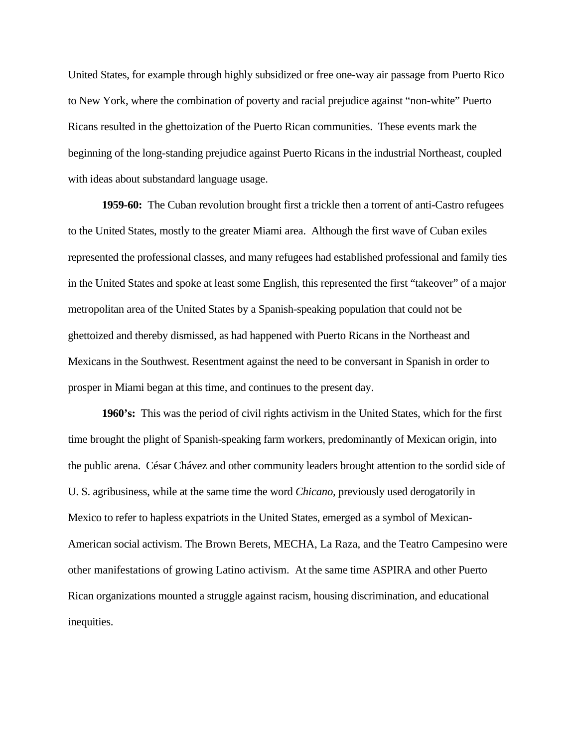United States, for example through highly subsidized or free one-way air passage from Puerto Rico to New York, where the combination of poverty and racial prejudice against "non-white" Puerto Ricans resulted in the ghettoization of the Puerto Rican communities. These events mark the beginning of the long-standing prejudice against Puerto Ricans in the industrial Northeast, coupled with ideas about substandard language usage.

**1959-60:** The Cuban revolution brought first a trickle then a torrent of anti-Castro refugees to the United States, mostly to the greater Miami area. Although the first wave of Cuban exiles represented the professional classes, and many refugees had established professional and family ties in the United States and spoke at least some English, this represented the first "takeover" of a major metropolitan area of the United States by a Spanish-speaking population that could not be ghettoized and thereby dismissed, as had happened with Puerto Ricans in the Northeast and Mexicans in the Southwest. Resentment against the need to be conversant in Spanish in order to prosper in Miami began at this time, and continues to the present day.

**1960's:** This was the period of civil rights activism in the United States, which for the first time brought the plight of Spanish-speaking farm workers, predominantly of Mexican origin, into the public arena. César Chávez and other community leaders brought attention to the sordid side of U. S. agribusiness, while at the same time the word *Chicano*, previously used derogatorily in Mexico to refer to hapless expatriots in the United States, emerged as a symbol of Mexican-American social activism. The Brown Berets, MECHA, La Raza, and the Teatro Campesino were other manifestations of growing Latino activism. At the same time ASPIRA and other Puerto Rican organizations mounted a struggle against racism, housing discrimination, and educational inequities.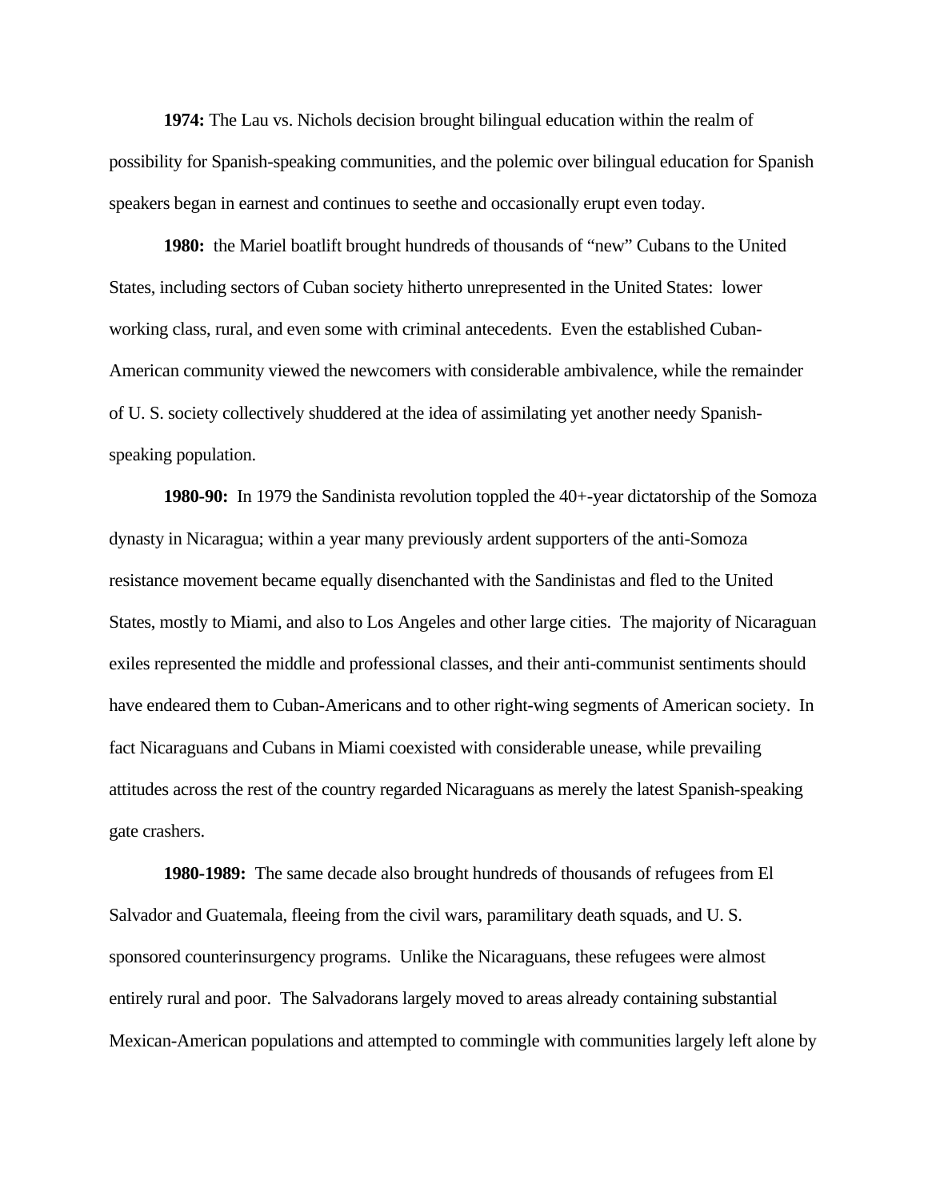**1974:** The Lau vs. Nichols decision brought bilingual education within the realm of possibility for Spanish-speaking communities, and the polemic over bilingual education for Spanish speakers began in earnest and continues to seethe and occasionally erupt even today.

**1980:** the Mariel boatlift brought hundreds of thousands of "new" Cubans to the United States, including sectors of Cuban society hitherto unrepresented in the United States: lower working class, rural, and even some with criminal antecedents. Even the established Cuban-American community viewed the newcomers with considerable ambivalence, while the remainder of U. S. society collectively shuddered at the idea of assimilating yet another needy Spanish-speaking population.

**1980-90:** In 1979 the Sandinista revolution toppled the 40+-year dictatorship of the Somoza dynasty in Nicaragua; within a year many previously ardent supporters of the anti-Somoza resistance movement became equally disenchanted with the Sandinistas and fled to the United States, mostly to Miami, and also to Los Angeles and other large cities. The majority of Nicaraguan exiles represented the middle and professional classes, and their anti-communist sentiments should have endeared them to Cuban-Americans and to other right-wing segments of American society. In fact Nicaraguans and Cubans in Miami coexisted with considerable unease, while prevailing attitudes across the rest of the country regarded Nicaraguans as merely the latest Spanish-speaking gate crashers.

**1980-1989:** The same decade also brought hundreds of thousands of refugees from El Salvador and Guatemala, fleeing from the civil wars, paramilitary death squads, and U. S. sponsored counterinsurgency programs. Unlike the Nicaraguans, these refugees were almost entirely rural and poor. The Salvadorans largely moved to areas already containing substantial Mexican-American populations and attempted to commingle with communities largely left alone by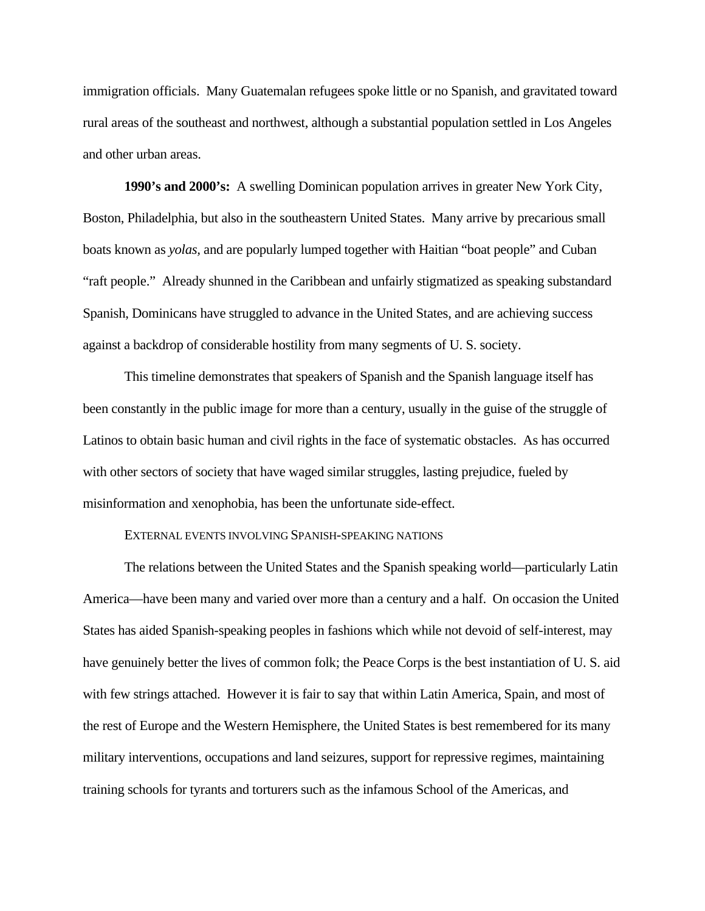immigration officials. Many Guatemalan refugees spoke little or no Spanish, and gravitated toward rural areas of the southeast and northwest, although a substantial population settled in Los Angeles and other urban areas.

**1990's and 2000's:** A swelling Dominican population arrives in greater New York City, Boston, Philadelphia, but also in the southeastern United States. Many arrive by precarious small boats known as *yolas*, and are popularly lumped together with Haitian "boat people" and Cuban "raft people." Already shunned in the Caribbean and unfairly stigmatized as speaking substandard Spanish, Dominicans have struggled to advance in the United States, and are achieving success against a backdrop of considerable hostility from many segments of U. S. society.

This timeline demonstrates that speakers of Spanish and the Spanish language itself has been constantly in the public image for more than a century, usually in the guise of the struggle of Latinos to obtain basic human and civil rights in the face of systematic obstacles. As has occurred with other sectors of society that have waged similar struggles, lasting prejudice, fueled by misinformation and xenophobia, has been the unfortunate side-effect.

EXTERNAL EVENTS INVOLVING SPANISH-SPEAKING NATIONS

The relations between the United States and the Spanish speaking world—particularly Latin America—have been many and varied over more than a century and a half. On occasion the United States has aided Spanish-speaking peoples in fashions which while not devoid of self-interest, may have genuinely better the lives of common folk; the Peace Corps is the best instantiation of U. S. aid with few strings attached. However it is fair to say that within Latin America, Spain, and most of the rest of Europe and the Western Hemisphere, the United States is best remembered for its many military interventions, occupations and land seizures, support for repressive regimes, maintaining training schools for tyrants and torturers such as the infamous School of the Americas, and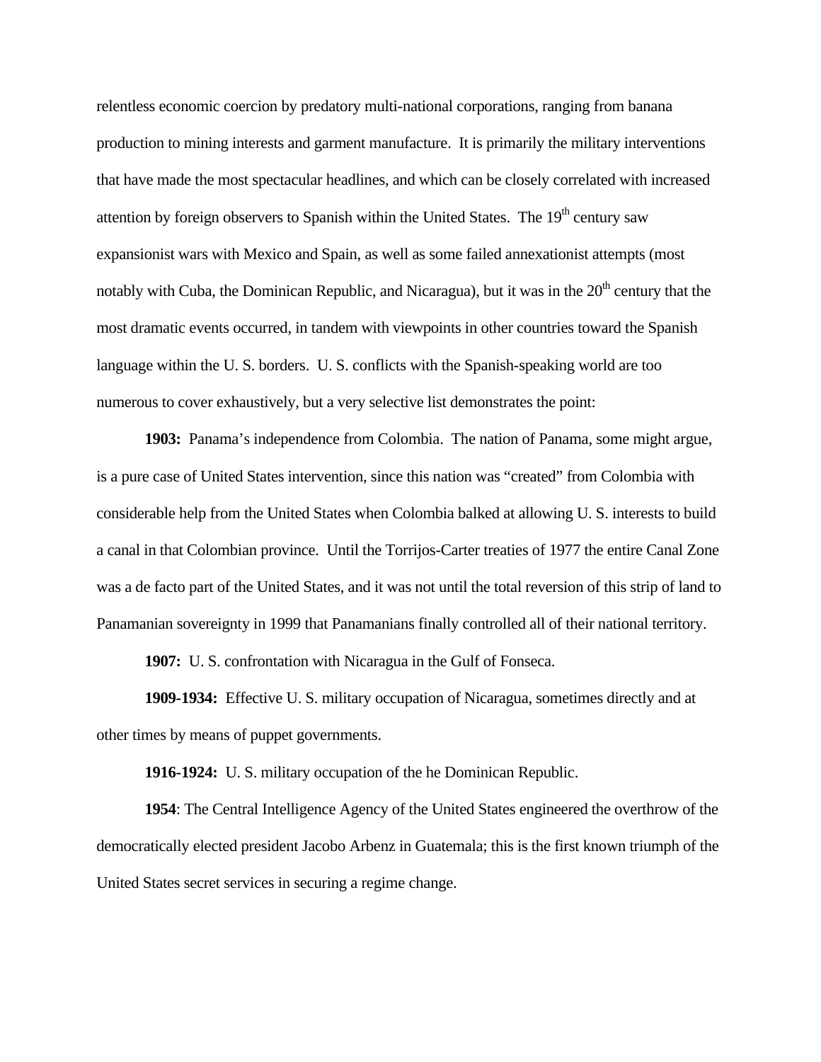relentless economic coercion by predatory multi-national corporations, ranging from banana production to mining interests and garment manufacture. It is primarily the military interventions that have made the most spectacular headlines, and which can be closely correlated with increased attention by foreign observers to Spanish within the United States. The 19th century saw expansionist wars with Mexico and Spain, as well as some failed annexationist attempts (most notably with Cuba, the Dominican Republic, and Nicaragua), but it was in the 20th century that the most dramatic events occurred, in tandem with viewpoints in other countries toward the Spanish language within the U. S. borders. U. S. conflicts with the Spanish-speaking world are too numerous to cover exhaustively, but a very selective list demonstrates the point:

**1903:** Panama's independence from Colombia. The nation of Panama, some might argue, is a pure case of United States intervention, since this nation was "created" from Colombia with considerable help from the United States when Colombia balked at allowing U. S. interests to build a canal in that Colombian province. Until the Torrijos-Carter treaties of 1977 the entire Canal Zone was a de facto part of the United States, and it was not until the total reversion of this strip of land to Panamanian sovereignty in 1999 that Panamanians finally controlled all of their national territory.

**1907:** U. S. confrontation with Nicaragua in the Gulf of Fonseca.

**1909-1934:** Effective U. S. military occupation of Nicaragua, sometimes directly and at other times by means of puppet governments.

**1916-1924:** U. S. military occupation of the he Dominican Republic.

**1954**: The Central Intelligence Agency of the United States engineered the overthrow of the democratically elected president Jacobo Arbenz in Guatemala; this is the first known triumph of the United States secret services in securing a regime change.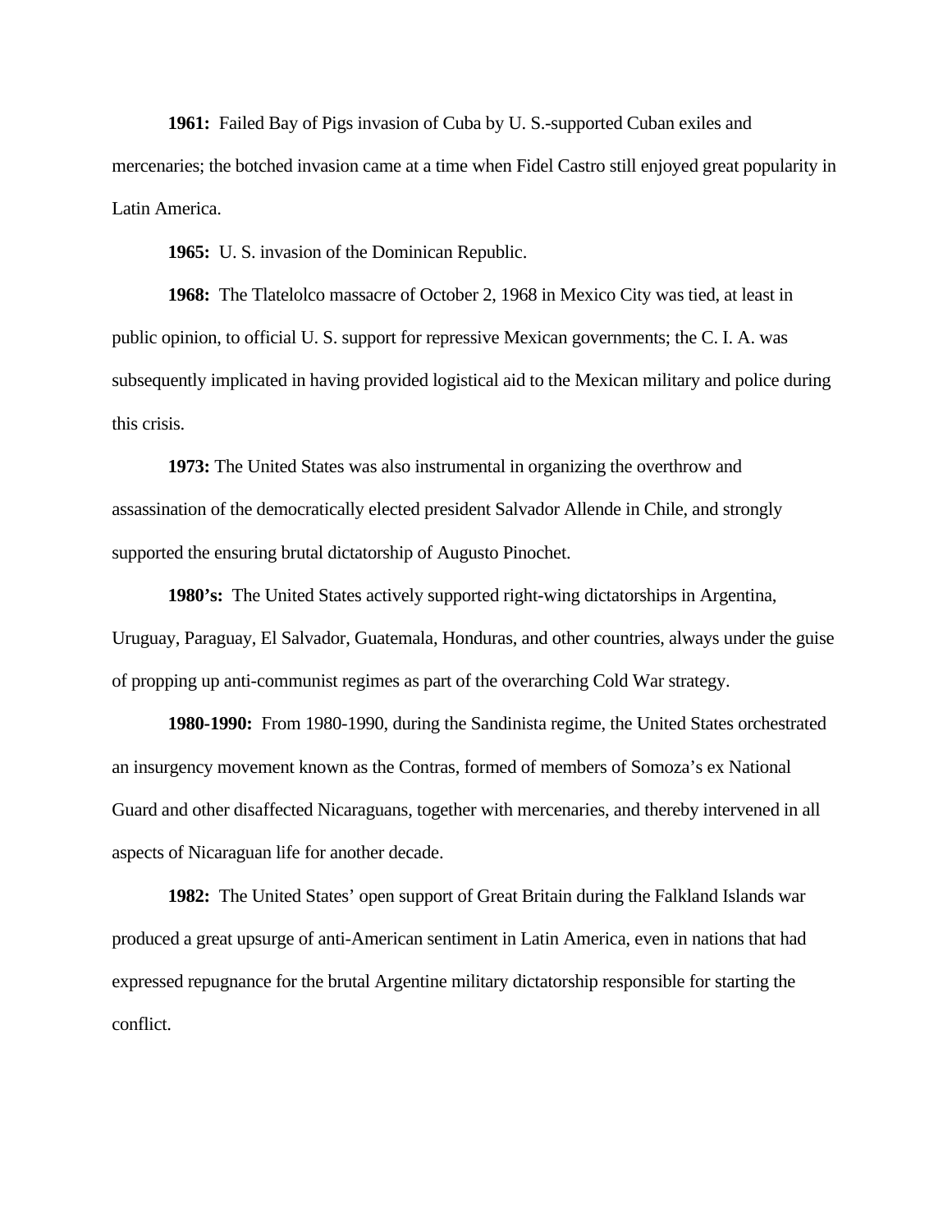**1961:** Failed Bay of Pigs invasion of Cuba by U. S.-supported Cuban exiles and mercenaries; the botched invasion came at a time when Fidel Castro still enjoyed great popularity in Latin America.

**1965:** U. S. invasion of the Dominican Republic.

**1968:** The Tlatelolco massacre of October 2, 1968 in Mexico City was tied, at least in public opinion, to official U. S. support for repressive Mexican governments; the C. I. A. was subsequently implicated in having provided logistical aid to the Mexican military and police during this crisis.

**1973:** The United States was also instrumental in organizing the overthrow and assassination of the democratically elected president Salvador Allende in Chile, and strongly supported the ensuring brutal dictatorship of Augusto Pinochet.

**1980's:** The United States actively supported right-wing dictatorships in Argentina, Uruguay, Paraguay, El Salvador, Guatemala, Honduras, and other countries, always under the guise of propping up anti-communist regimes as part of the overarching Cold War strategy.

**1980-1990:** From 1980-1990, during the Sandinista regime, the United States orchestrated an insurgency movement known as the Contras, formed of members of Somoza's ex National Guard and other disaffected Nicaraguans, together with mercenaries, and thereby intervened in all aspects of Nicaraguan life for another decade.

**1982:** The United States' open support of Great Britain during the Falkland Islands war produced a great upsurge of anti-American sentiment in Latin America, even in nations that had expressed repugnance for the brutal Argentine military dictatorship responsible for starting the conflict.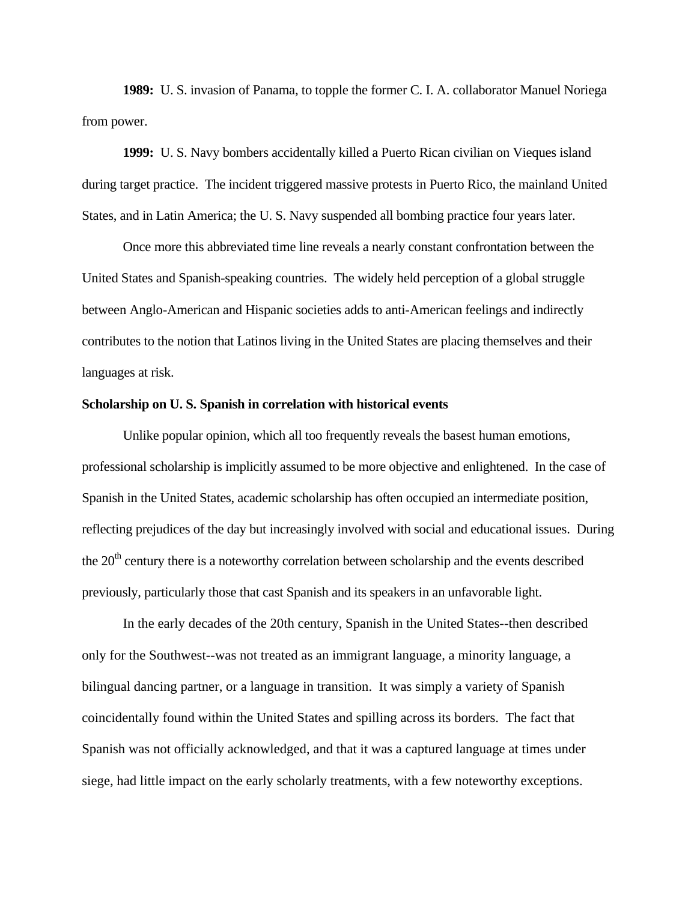**1989:** U. S. invasion of Panama, to topple the former C. I. A. collaborator Manuel Noriega from power.

**1999:** U. S. Navy bombers accidentally killed a Puerto Rican civilian on Vieques island during target practice. The incident triggered massive protests in Puerto Rico, the mainland United States, and in Latin America; the U. S. Navy suspended all bombing practice four years later.

Once more this abbreviated time line reveals a nearly constant confrontation between the United States and Spanish-speaking countries. The widely held perception of a global struggle between Anglo-American and Hispanic societies adds to anti-American feelings and indirectly contributes to the notion that Latinos living in the United States are placing themselves and their languages at risk.

**Scholarship on U. S. Spanish in correlation with historical events**

Unlike popular opinion, which all too frequently reveals the basest human emotions, professional scholarship is implicitly assumed to be more objective and enlightened. In the case of Spanish in the United States, academic scholarship has often occupied an intermediate position, reflecting prejudices of the day but increasingly involved with social and educational issues. During the 20th century there is a noteworthy correlation between scholarship and the events described previously, particularly those that cast Spanish and its speakers in an unfavorable light.

In the early decades of the 20th century, Spanish in the United States--then described only for the Southwest--was not treated as an immigrant language, a minority language, a bilingual dancing partner, or a language in transition. It was simply a variety of Spanish coincidentally found within the United States and spilling across its borders. The fact that Spanish was not officially acknowledged, and that it was a captured language at times under siege, had little impact on the early scholarly treatments, with a few noteworthy exceptions.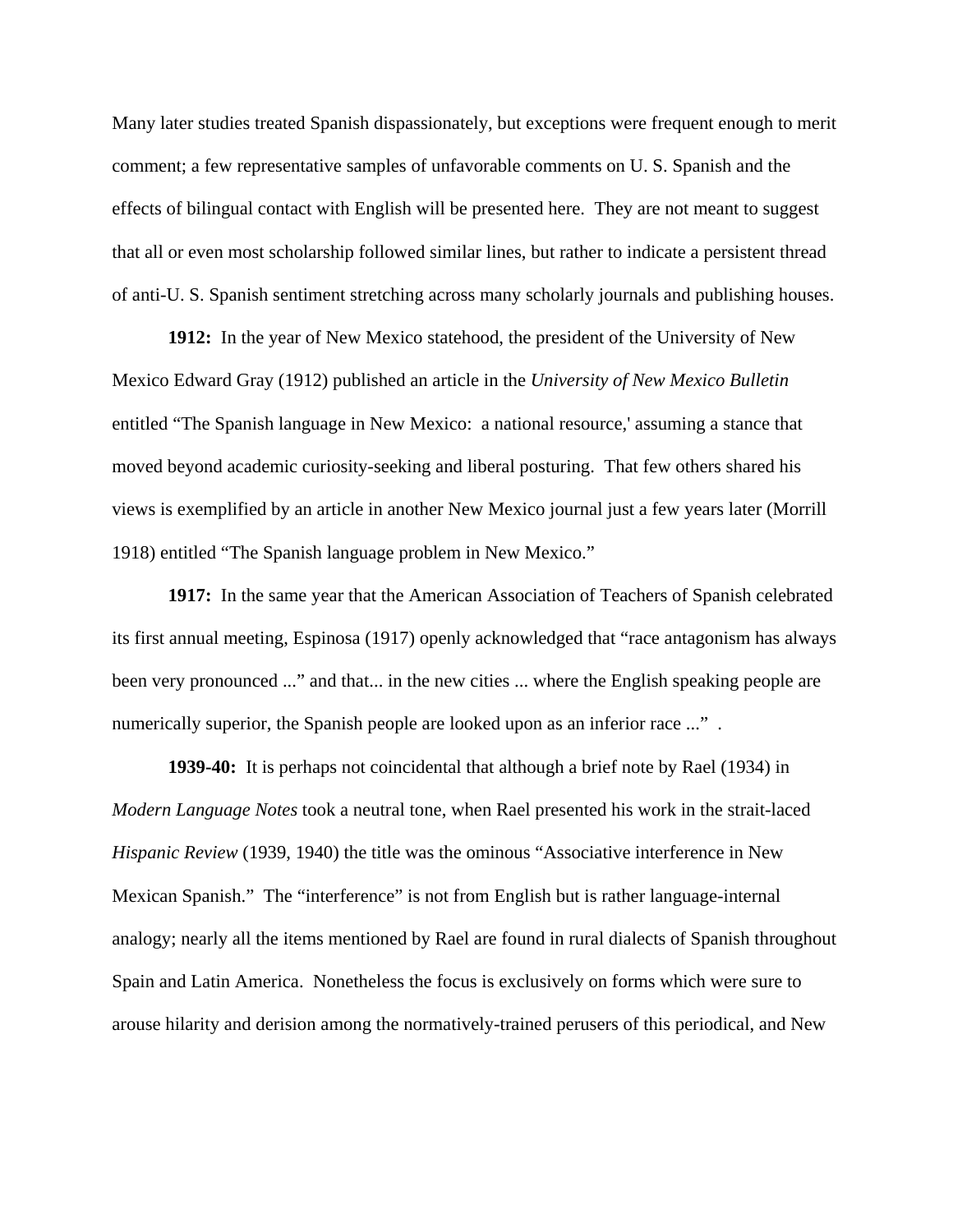Many later studies treated Spanish dispassionately, but exceptions were frequent enough to merit comment; a few representative samples of unfavorable comments on U. S. Spanish and the effects of bilingual contact with English will be presented here. They are not meant to suggest that all or even most scholarship followed similar lines, but rather to indicate a persistent thread of anti-U. S. Spanish sentiment stretching across many scholarly journals and publishing houses.

**1912:** In the year of New Mexico statehood, the president of the University of New Mexico Edward Gray (1912) published an article in the *University of New Mexico Bulletin* entitled “The Spanish language in New Mexico: a national resource,' assuming a stance that moved beyond academic curiosity-seeking and liberal posturing. That few others shared his views is exemplified by an article in another New Mexico journal just a few years later (Morrill 1918) entitled “The Spanish language problem in New Mexico.”

**1917:** In the same year that the American Association of Teachers of Spanish celebrated its first annual meeting, Espinosa (1917) openly acknowledged that “race antagonism has always been very pronounced ...” and that... in the new cities ... where the English speaking people are numerically superior, the Spanish people are looked upon as an inferior race ...” .

**1939-40:** It is perhaps not coincidental that although a brief note by Rael (1934) in *Modern Language Notes* took a neutral tone, when Rael presented his work in the strait-laced *Hispanic Review* (1939, 1940) the title was the ominous “Associative interference in New Mexican Spanish.” The “interference” is not from English but is rather language-internal analogy; nearly all the items mentioned by Rael are found in rural dialects of Spanish throughout Spain and Latin America. Nonetheless the focus is exclusively on forms which were sure to arouse hilarity and derision among the normatively-trained perusers of this periodical, and New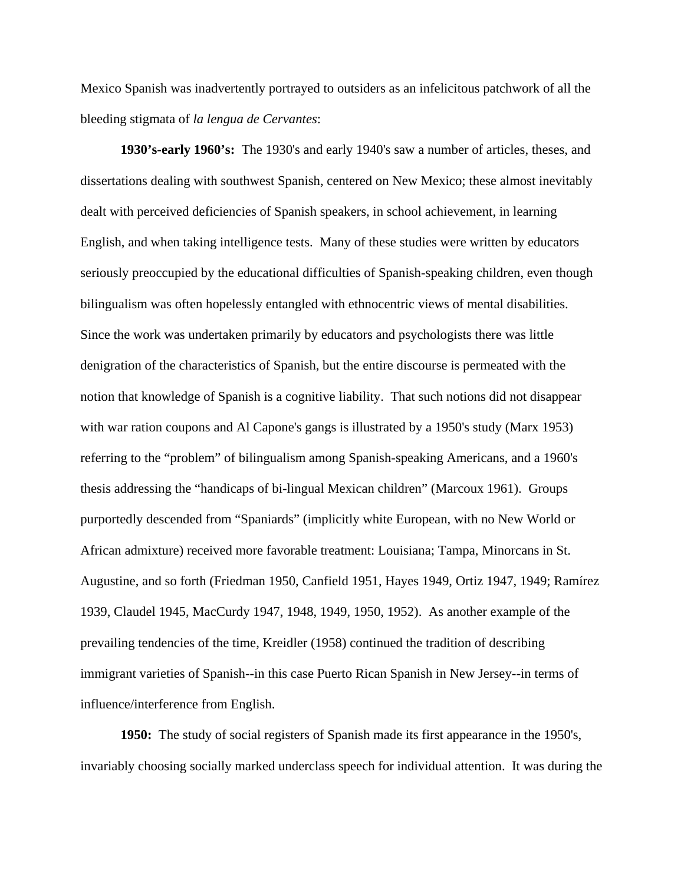Mexico Spanish was inadvertently portrayed to outsiders as an infelicitous patchwork of all the bleeding stigmata of *la lengua de Cervantes*:

**1930's-early 1960's:** The 1930's and early 1940's saw a number of articles, theses, and dissertations dealing with southwest Spanish, centered on New Mexico; these almost inevitably dealt with perceived deficiencies of Spanish speakers, in school achievement, in learning English, and when taking intelligence tests. Many of these studies were written by educators seriously preoccupied by the educational difficulties of Spanish-speaking children, even though bilingualism was often hopelessly entangled with ethnocentric views of mental disabilities. Since the work was undertaken primarily by educators and psychologists there was little denigration of the characteristics of Spanish, but the entire discourse is permeated with the notion that knowledge of Spanish is a cognitive liability. That such notions did not disappear with war ration coupons and Al Capone's gangs is illustrated by a 1950's study (Marx 1953) referring to the "problem" of bilingualism among Spanish-speaking Americans, and a 1960's thesis addressing the "handicaps of bi-lingual Mexican children" (Marcoux 1961). Groups purportedly descended from "Spaniards" (implicitly white European, with no New World or African admixture) received more favorable treatment: Louisiana; Tampa, Minorcans in St. Augustine, and so forth (Friedman 1950, Canfield 1951, Hayes 1949, Ortiz 1947, 1949; Ramírez 1939, Claudel 1945, MacCurdy 1947, 1948, 1949, 1950, 1952). As another example of the prevailing tendencies of the time, Kreidler (1958) continued the tradition of describing immigrant varieties of Spanish--in this case Puerto Rican Spanish in New Jersey--in terms of influence/interference from English.

**1950:** The study of social registers of Spanish made its first appearance in the 1950's, invariably choosing socially marked underclass speech for individual attention. It was during the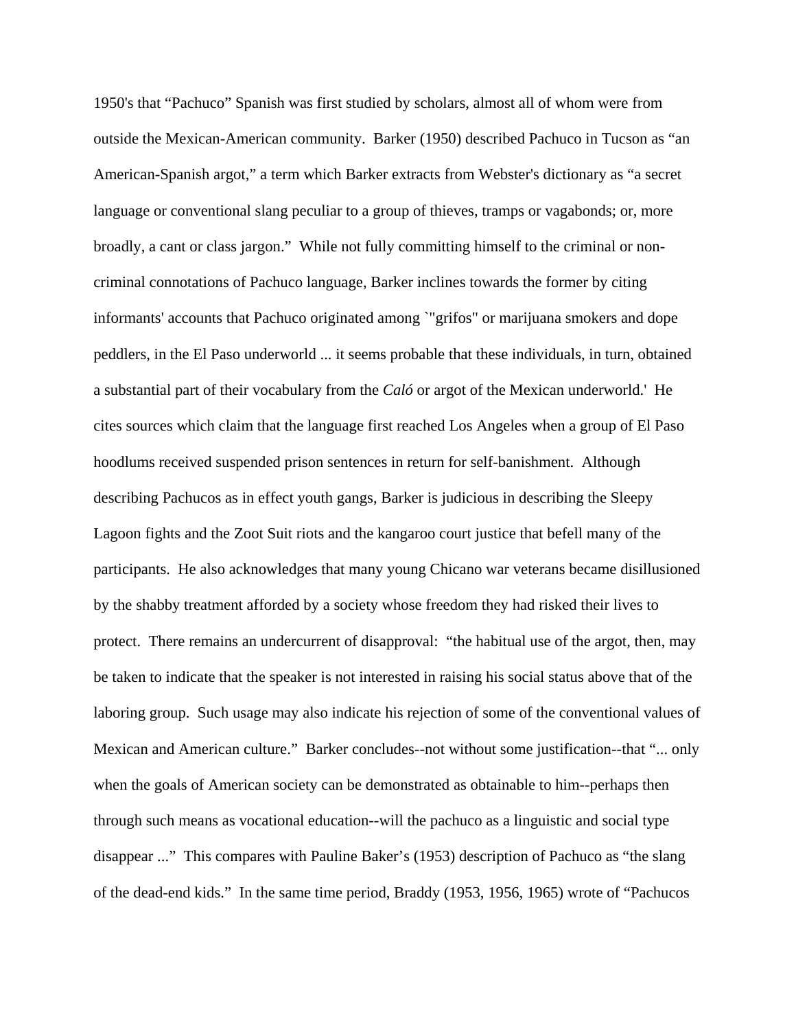1950's that "Pachuco" Spanish was first studied by scholars, almost all of whom were from outside the Mexican-American community. Barker (1950) described Pachuco in Tucson as "an American-Spanish argot," a term which Barker extracts from Webster's dictionary as "a secret language or conventional slang peculiar to a group of thieves, tramps or vagabonds; or, more broadly, a cant or class jargon." While not fully committing himself to the criminal or non-criminal connotations of Pachuco language, Barker inclines towards the former by citing informants' accounts that Pachuco originated among `"grifos" or marijuana smokers and dope peddlers, in the El Paso underworld ... it seems probable that these individuals, in turn, obtained a substantial part of their vocabulary from the *Caló* or argot of the Mexican underworld.' He cites sources which claim that the language first reached Los Angeles when a group of El Paso hoodlums received suspended prison sentences in return for self-banishment. Although describing Pachucos as in effect youth gangs, Barker is judicious in describing the Sleepy Lagoon fights and the Zoot Suit riots and the kangaroo court justice that befell many of the participants. He also acknowledges that many young Chicano war veterans became disillusioned by the shabby treatment afforded by a society whose freedom they had risked their lives to protect. There remains an undercurrent of disapproval: "the habitual use of the argot, then, may be taken to indicate that the speaker is not interested in raising his social status above that of the laboring group. Such usage may also indicate his rejection of some of the conventional values of Mexican and American culture." Barker concludes--not without some justification--that "... only when the goals of American society can be demonstrated as obtainable to him--perhaps then through such means as vocational education--will the pachuco as a linguistic and social type disappear ..." This compares with Pauline Baker's (1953) description of Pachuco as "the slang of the dead-end kids." In the same time period, Braddy (1953, 1956, 1965) wrote of "Pachucos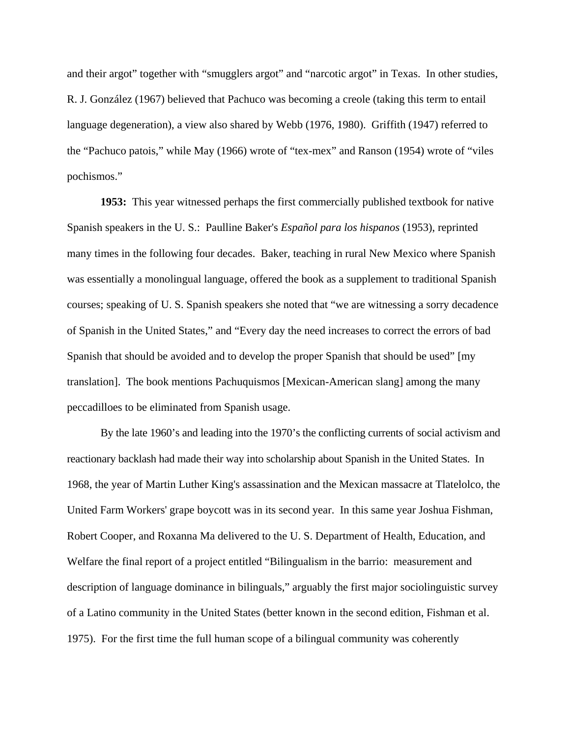and their argot" together with "smugglers argot" and "narcotic argot" in Texas. In other studies, R. J. González (1967) believed that Pachuco was becoming a creole (taking this term to entail language degeneration), a view also shared by Webb (1976, 1980). Griffith (1947) referred to the "Pachuco patois," while May (1966) wrote of "tex-mex" and Ranson (1954) wrote of "viles pochismos."

**1953:** This year witnessed perhaps the first commercially published textbook for native Spanish speakers in the U. S.: Paulline Baker's *Español para los hispanos* (1953), reprinted many times in the following four decades. Baker, teaching in rural New Mexico where Spanish was essentially a monolingual language, offered the book as a supplement to traditional Spanish courses; speaking of U. S. Spanish speakers she noted that "we are witnessing a sorry decadence of Spanish in the United States," and "Every day the need increases to correct the errors of bad Spanish that should be avoided and to develop the proper Spanish that should be used" [my translation]. The book mentions Pachuquismos [Mexican-American slang] among the many peccadilloes to be eliminated from Spanish usage.

By the late 1960's and leading into the 1970's the conflicting currents of social activism and reactionary backlash had made their way into scholarship about Spanish in the United States. In 1968, the year of Martin Luther King's assassination and the Mexican massacre at Tlatelolco, the United Farm Workers' grape boycott was in its second year. In this same year Joshua Fishman, Robert Cooper, and Roxanna Ma delivered to the U. S. Department of Health, Education, and Welfare the final report of a project entitled "Bilingualism in the barrio: measurement and description of language dominance in bilinguals," arguably the first major sociolinguistic survey of a Latino community in the United States (better known in the second edition, Fishman et al. 1975). For the first time the full human scope of a bilingual community was coherently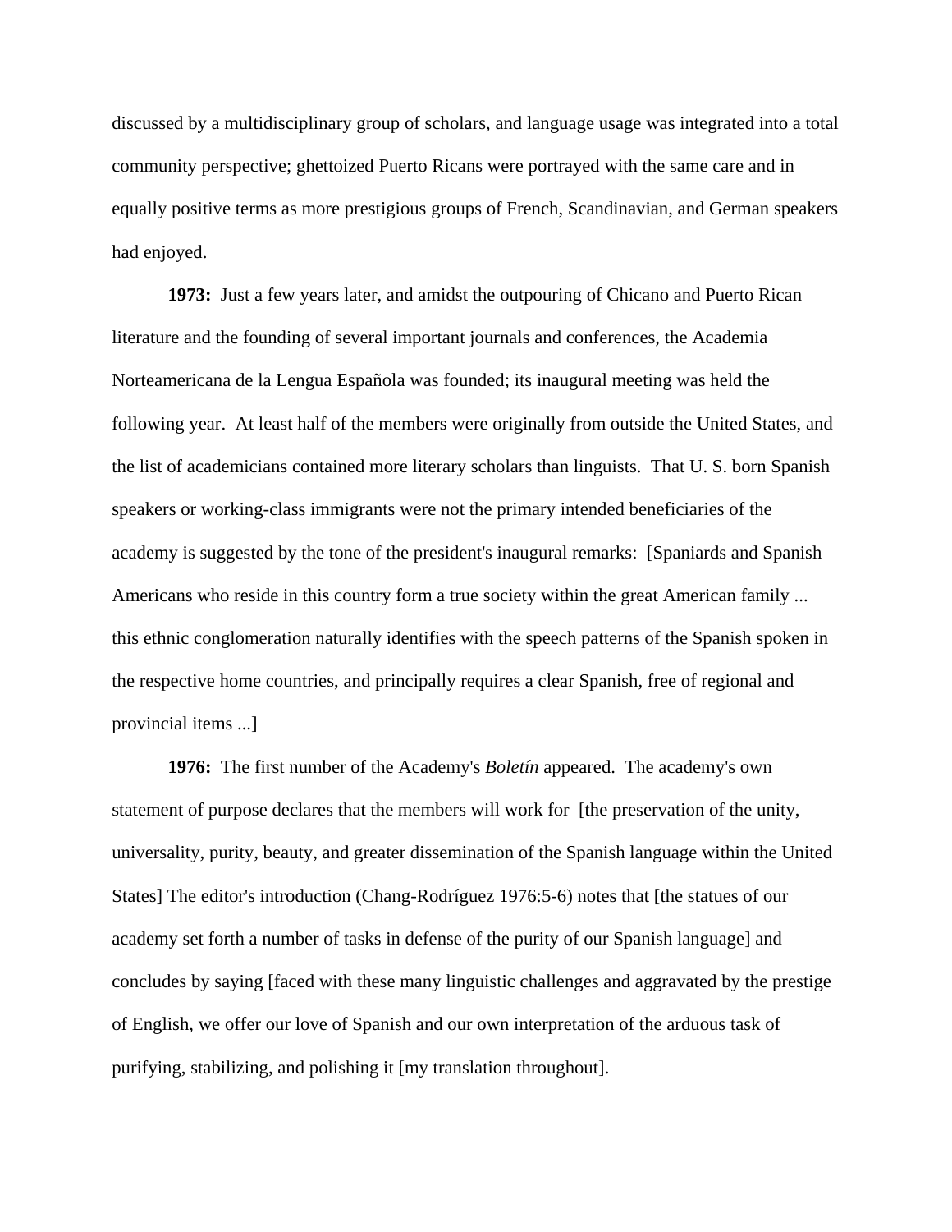discussed by a multidisciplinary group of scholars, and language usage was integrated into a total community perspective; ghettoized Puerto Ricans were portrayed with the same care and in equally positive terms as more prestigious groups of French, Scandinavian, and German speakers had enjoyed.

**1973:** Just a few years later, and amidst the outpouring of Chicano and Puerto Rican literature and the founding of several important journals and conferences, the Academia Norteamericana de la Lengua Española was founded; its inaugural meeting was held the following year. At least half of the members were originally from outside the United States, and the list of academicians contained more literary scholars than linguists. That U. S. born Spanish speakers or working-class immigrants were not the primary intended beneficiaries of the academy is suggested by the tone of the president's inaugural remarks: [Spaniards and Spanish Americans who reside in this country form a true society within the great American family ... this ethnic conglomeration naturally identifies with the speech patterns of the Spanish spoken in the respective home countries, and principally requires a clear Spanish, free of regional and provincial items ...]

**1976:** The first number of the Academy's *Boletín* appeared. The academy's own statement of purpose declares that the members will work for [the preservation of the unity, universality, purity, beauty, and greater dissemination of the Spanish language within the United States] The editor's introduction (Chang-Rodríguez 1976:5-6) notes that [the statues of our academy set forth a number of tasks in defense of the purity of our Spanish language] and concludes by saying [faced with these many linguistic challenges and aggravated by the prestige of English, we offer our love of Spanish and our own interpretation of the arduous task of purifying, stabilizing, and polishing it [my translation throughout].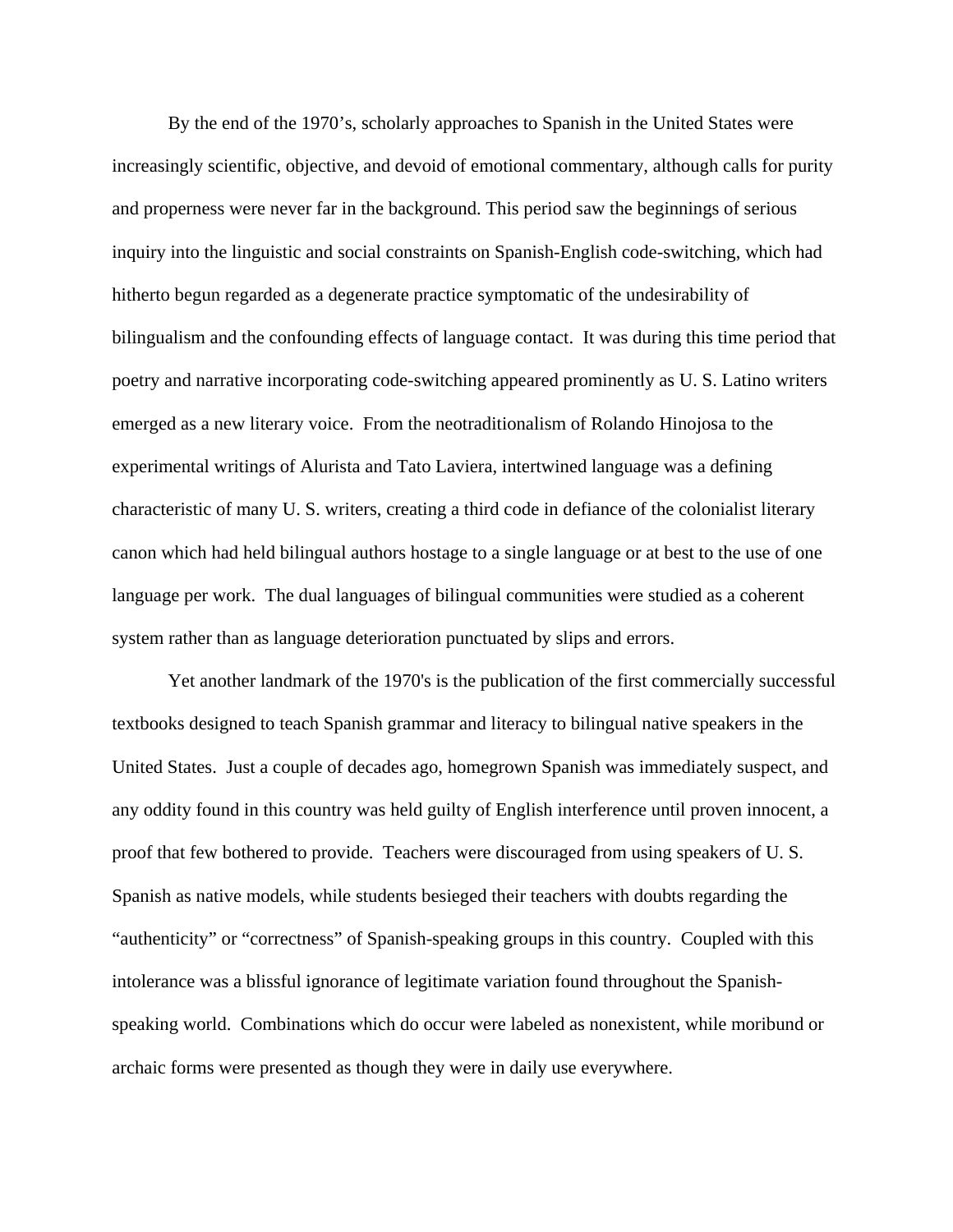By the end of the 1970's, scholarly approaches to Spanish in the United States were increasingly scientific, objective, and devoid of emotional commentary, although calls for purity and properness were never far in the background. This period saw the beginnings of serious inquiry into the linguistic and social constraints on Spanish-English code-switching, which had hitherto begun regarded as a degenerate practice symptomatic of the undesirability of bilingualism and the confounding effects of language contact. It was during this time period that poetry and narrative incorporating code-switching appeared prominently as U. S. Latino writers emerged as a new literary voice. From the neotraditionalism of Rolando Hinojosa to the experimental writings of Alurista and Tato Laviera, intertwined language was a defining characteristic of many U. S. writers, creating a third code in defiance of the colonialist literary canon which had held bilingual authors hostage to a single language or at best to the use of one language per work. The dual languages of bilingual communities were studied as a coherent system rather than as language deterioration punctuated by slips and errors.

Yet another landmark of the 1970's is the publication of the first commercially successful textbooks designed to teach Spanish grammar and literacy to bilingual native speakers in the United States. Just a couple of decades ago, homegrown Spanish was immediately suspect, and any oddity found in this country was held guilty of English interference until proven innocent, a proof that few bothered to provide. Teachers were discouraged from using speakers of U. S. Spanish as native models, while students besieged their teachers with doubts regarding the "authenticity" or "correctness" of Spanish-speaking groups in this country. Coupled with this intolerance was a blissful ignorance of legitimate variation found throughout the Spanish-speaking world. Combinations which do occur were labeled as nonexistent, while moribund or archaic forms were presented as though they were in daily use everywhere.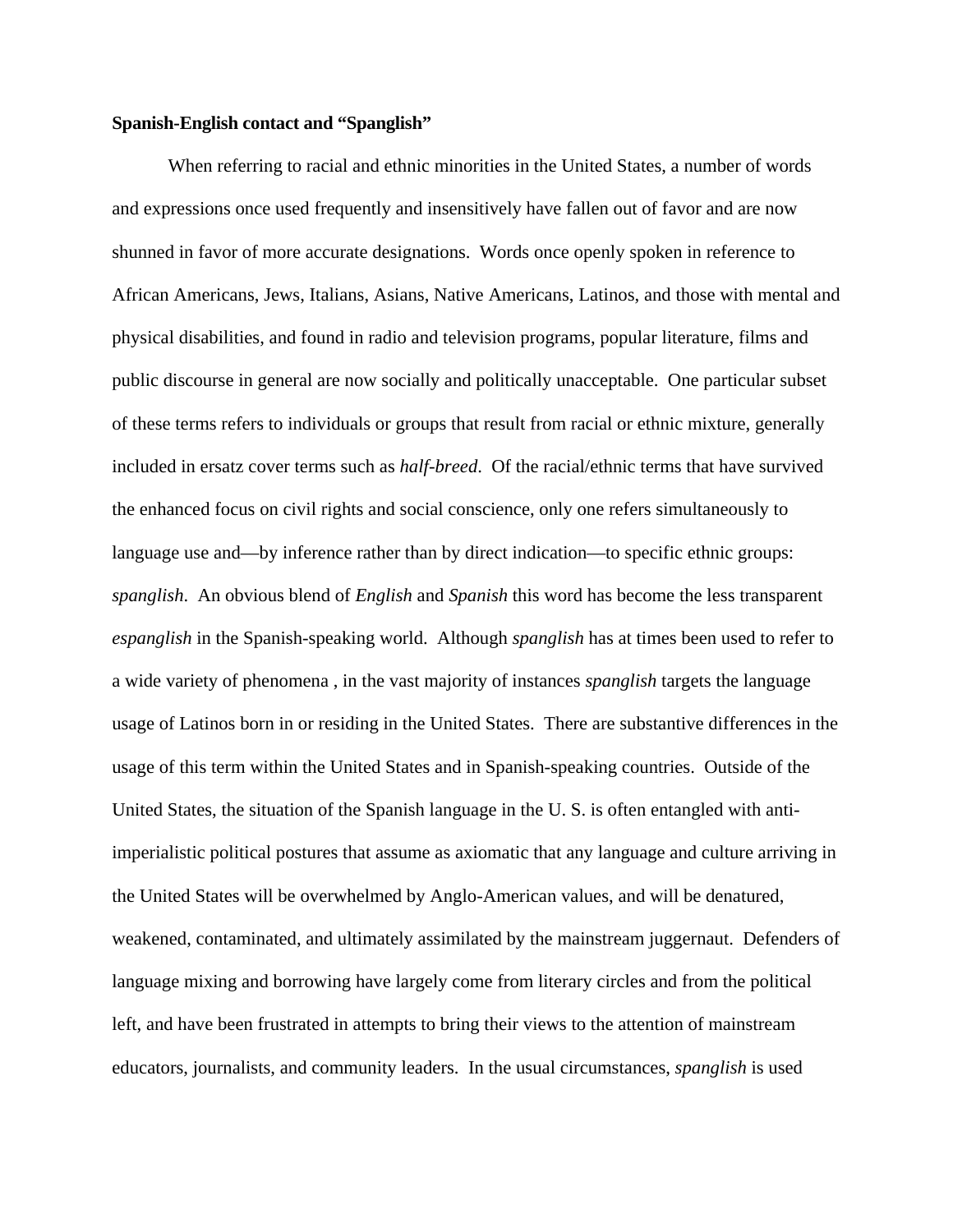**Spanish-English contact and "Spanglish"**

When referring to racial and ethnic minorities in the United States, a number of words and expressions once used frequently and insensitively have fallen out of favor and are now shunned in favor of more accurate designations. Words once openly spoken in reference to African Americans, Jews, Italians, Asians, Native Americans, Latinos, and those with mental and physical disabilities, and found in radio and television programs, popular literature, films and public discourse in general are now socially and politically unacceptable. One particular subset of these terms refers to individuals or groups that result from racial or ethnic mixture, generally included in ersatz cover terms such as *half-breed*. Of the racial/ethnic terms that have survived the enhanced focus on civil rights and social conscience, only one refers simultaneously to language use and—by inference rather than by direct indication—to specific ethnic groups: *spanglish*. An obvious blend of *English* and *Spanish* this word has become the less transparent *espanglish* in the Spanish-speaking world. Although *spanglish* has at times been used to refer to a wide variety of phenomena , in the vast majority of instances *spanglish* targets the language usage of Latinos born in or residing in the United States. There are substantive differences in the usage of this term within the United States and in Spanish-speaking countries. Outside of the United States, the situation of the Spanish language in the U. S. is often entangled with anti-imperialistic political postures that assume as axiomatic that any language and culture arriving in the United States will be overwhelmed by Anglo-American values, and will be denatured, weakened, contaminated, and ultimately assimilated by the mainstream juggernaut. Defenders of language mixing and borrowing have largely come from literary circles and from the political left, and have been frustrated in attempts to bring their views to the attention of mainstream educators, journalists, and community leaders. In the usual circumstances, *spanglish* is used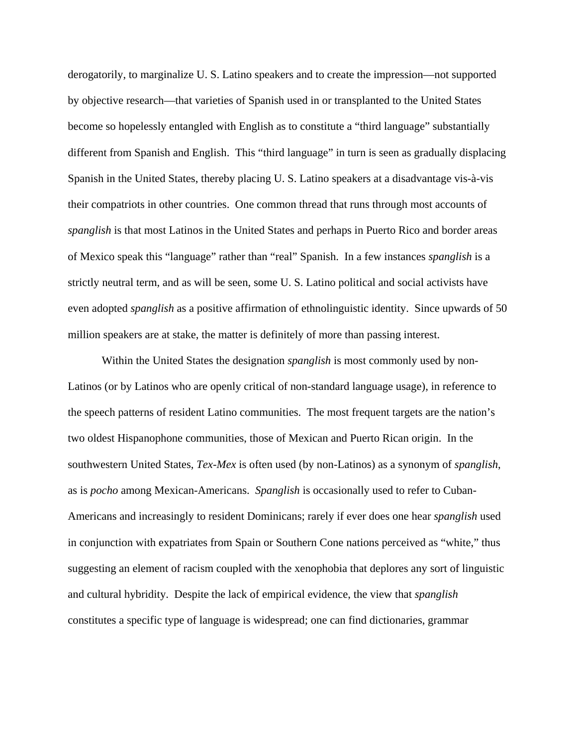derogatorily, to marginalize U. S. Latino speakers and to create the impression—not supported by objective research—that varieties of Spanish used in or transplanted to the United States become so hopelessly entangled with English as to constitute a "third language" substantially different from Spanish and English. This "third language" in turn is seen as gradually displacing Spanish in the United States, thereby placing U. S. Latino speakers at a disadvantage vis-à-vis their compatriots in other countries. One common thread that runs through most accounts of *spanglish* is that most Latinos in the United States and perhaps in Puerto Rico and border areas of Mexico speak this "language" rather than "real" Spanish. In a few instances *spanglish* is a strictly neutral term, and as will be seen, some U. S. Latino political and social activists have even adopted *spanglish* as a positive affirmation of ethnolinguistic identity. Since upwards of 50 million speakers are at stake, the matter is definitely of more than passing interest.

Within the United States the designation *spanglish* is most commonly used by non-Latinos (or by Latinos who are openly critical of non-standard language usage), in reference to the speech patterns of resident Latino communities. The most frequent targets are the nation's two oldest Hispanophone communities, those of Mexican and Puerto Rican origin. In the southwestern United States, *Tex-Mex* is often used (by non-Latinos) as a synonym of *spanglish*, as is *pocho* among Mexican-Americans. *Spanglish* is occasionally used to refer to Cuban-Americans and increasingly to resident Dominicans; rarely if ever does one hear *spanglish* used in conjunction with expatriates from Spain or Southern Cone nations perceived as "white," thus suggesting an element of racism coupled with the xenophobia that deplores any sort of linguistic and cultural hybridity. Despite the lack of empirical evidence, the view that *spanglish* constitutes a specific type of language is widespread; one can find dictionaries, grammar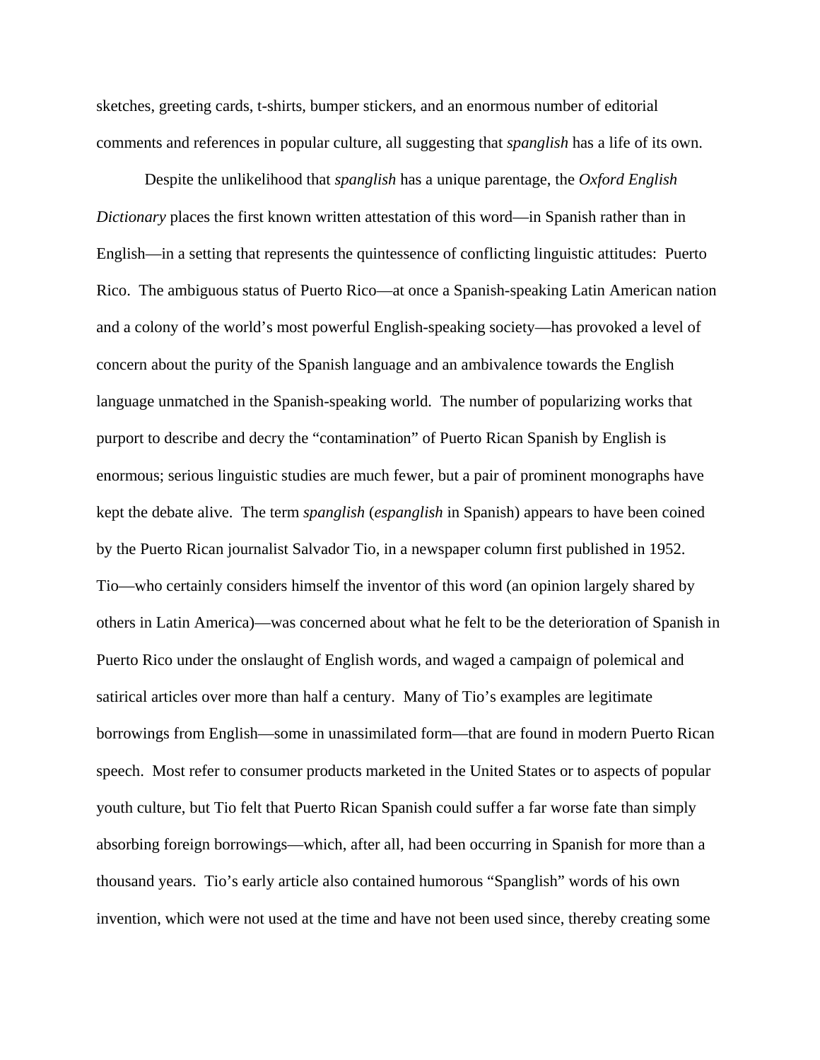sketches, greeting cards, t-shirts, bumper stickers, and an enormous number of editorial comments and references in popular culture, all suggesting that *spanglish* has a life of its own.

Despite the unlikelihood that *spanglish* has a unique parentage, the *Oxford English Dictionary* places the first known written attestation of this word—in Spanish rather than in English—in a setting that represents the quintessence of conflicting linguistic attitudes: Puerto Rico. The ambiguous status of Puerto Rico—at once a Spanish-speaking Latin American nation and a colony of the world's most powerful English-speaking society—has provoked a level of concern about the purity of the Spanish language and an ambivalence towards the English language unmatched in the Spanish-speaking world. The number of popularizing works that purport to describe and decry the "contamination" of Puerto Rican Spanish by English is enormous; serious linguistic studies are much fewer, but a pair of prominent monographs have kept the debate alive. The term *spanglish* (*espanglish* in Spanish) appears to have been coined by the Puerto Rican journalist Salvador Tio, in a newspaper column first published in 1952. Tio—who certainly considers himself the inventor of this word (an opinion largely shared by others in Latin America)—was concerned about what he felt to be the deterioration of Spanish in Puerto Rico under the onslaught of English words, and waged a campaign of polemical and satirical articles over more than half a century. Many of Tio's examples are legitimate borrowings from English—some in unassimilated form—that are found in modern Puerto Rican speech. Most refer to consumer products marketed in the United States or to aspects of popular youth culture, but Tio felt that Puerto Rican Spanish could suffer a far worse fate than simply absorbing foreign borrowings—which, after all, had been occurring in Spanish for more than a thousand years. Tio's early article also contained humorous "Spanglish" words of his own invention, which were not used at the time and have not been used since, thereby creating some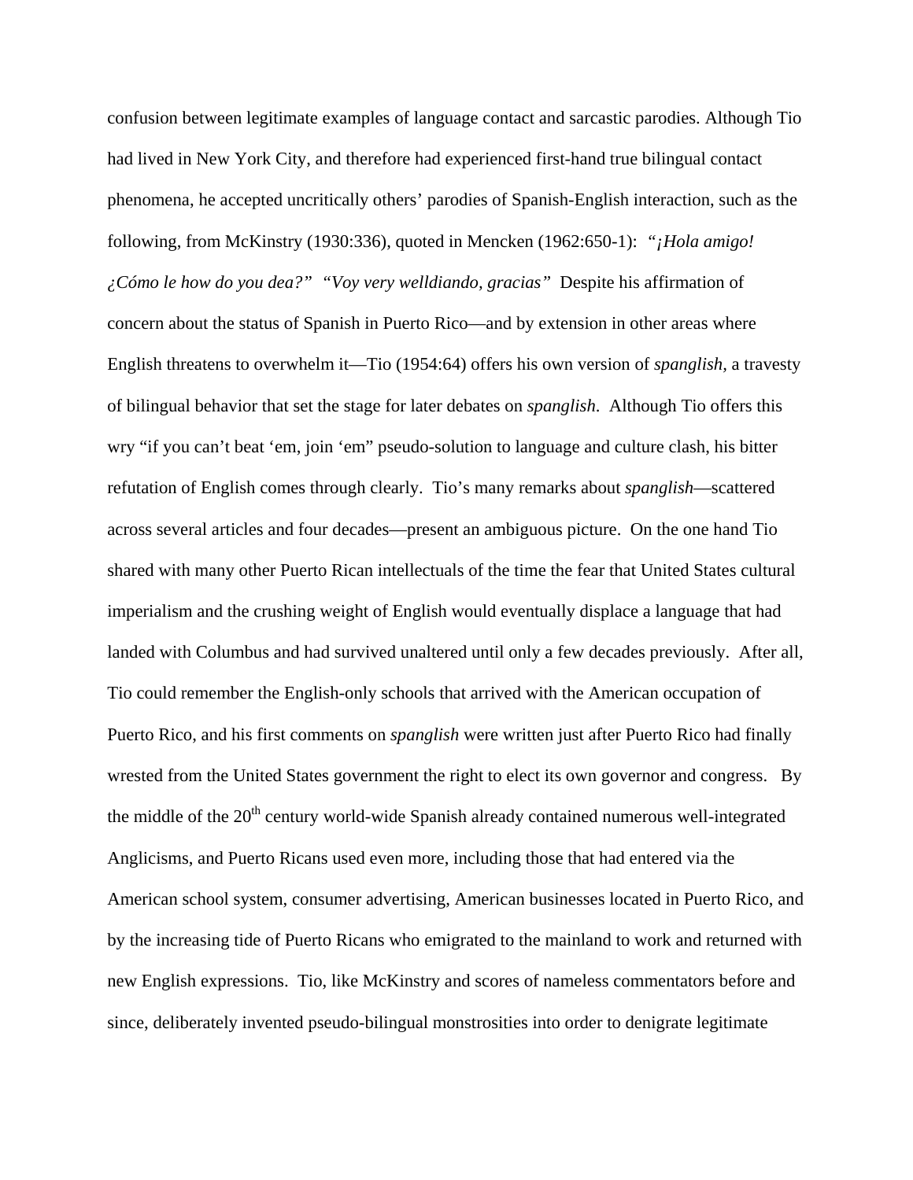confusion between legitimate examples of language contact and sarcastic parodies. Although Tio had lived in New York City, and therefore had experienced first-hand true bilingual contact phenomena, he accepted uncritically others' parodies of Spanish-English interaction, such as the following, from McKinstry (1930:336), quoted in Mencken (1962:650-1): *"¡Hola amigo! ¿Cómo le how do you dea?" "Voy very welldiando, gracias"* Despite his affirmation of concern about the status of Spanish in Puerto Rico—and by extension in other areas where English threatens to overwhelm it—Tio (1954:64) offers his own version of *spanglish*, a travesty of bilingual behavior that set the stage for later debates on *spanglish*. Although Tio offers this wry "if you can't beat 'em, join 'em" pseudo-solution to language and culture clash, his bitter refutation of English comes through clearly. Tio's many remarks about *spanglish*—scattered across several articles and four decades—present an ambiguous picture. On the one hand Tio shared with many other Puerto Rican intellectuals of the time the fear that United States cultural imperialism and the crushing weight of English would eventually displace a language that had landed with Columbus and had survived unaltered until only a few decades previously. After all, Tio could remember the English-only schools that arrived with the American occupation of Puerto Rico, and his first comments on *spanglish* were written just after Puerto Rico had finally wrested from the United States government the right to elect its own governor and congress. By the middle of the 20th century world-wide Spanish already contained numerous well-integrated Anglicisms, and Puerto Ricans used even more, including those that had entered via the American school system, consumer advertising, American businesses located in Puerto Rico, and by the increasing tide of Puerto Ricans who emigrated to the mainland to work and returned with new English expressions. Tio, like McKinstry and scores of nameless commentators before and since, deliberately invented pseudo-bilingual monstrosities into order to denigrate legitimate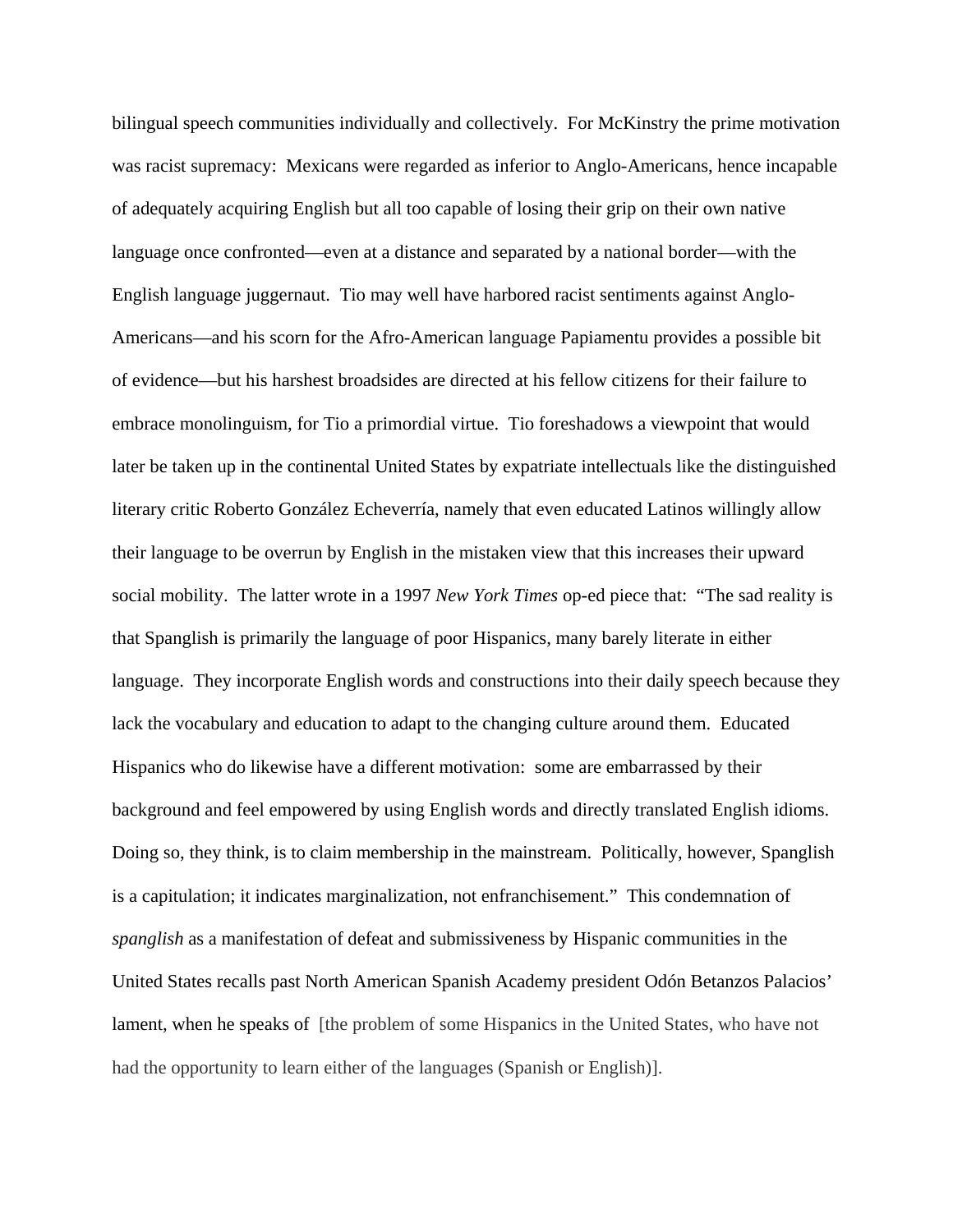bilingual speech communities individually and collectively. For McKinstry the prime motivation was racist supremacy: Mexicans were regarded as inferior to Anglo-Americans, hence incapable of adequately acquiring English but all too capable of losing their grip on their own native language once confronted—even at a distance and separated by a national border—with the English language juggernaut. Tio may well have harbored racist sentiments against Anglo-Americans—and his scorn for the Afro-American language Papiamentu provides a possible bit of evidence—but his harshest broadsides are directed at his fellow citizens for their failure to embrace monolinguism, for Tio a primordial virtue. Tio foreshadows a viewpoint that would later be taken up in the continental United States by expatriate intellectuals like the distinguished literary critic Roberto González Echeverría, namely that even educated Latinos willingly allow their language to be overrun by English in the mistaken view that this increases their upward social mobility. The latter wrote in a 1997 *New York Times* op-ed piece that: "The sad reality is that Spanglish is primarily the language of poor Hispanics, many barely literate in either language. They incorporate English words and constructions into their daily speech because they lack the vocabulary and education to adapt to the changing culture around them. Educated Hispanics who do likewise have a different motivation: some are embarrassed by their background and feel empowered by using English words and directly translated English idioms. Doing so, they think, is to claim membership in the mainstream. Politically, however, Spanglish is a capitulation; it indicates marginalization, not enfranchisement." This condemnation of *spanglish* as a manifestation of defeat and submissiveness by Hispanic communities in the United States recalls past North American Spanish Academy president Odón Betanzos Palacios' lament, when he speaks of [the problem of some Hispanics in the United States, who have not had the opportunity to learn either of the languages (Spanish or English)].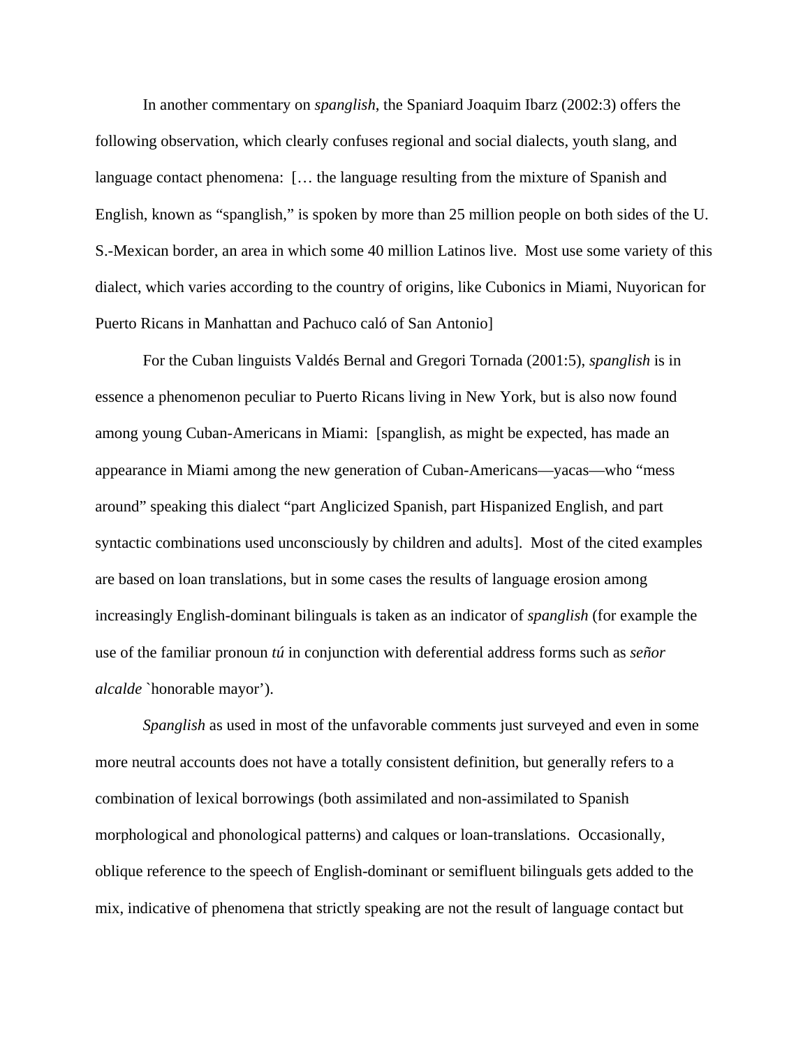In another commentary on *spanglish*, the Spaniard Joaquim Ibarz (2002:3) offers the following observation, which clearly confuses regional and social dialects, youth slang, and language contact phenomena: [… the language resulting from the mixture of Spanish and English, known as "spanglish," is spoken by more than 25 million people on both sides of the U. S.-Mexican border, an area in which some 40 million Latinos live. Most use some variety of this dialect, which varies according to the country of origins, like Cubonics in Miami, Nuyorican for Puerto Ricans in Manhattan and Pachuco caló of San Antonio]

For the Cuban linguists Valdés Bernal and Gregori Tornada (2001:5), *spanglish* is in essence a phenomenon peculiar to Puerto Ricans living in New York, but is also now found among young Cuban-Americans in Miami: [spanglish, as might be expected, has made an appearance in Miami among the new generation of Cuban-Americans—yacas—who "mess around" speaking this dialect "part Anglicized Spanish, part Hispanized English, and part syntactic combinations used unconsciously by children and adults]. Most of the cited examples are based on loan translations, but in some cases the results of language erosion among increasingly English-dominant bilinguals is taken as an indicator of *spanglish* (for example the use of the familiar pronoun *tú* in conjunction with deferential address forms such as *señor alcalde* `honorable mayor').

*Spanglish* as used in most of the unfavorable comments just surveyed and even in some more neutral accounts does not have a totally consistent definition, but generally refers to a combination of lexical borrowings (both assimilated and non-assimilated to Spanish morphological and phonological patterns) and calques or loan-translations. Occasionally, oblique reference to the speech of English-dominant or semifluent bilinguals gets added to the mix, indicative of phenomena that strictly speaking are not the result of language contact but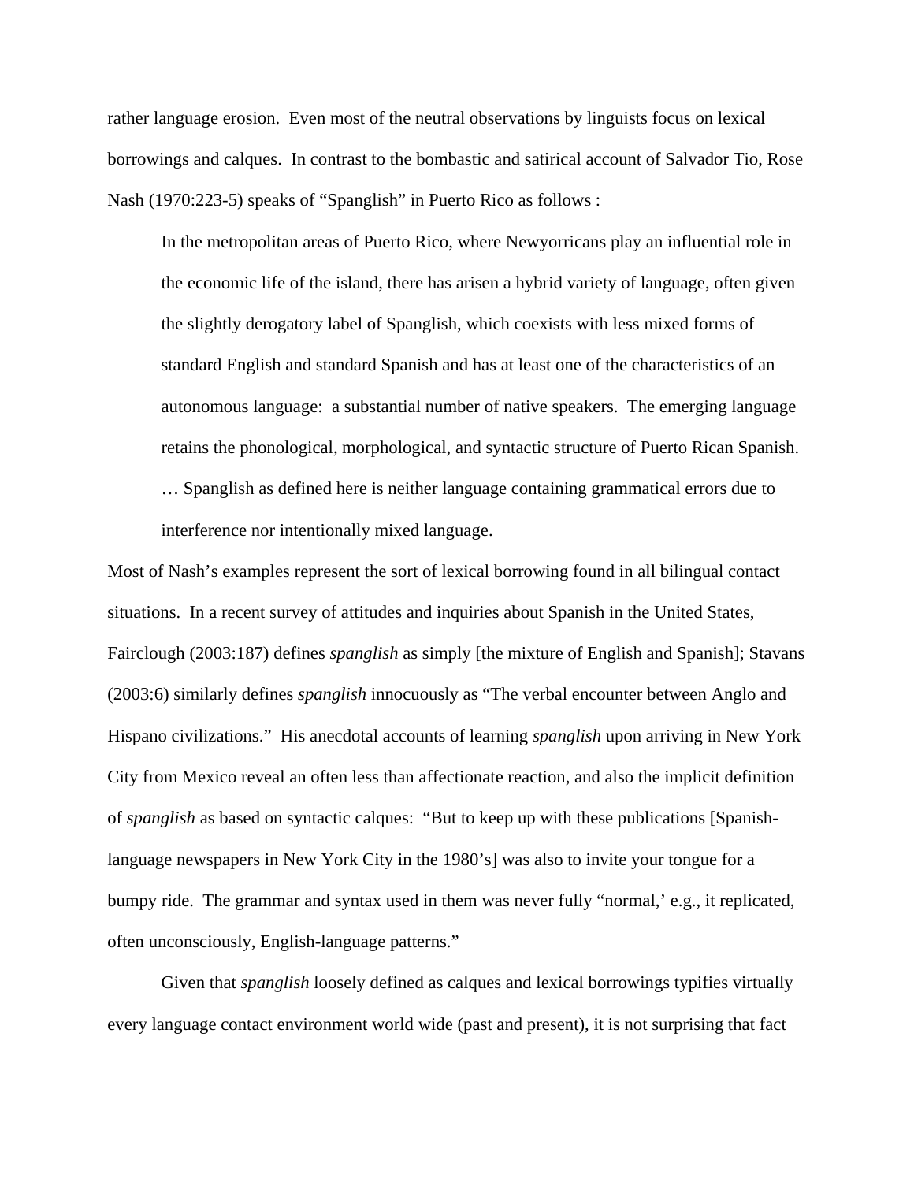rather language erosion. Even most of the neutral observations by linguists focus on lexical borrowings and calques. In contrast to the bombastic and satirical account of Salvador Tio, Rose Nash (1970:223-5) speaks of "Spanglish" in Puerto Rico as follows :

> In the metropolitan areas of Puerto Rico, where Newyorricans play an influential role in the economic life of the island, there has arisen a hybrid variety of language, often given the slightly derogatory label of Spanglish, which coexists with less mixed forms of standard English and standard Spanish and has at least one of the characteristics of an autonomous language: a substantial number of native speakers. The emerging language retains the phonological, morphological, and syntactic structure of Puerto Rican Spanish. … Spanglish as defined here is neither language containing grammatical errors due to interference nor intentionally mixed language.

Most of Nash's examples represent the sort of lexical borrowing found in all bilingual contact situations. In a recent survey of attitudes and inquiries about Spanish in the United States, Fairclough (2003:187) defines *spanglish* as simply [the mixture of English and Spanish]; Stavans (2003:6) similarly defines *spanglish* innocuously as "The verbal encounter between Anglo and Hispano civilizations." His anecdotal accounts of learning *spanglish* upon arriving in New York City from Mexico reveal an often less than affectionate reaction, and also the implicit definition of *spanglish* as based on syntactic calques: "But to keep up with these publications [Spanish-language newspapers in New York City in the 1980's] was also to invite your tongue for a bumpy ride. The grammar and syntax used in them was never fully "normal,' e.g., it replicated, often unconsciously, English-language patterns."

Given that *spanglish* loosely defined as calques and lexical borrowings typifies virtually every language contact environment world wide (past and present), it is not surprising that fact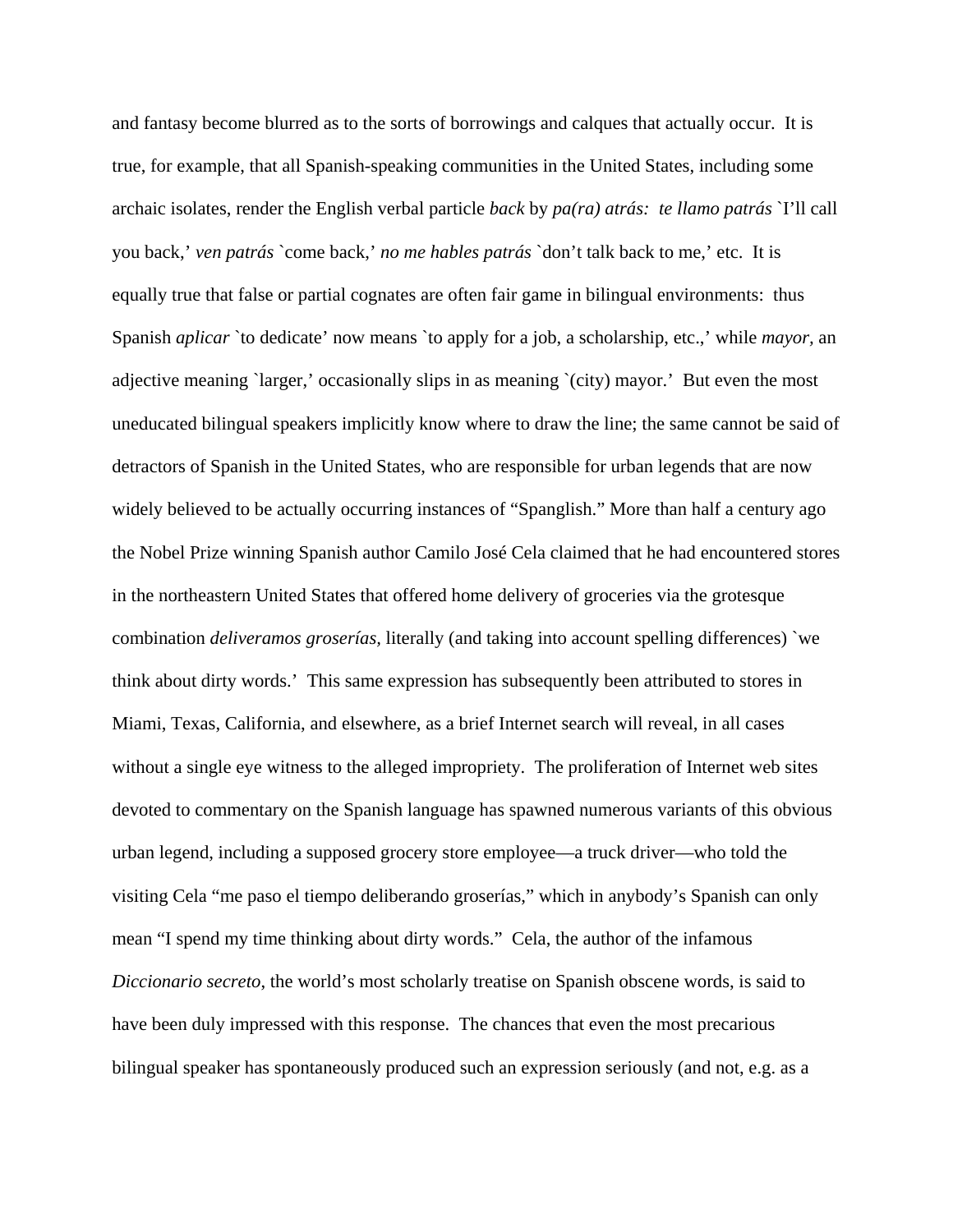and fantasy become blurred as to the sorts of borrowings and calques that actually occur. It is true, for example, that all Spanish-speaking communities in the United States, including some archaic isolates, render the English verbal particle *back* by *pa(ra) atrás*: *te llamo patrás* `I'll call you back,' *ven patrás* `come back,' *no me hables patrás* `don't talk back to me,' etc. It is equally true that false or partial cognates are often fair game in bilingual environments: thus Spanish *aplicar* `to dedicate' now means `to apply for a job, a scholarship, etc.,' while *mayor*, an adjective meaning `larger,' occasionally slips in as meaning `(city) mayor.' But even the most uneducated bilingual speakers implicitly know where to draw the line; the same cannot be said of detractors of Spanish in the United States, who are responsible for urban legends that are now widely believed to be actually occurring instances of "Spanglish." More than half a century ago the Nobel Prize winning Spanish author Camilo José Cela claimed that he had encountered stores in the northeastern United States that offered home delivery of groceries via the grotesque combination *deliveramos groserías*, literally (and taking into account spelling differences) `we think about dirty words.' This same expression has subsequently been attributed to stores in Miami, Texas, California, and elsewhere, as a brief Internet search will reveal, in all cases without a single eye witness to the alleged impropriety. The proliferation of Internet web sites devoted to commentary on the Spanish language has spawned numerous variants of this obvious urban legend, including a supposed grocery store employee—a truck driver—who told the visiting Cela "me paso el tiempo deliberando groserías," which in anybody's Spanish can only mean "I spend my time thinking about dirty words." Cela, the author of the infamous *Diccionario secreto*, the world's most scholarly treatise on Spanish obscene words, is said to have been duly impressed with this response. The chances that even the most precarious bilingual speaker has spontaneously produced such an expression seriously (and not, e.g. as a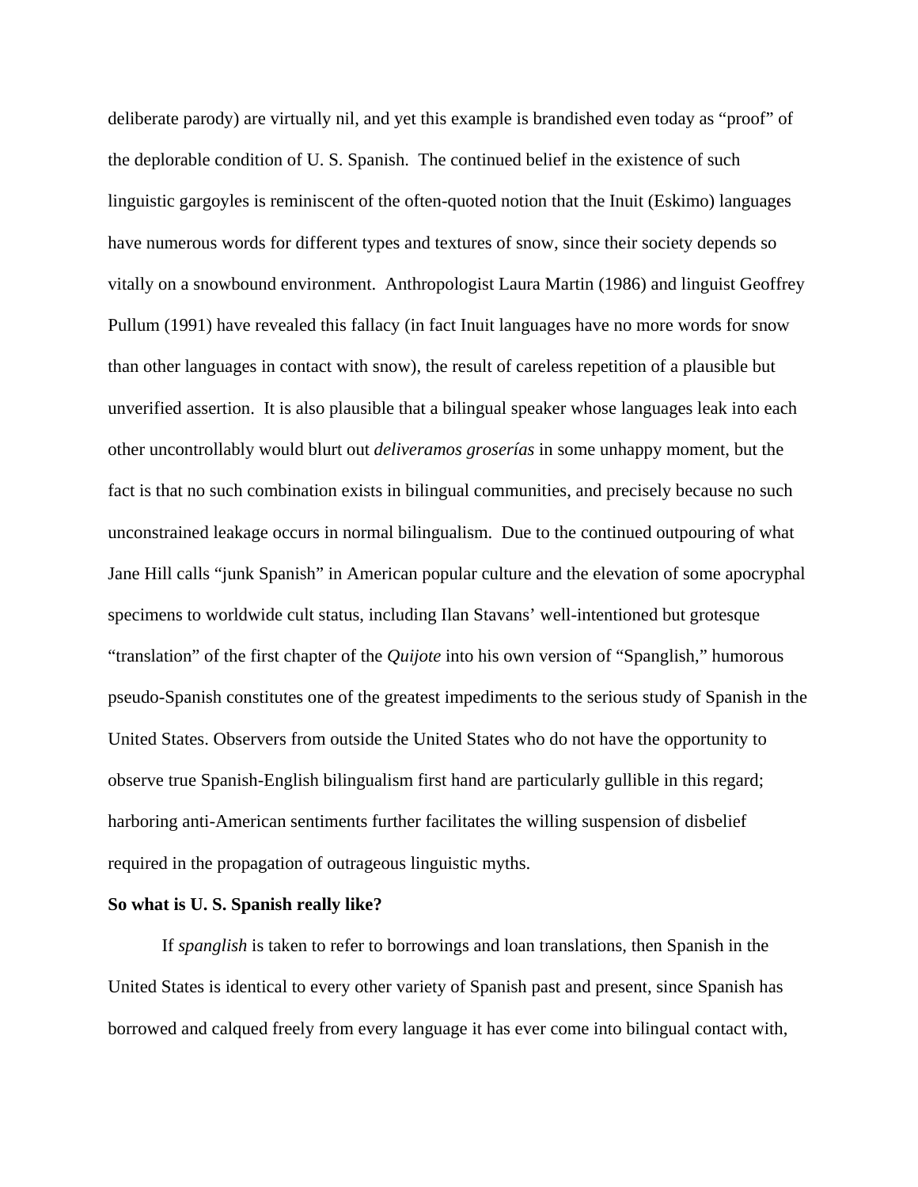deliberate parody) are virtually nil, and yet this example is brandished even today as "proof" of the deplorable condition of U. S. Spanish. The continued belief in the existence of such linguistic gargoyles is reminiscent of the often-quoted notion that the Inuit (Eskimo) languages have numerous words for different types and textures of snow, since their society depends so vitally on a snowbound environment. Anthropologist Laura Martin (1986) and linguist Geoffrey Pullum (1991) have revealed this fallacy (in fact Inuit languages have no more words for snow than other languages in contact with snow), the result of careless repetition of a plausible but unverified assertion. It is also plausible that a bilingual speaker whose languages leak into each other uncontrollably would blurt out *deliveramos groserías* in some unhappy moment, but the fact is that no such combination exists in bilingual communities, and precisely because no such unconstrained leakage occurs in normal bilingualism. Due to the continued outpouring of what Jane Hill calls "junk Spanish" in American popular culture and the elevation of some apocryphal specimens to worldwide cult status, including Ilan Stavans' well-intentioned but grotesque "translation" of the first chapter of the *Quijote* into his own version of "Spanglish," humorous pseudo-Spanish constitutes one of the greatest impediments to the serious study of Spanish in the United States. Observers from outside the United States who do not have the opportunity to observe true Spanish-English bilingualism first hand are particularly gullible in this regard; harboring anti-American sentiments further facilitates the willing suspension of disbelief required in the propagation of outrageous linguistic myths.

**So what is U. S. Spanish really like?**

If *spanglish* is taken to refer to borrowings and loan translations, then Spanish in the United States is identical to every other variety of Spanish past and present, since Spanish has borrowed and calqued freely from every language it has ever come into bilingual contact with,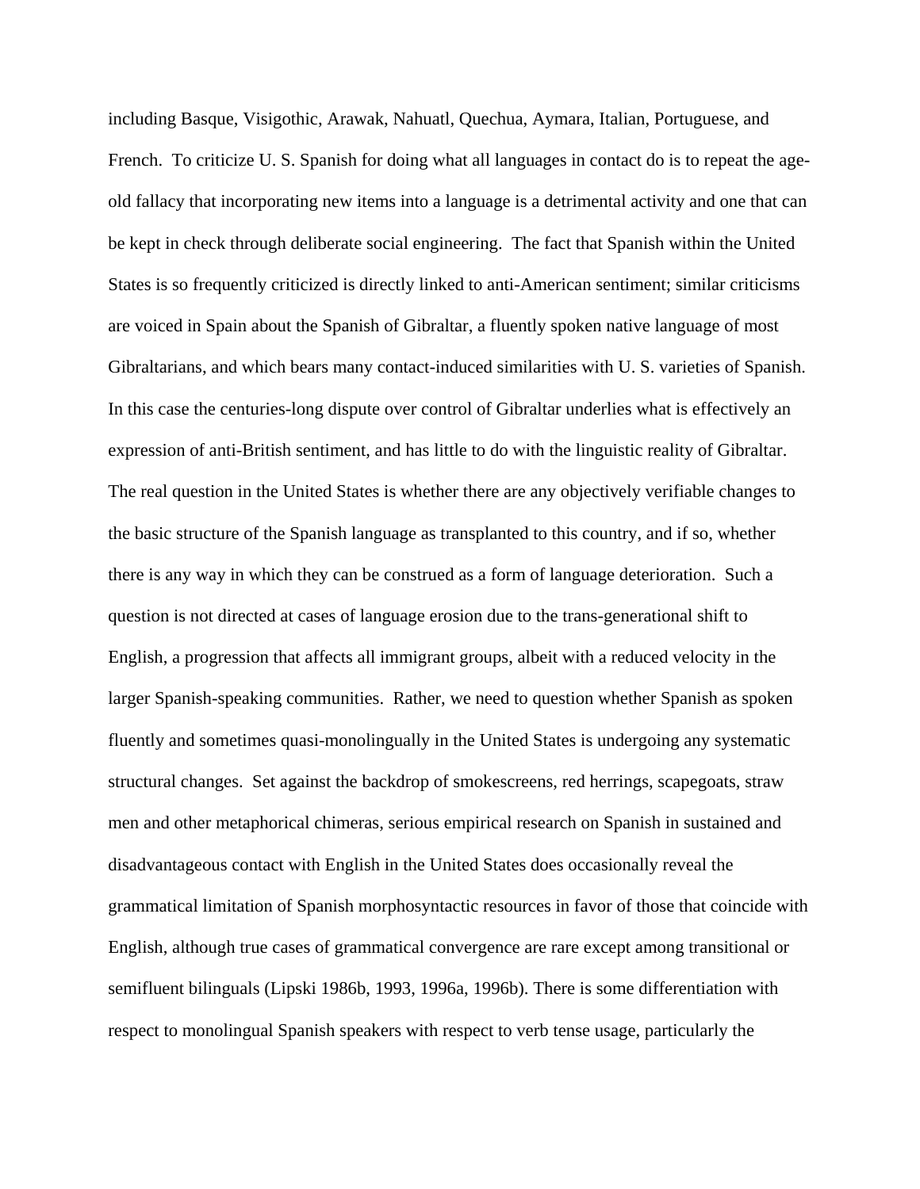including Basque, Visigothic, Arawak, Nahuatl, Quechua, Aymara, Italian, Portuguese, and French. To criticize U. S. Spanish for doing what all languages in contact do is to repeat the age-old fallacy that incorporating new items into a language is a detrimental activity and one that can be kept in check through deliberate social engineering. The fact that Spanish within the United States is so frequently criticized is directly linked to anti-American sentiment; similar criticisms are voiced in Spain about the Spanish of Gibraltar, a fluently spoken native language of most Gibraltarians, and which bears many contact-induced similarities with U. S. varieties of Spanish. In this case the centuries-long dispute over control of Gibraltar underlies what is effectively an expression of anti-British sentiment, and has little to do with the linguistic reality of Gibraltar. The real question in the United States is whether there are any objectively verifiable changes to the basic structure of the Spanish language as transplanted to this country, and if so, whether there is any way in which they can be construed as a form of language deterioration. Such a question is not directed at cases of language erosion due to the trans-generational shift to English, a progression that affects all immigrant groups, albeit with a reduced velocity in the larger Spanish-speaking communities. Rather, we need to question whether Spanish as spoken fluently and sometimes quasi-monolingually in the United States is undergoing any systematic structural changes. Set against the backdrop of smokescreens, red herrings, scapegoats, straw men and other metaphorical chimeras, serious empirical research on Spanish in sustained and disadvantageous contact with English in the United States does occasionally reveal the grammatical limitation of Spanish morphosyntactic resources in favor of those that coincide with English, although true cases of grammatical convergence are rare except among transitional or semifluent bilinguals (Lipski 1986b, 1993, 1996a, 1996b). There is some differentiation with respect to monolingual Spanish speakers with respect to verb tense usage, particularly the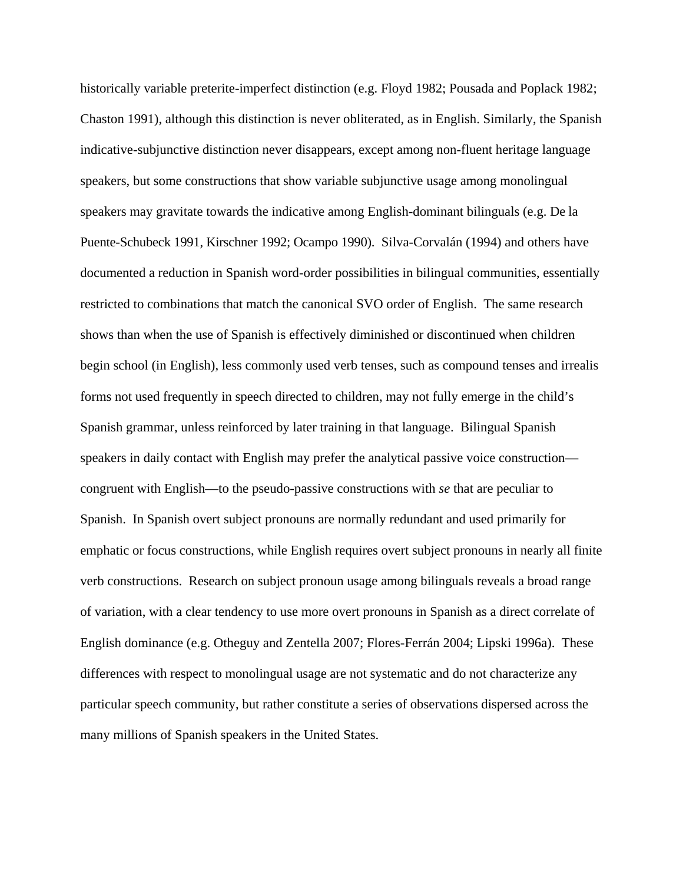historically variable preterite-imperfect distinction (e.g. Floyd 1982; Pousada and Poplack 1982; Chaston 1991), although this distinction is never obliterated, as in English. Similarly, the Spanish indicative-subjunctive distinction never disappears, except among non-fluent heritage language speakers, but some constructions that show variable subjunctive usage among monolingual speakers may gravitate towards the indicative among English-dominant bilinguals (e.g. De la Puente-Schubeck 1991, Kirschner 1992; Ocampo 1990). Silva-Corvalán (1994) and others have documented a reduction in Spanish word-order possibilities in bilingual communities, essentially restricted to combinations that match the canonical SVO order of English. The same research shows than when the use of Spanish is effectively diminished or discontinued when children begin school (in English), less commonly used verb tenses, such as compound tenses and irrealis forms not used frequently in speech directed to children, may not fully emerge in the child's Spanish grammar, unless reinforced by later training in that language. Bilingual Spanish speakers in daily contact with English may prefer the analytical passive voice construction—congruent with English—to the pseudo-passive constructions with *se* that are peculiar to Spanish. In Spanish overt subject pronouns are normally redundant and used primarily for emphatic or focus constructions, while English requires overt subject pronouns in nearly all finite verb constructions. Research on subject pronoun usage among bilinguals reveals a broad range of variation, with a clear tendency to use more overt pronouns in Spanish as a direct correlate of English dominance (e.g. Otheguy and Zentella 2007; Flores-Ferrán 2004; Lipski 1996a). These differences with respect to monolingual usage are not systematic and do not characterize any particular speech community, but rather constitute a series of observations dispersed across the many millions of Spanish speakers in the United States.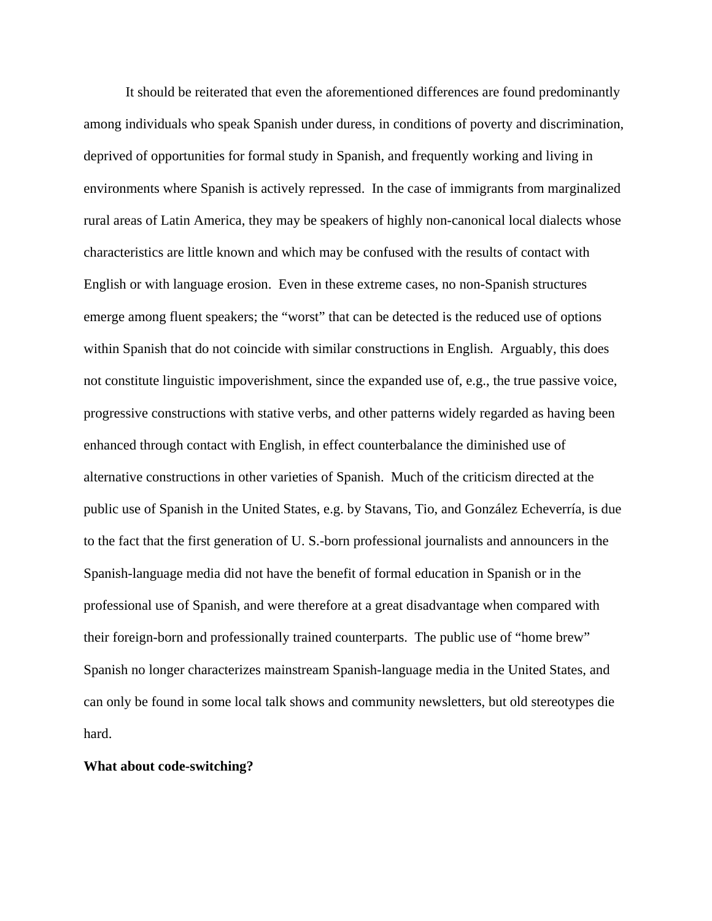It should be reiterated that even the aforementioned differences are found predominantly among individuals who speak Spanish under duress, in conditions of poverty and discrimination, deprived of opportunities for formal study in Spanish, and frequently working and living in environments where Spanish is actively repressed. In the case of immigrants from marginalized rural areas of Latin America, they may be speakers of highly non-canonical local dialects whose characteristics are little known and which may be confused with the results of contact with English or with language erosion. Even in these extreme cases, no non-Spanish structures emerge among fluent speakers; the "worst" that can be detected is the reduced use of options within Spanish that do not coincide with similar constructions in English. Arguably, this does not constitute linguistic impoverishment, since the expanded use of, e.g., the true passive voice, progressive constructions with stative verbs, and other patterns widely regarded as having been enhanced through contact with English, in effect counterbalance the diminished use of alternative constructions in other varieties of Spanish. Much of the criticism directed at the public use of Spanish in the United States, e.g. by Stavans, Tio, and González Echeverría, is due to the fact that the first generation of U. S.-born professional journalists and announcers in the Spanish-language media did not have the benefit of formal education in Spanish or in the professional use of Spanish, and were therefore at a great disadvantage when compared with their foreign-born and professionally trained counterparts. The public use of "home brew" Spanish no longer characterizes mainstream Spanish-language media in the United States, and can only be found in some local talk shows and community newsletters, but old stereotypes die hard.

**What about code-switching?**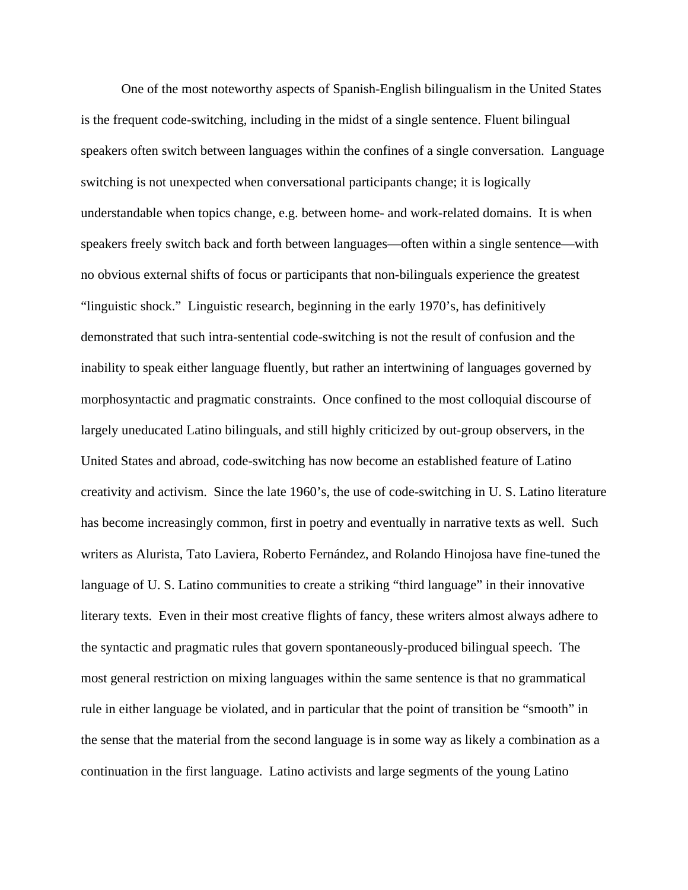One of the most noteworthy aspects of Spanish-English bilingualism in the United States is the frequent code-switching, including in the midst of a single sentence. Fluent bilingual speakers often switch between languages within the confines of a single conversation. Language switching is not unexpected when conversational participants change; it is logically understandable when topics change, e.g. between home- and work-related domains. It is when speakers freely switch back and forth between languages—often within a single sentence—with no obvious external shifts of focus or participants that non-bilinguals experience the greatest "linguistic shock." Linguistic research, beginning in the early 1970's, has definitively demonstrated that such intra-sentential code-switching is not the result of confusion and the inability to speak either language fluently, but rather an intertwining of languages governed by morphosyntactic and pragmatic constraints. Once confined to the most colloquial discourse of largely uneducated Latino bilinguals, and still highly criticized by out-group observers, in the United States and abroad, code-switching has now become an established feature of Latino creativity and activism. Since the late 1960's, the use of code-switching in U. S. Latino literature has become increasingly common, first in poetry and eventually in narrative texts as well. Such writers as Alurista, Tato Laviera, Roberto Fernández, and Rolando Hinojosa have fine-tuned the language of U. S. Latino communities to create a striking "third language" in their innovative literary texts. Even in their most creative flights of fancy, these writers almost always adhere to the syntactic and pragmatic rules that govern spontaneously-produced bilingual speech. The most general restriction on mixing languages within the same sentence is that no grammatical rule in either language be violated, and in particular that the point of transition be "smooth" in the sense that the material from the second language is in some way as likely a combination as a continuation in the first language. Latino activists and large segments of the young Latino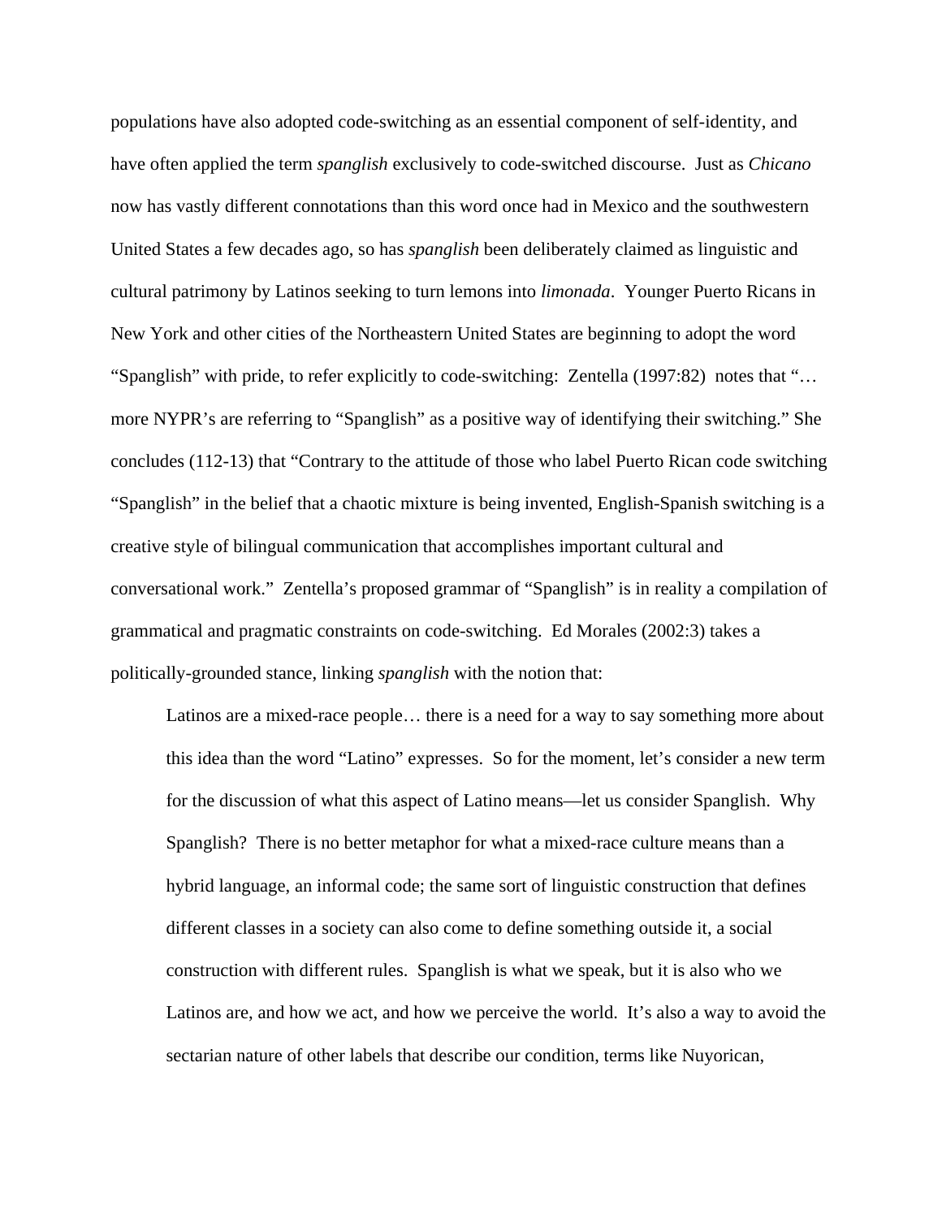populations have also adopted code-switching as an essential component of self-identity, and have often applied the term *spanglish* exclusively to code-switched discourse. Just as *Chicano* now has vastly different connotations than this word once had in Mexico and the southwestern United States a few decades ago, so has *spanglish* been deliberately claimed as linguistic and cultural patrimony by Latinos seeking to turn lemons into *limonada*. Younger Puerto Ricans in New York and other cities of the Northeastern United States are beginning to adopt the word "Spanglish" with pride, to refer explicitly to code-switching: Zentella (1997:82) notes that "… more NYPR's are referring to "Spanglish" as a positive way of identifying their switching." She concludes (112-13) that "Contrary to the attitude of those who label Puerto Rican code switching "Spanglish" in the belief that a chaotic mixture is being invented, English-Spanish switching is a creative style of bilingual communication that accomplishes important cultural and conversational work." Zentella's proposed grammar of "Spanglish" is in reality a compilation of grammatical and pragmatic constraints on code-switching. Ed Morales (2002:3) takes a politically-grounded stance, linking *spanglish* with the notion that:

> Latinos are a mixed-race people… there is a need for a way to say something more about this idea than the word "Latino" expresses. So for the moment, let's consider a new term for the discussion of what this aspect of Latino means—let us consider Spanglish. Why Spanglish? There is no better metaphor for what a mixed-race culture means than a hybrid language, an informal code; the same sort of linguistic construction that defines different classes in a society can also come to define something outside it, a social construction with different rules. Spanglish is what we speak, but it is also who we Latinos are, and how we act, and how we perceive the world. It's also a way to avoid the sectarian nature of other labels that describe our condition, terms like Nuyorican,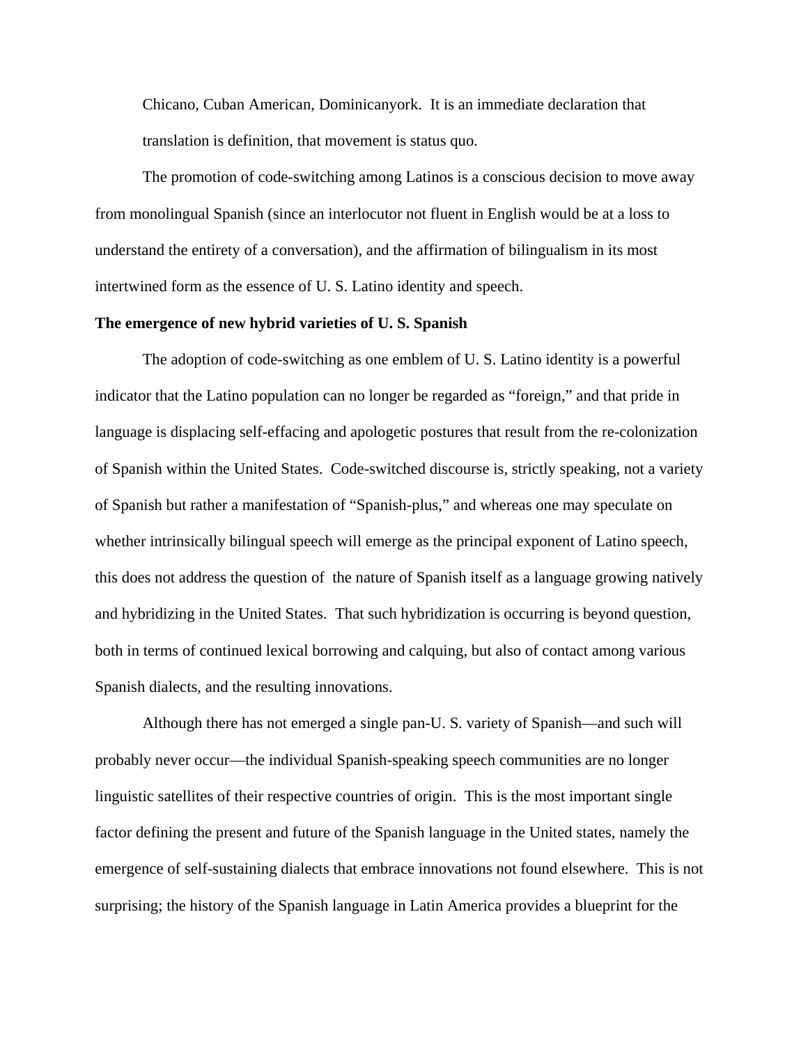Chicano, Cuban American, Dominicanyork. It is an immediate declaration that translation is definition, that movement is status quo.

The promotion of code-switching among Latinos is a conscious decision to move away from monolingual Spanish (since an interlocutor not fluent in English would be at a loss to understand the entirety of a conversation), and the affirmation of bilingualism in its most intertwined form as the essence of U. S. Latino identity and speech.

**The emergence of new hybrid varieties of U. S. Spanish**

The adoption of code-switching as one emblem of U. S. Latino identity is a powerful indicator that the Latino population can no longer be regarded as "foreign," and that pride in language is displacing self-effacing and apologetic postures that result from the re-colonization of Spanish within the United States. Code-switched discourse is, strictly speaking, not a variety of Spanish but rather a manifestation of "Spanish-plus," and whereas one may speculate on whether intrinsically bilingual speech will emerge as the principal exponent of Latino speech, this does not address the question of the nature of Spanish itself as a language growing natively and hybridizing in the United States. That such hybridization is occurring is beyond question, both in terms of continued lexical borrowing and calquing, but also of contact among various Spanish dialects, and the resulting innovations.

Although there has not emerged a single pan-U. S. variety of Spanish—and such will probably never occur—the individual Spanish-speaking speech communities are no longer linguistic satellites of their respective countries of origin. This is the most important single factor defining the present and future of the Spanish language in the United states, namely the emergence of self-sustaining dialects that embrace innovations not found elsewhere. This is not surprising; the history of the Spanish language in Latin America provides a blueprint for the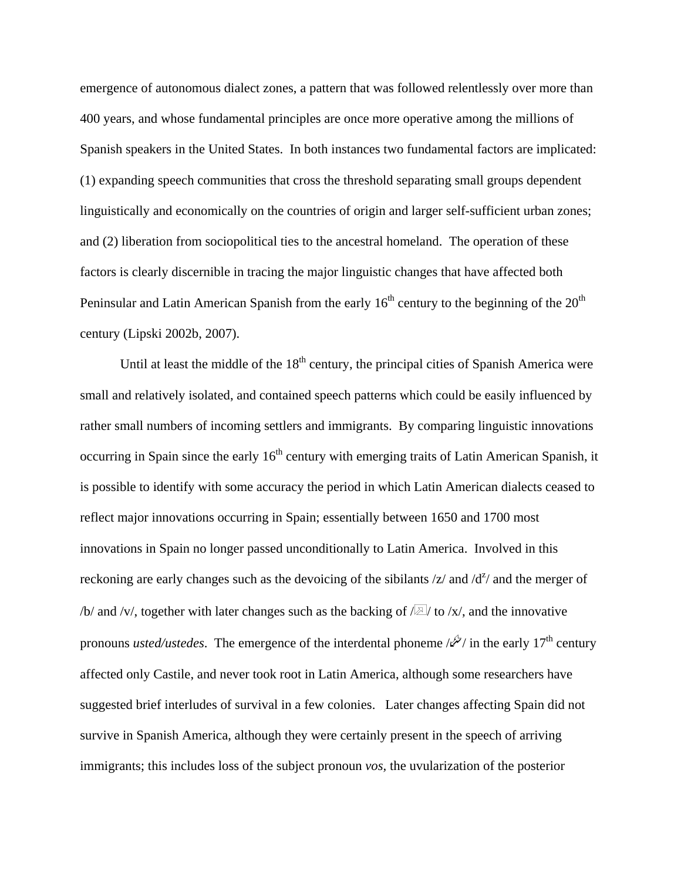emergence of autonomous dialect zones, a pattern that was followed relentlessly over more than 400 years, and whose fundamental principles are once more operative among the millions of Spanish speakers in the United States. In both instances two fundamental factors are implicated: (1) expanding speech communities that cross the threshold separating small groups dependent linguistically and economically on the countries of origin and larger self-sufficient urban zones; and (2) liberation from sociopolitical ties to the ancestral homeland. The operation of these factors is clearly discernible in tracing the major linguistic changes that have affected both Peninsular and Latin American Spanish from the early 16th century to the beginning of the 20th century (Lipski 2002b, 2007).

Until at least the middle of the 18th century, the principal cities of Spanish America were small and relatively isolated, and contained speech patterns which could be easily influenced by rather small numbers of incoming settlers and immigrants. By comparing linguistic innovations occurring in Spain since the early 16th century with emerging traits of Latin American Spanish, it is possible to identify with some accuracy the period in which Latin American dialects ceased to reflect major innovations occurring in Spain; essentially between 1650 and 1700 most innovations in Spain no longer passed unconditionally to Latin America. Involved in this reckoning are early changes such as the devoicing of the sibilants /z/ and /$d^z$/ and the merger of /b/ and /v/, together with later changes such as the backing of /ʃ/ to /x/, and the innovative pronouns *usted/ustedes*. The emergence of the interdental phoneme /θ/ in the early 17th century affected only Castile, and never took root in Latin America, although some researchers have suggested brief interludes of survival in a few colonies. Later changes affecting Spain did not survive in Spanish America, although they were certainly present in the speech of arriving immigrants; this includes loss of the subject pronoun *vos*, the uvularization of the posterior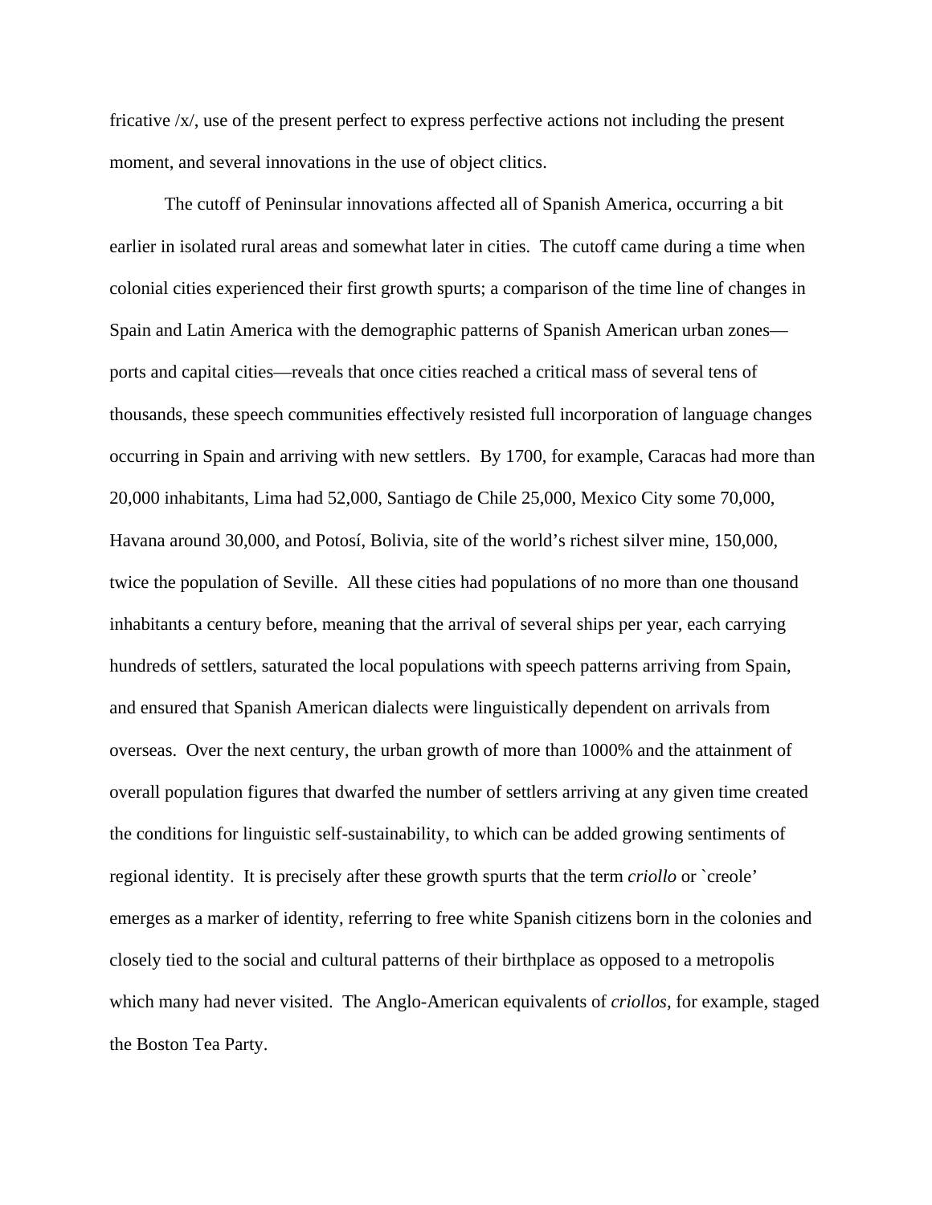fricative /x/, use of the present perfect to express perfective actions not including the present moment, and several innovations in the use of object clitics.

The cutoff of Peninsular innovations affected all of Spanish America, occurring a bit earlier in isolated rural areas and somewhat later in cities. The cutoff came during a time when colonial cities experienced their first growth spurts; a comparison of the time line of changes in Spain and Latin America with the demographic patterns of Spanish American urban zones—ports and capital cities—reveals that once cities reached a critical mass of several tens of thousands, these speech communities effectively resisted full incorporation of language changes occurring in Spain and arriving with new settlers. By 1700, for example, Caracas had more than 20,000 inhabitants, Lima had 52,000, Santiago de Chile 25,000, Mexico City some 70,000, Havana around 30,000, and Potosí, Bolivia, site of the world's richest silver mine, 150,000, twice the population of Seville. All these cities had populations of no more than one thousand inhabitants a century before, meaning that the arrival of several ships per year, each carrying hundreds of settlers, saturated the local populations with speech patterns arriving from Spain, and ensured that Spanish American dialects were linguistically dependent on arrivals from overseas. Over the next century, the urban growth of more than 1000% and the attainment of overall population figures that dwarfed the number of settlers arriving at any given time created the conditions for linguistic self-sustainability, to which can be added growing sentiments of regional identity. It is precisely after these growth spurts that the term *criollo* or `creole' emerges as a marker of identity, referring to free white Spanish citizens born in the colonies and closely tied to the social and cultural patterns of their birthplace as opposed to a metropolis which many had never visited. The Anglo-American equivalents of *criollos*, for example, staged the Boston Tea Party.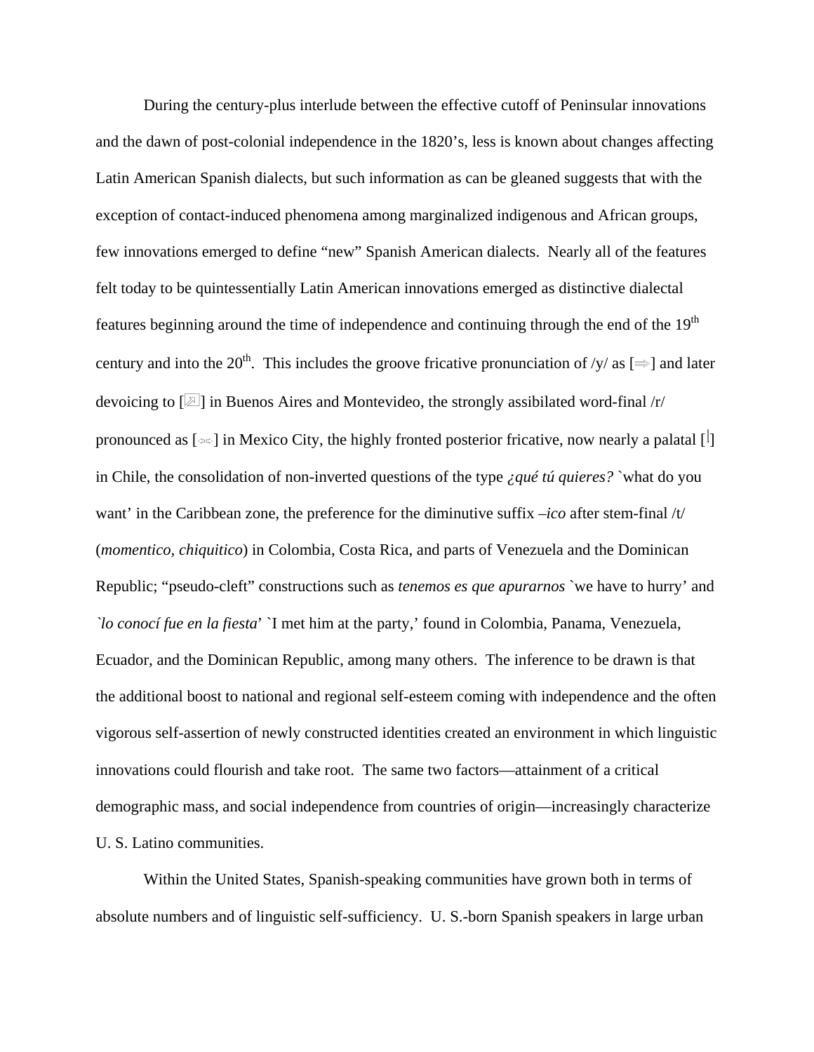During the century-plus interlude between the effective cutoff of Peninsular innovations and the dawn of post-colonial independence in the 1820's, less is known about changes affecting Latin American Spanish dialects, but such information as can be gleaned suggests that with the exception of contact-induced phenomena among marginalized indigenous and African groups, few innovations emerged to define "new" Spanish American dialects. Nearly all of the features felt today to be quintessentially Latin American innovations emerged as distinctive dialectal features beginning around the time of independence and continuing through the end of the 19th century and into the 20th. This includes the groove fricative pronunciation of /y/ as [⇨] and later devoicing to [⊠] in Buenos Aires and Montevideo, the strongly assibilated word-final /r/ pronounced as [⇦⇨] in Mexico City, the highly fronted posterior fricative, now nearly a palatal [|] in Chile, the consolidation of non-inverted questions of the type *¿qué tú quieres?* `what do you want' in the Caribbean zone, the preference for the diminutive suffix *–ico* after stem-final /t/ (*momentico, chiquitico*) in Colombia, Costa Rica, and parts of Venezuela and the Dominican Republic; "pseudo-cleft" constructions such as *tenemos es que apurarnos* `we have to hurry' and *`lo conocí fue en la fiesta*' `I met him at the party,' found in Colombia, Panama, Venezuela, Ecuador, and the Dominican Republic, among many others. The inference to be drawn is that the additional boost to national and regional self-esteem coming with independence and the often vigorous self-assertion of newly constructed identities created an environment in which linguistic innovations could flourish and take root. The same two factors—attainment of a critical demographic mass, and social independence from countries of origin—increasingly characterize U. S. Latino communities.

Within the United States, Spanish-speaking communities have grown both in terms of absolute numbers and of linguistic self-sufficiency. U. S.-born Spanish speakers in large urban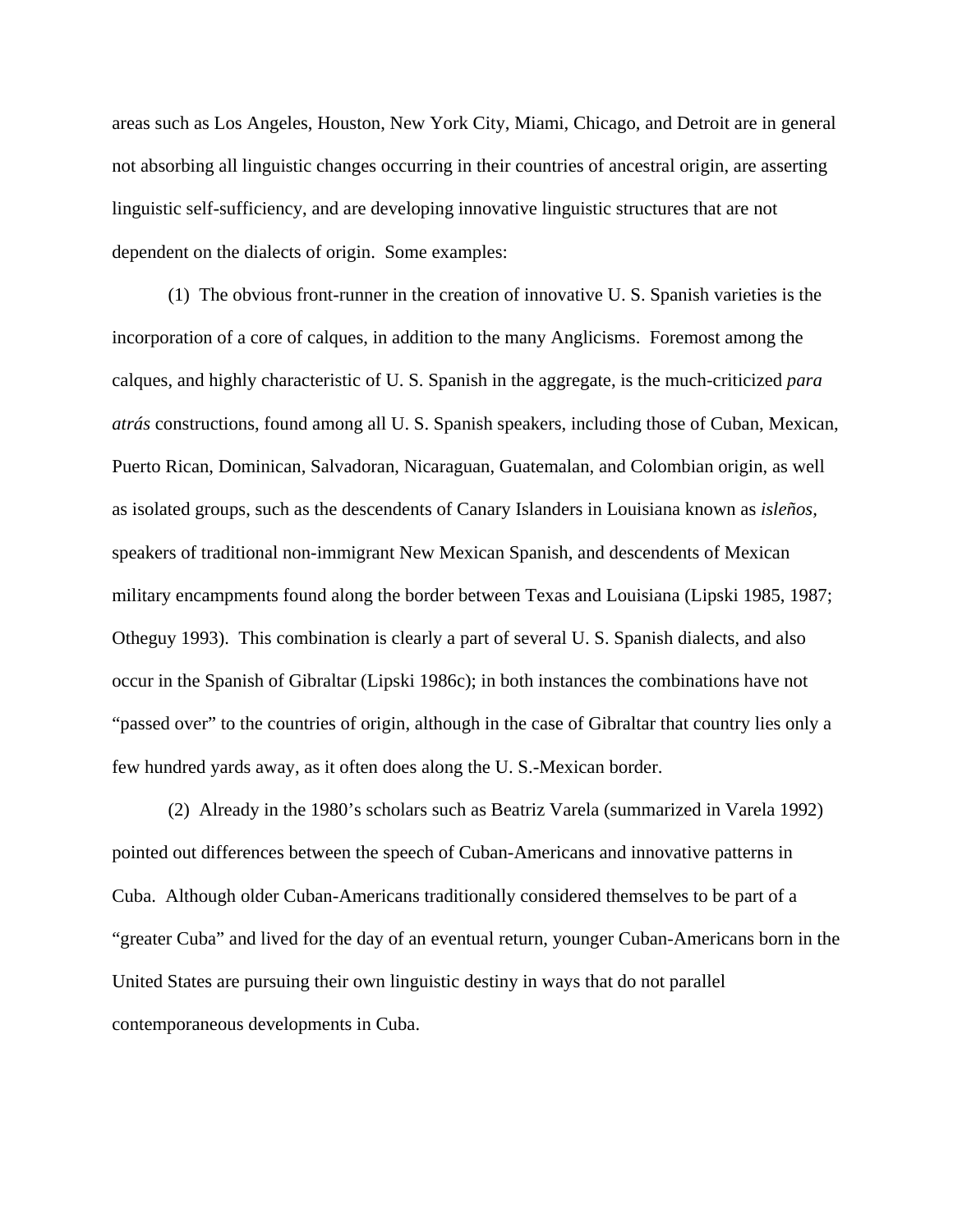areas such as Los Angeles, Houston, New York City, Miami, Chicago, and Detroit are in general not absorbing all linguistic changes occurring in their countries of ancestral origin, are asserting linguistic self-sufficiency, and are developing innovative linguistic structures that are not dependent on the dialects of origin. Some examples:

(1) The obvious front-runner in the creation of innovative U. S. Spanish varieties is the incorporation of a core of calques, in addition to the many Anglicisms. Foremost among the calques, and highly characteristic of U. S. Spanish in the aggregate, is the much-criticized *para atrás* constructions, found among all U. S. Spanish speakers, including those of Cuban, Mexican, Puerto Rican, Dominican, Salvadoran, Nicaraguan, Guatemalan, and Colombian origin, as well as isolated groups, such as the descendents of Canary Islanders in Louisiana known as *isleños*, speakers of traditional non-immigrant New Mexican Spanish, and descendents of Mexican military encampments found along the border between Texas and Louisiana (Lipski 1985, 1987; Otheguy 1993). This combination is clearly a part of several U. S. Spanish dialects, and also occur in the Spanish of Gibraltar (Lipski 1986c); in both instances the combinations have not "passed over" to the countries of origin, although in the case of Gibraltar that country lies only a few hundred yards away, as it often does along the U. S.-Mexican border.

(2) Already in the 1980's scholars such as Beatriz Varela (summarized in Varela 1992) pointed out differences between the speech of Cuban-Americans and innovative patterns in Cuba. Although older Cuban-Americans traditionally considered themselves to be part of a "greater Cuba" and lived for the day of an eventual return, younger Cuban-Americans born in the United States are pursuing their own linguistic destiny in ways that do not parallel contemporaneous developments in Cuba.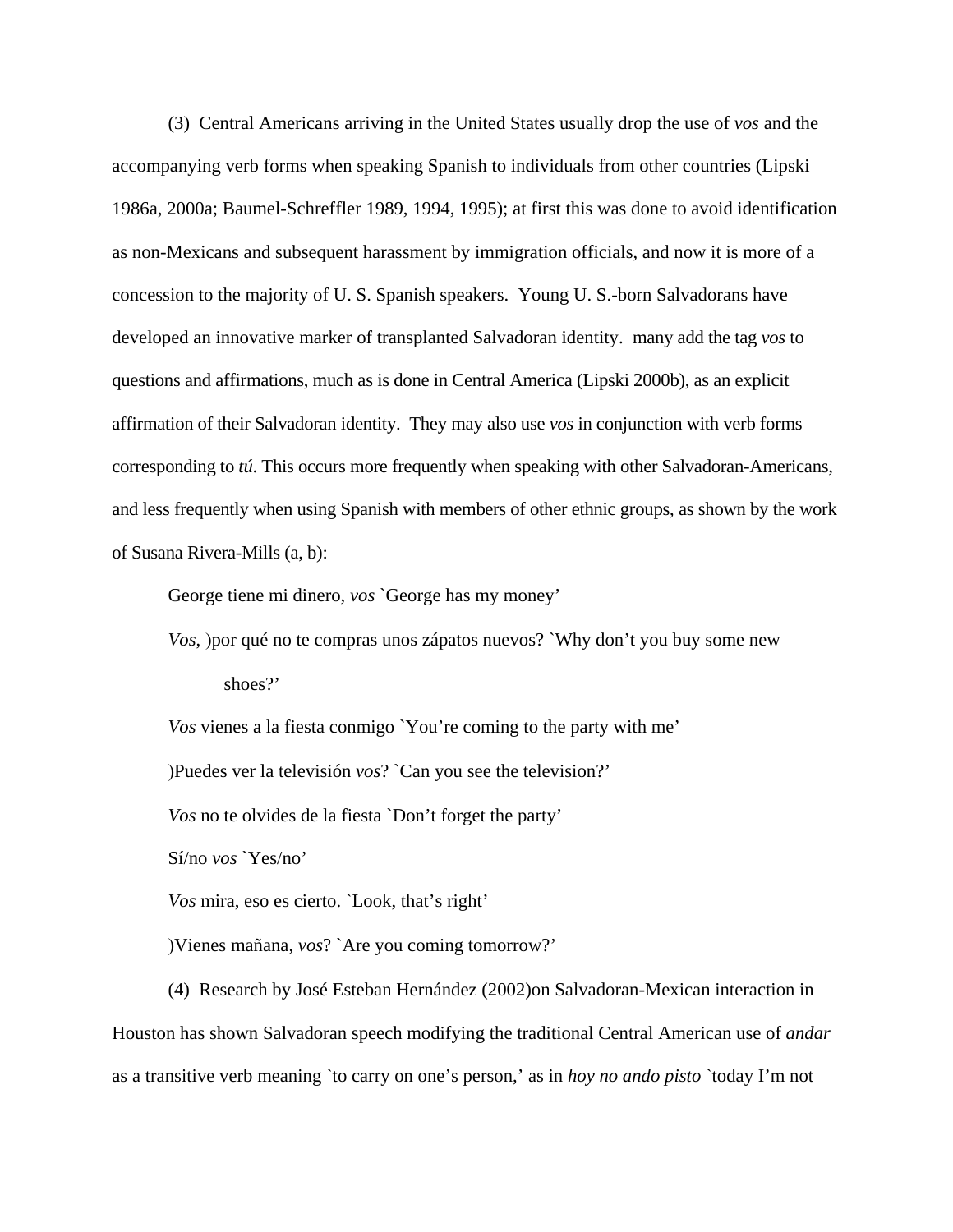(3) Central Americans arriving in the United States usually drop the use of *vos* and the accompanying verb forms when speaking Spanish to individuals from other countries (Lipski 1986a, 2000a; Baumel-Schreffler 1989, 1994, 1995); at first this was done to avoid identification as non-Mexicans and subsequent harassment by immigration officials, and now it is more of a concession to the majority of U. S. Spanish speakers. Young U. S.-born Salvadorans have developed an innovative marker of transplanted Salvadoran identity. many add the tag *vos* to questions and affirmations, much as is done in Central America (Lipski 2000b), as an explicit affirmation of their Salvadoran identity. They may also use *vos* in conjunction with verb forms corresponding to *tú*. This occurs more frequently when speaking with other Salvadoran-Americans, and less frequently when using Spanish with members of other ethnic groups, as shown by the work of Susana Rivera-Mills (a, b):

George tiene mi dinero, *vos* `George has my money'

*Vos*, )por qué no te compras unos zápatos nuevos? `Why don't you buy some new shoes?'

*Vos* vienes a la fiesta conmigo `You're coming to the party with me'

)Puedes ver la televisión *vos*? `Can you see the television?'

*Vos* no te olvides de la fiesta `Don't forget the party'

Sí/no *vos* `Yes/no'

*Vos* mira, eso es cierto. `Look, that's right'

)Vienes mañana, *vos*? `Are you coming tomorrow?'

(4) Research by José Esteban Hernández (2002)on Salvadoran-Mexican interaction in Houston has shown Salvadoran speech modifying the traditional Central American use of *andar* as a transitive verb meaning `to carry on one's person,' as in *hoy no ando pisto* `today I'm not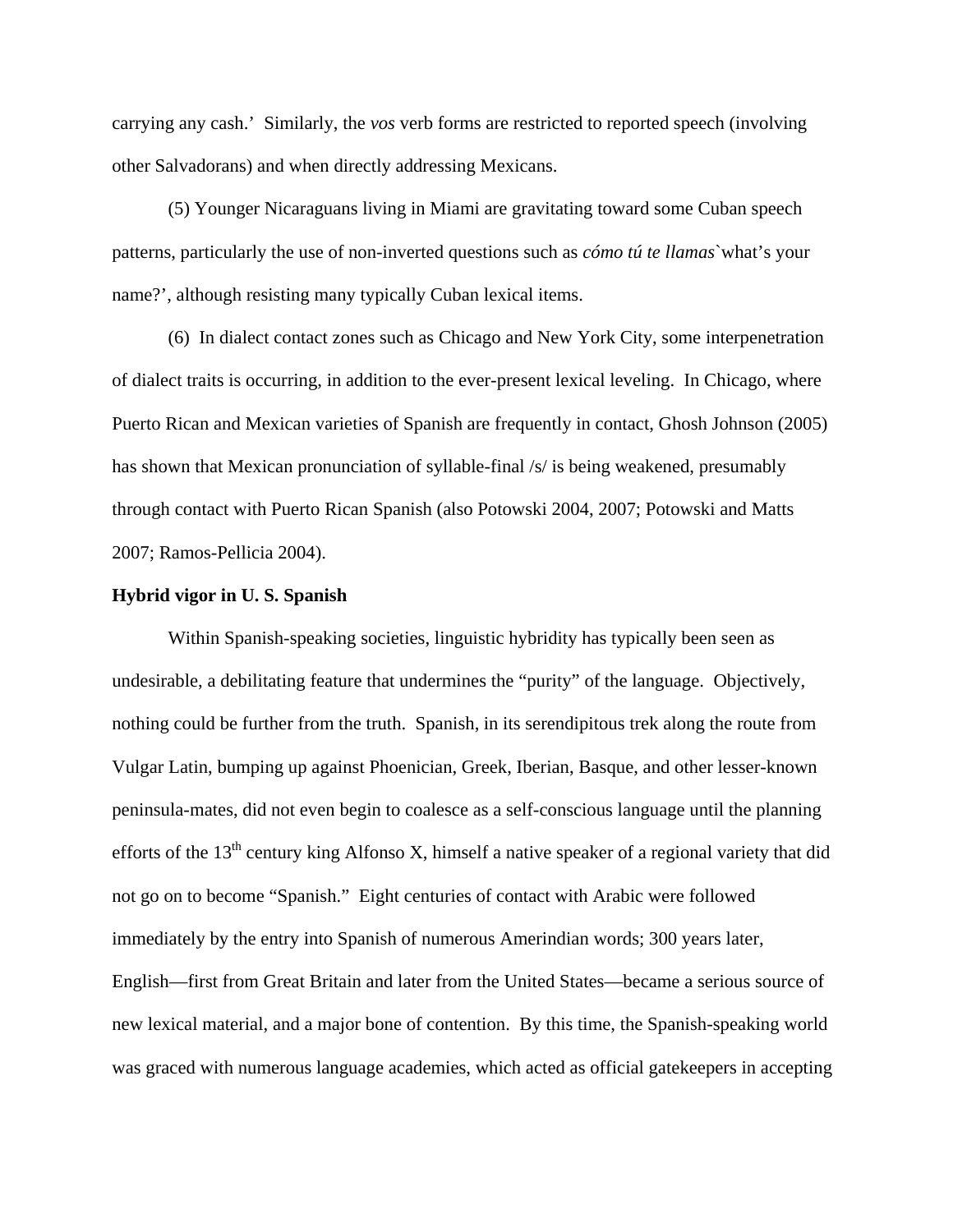carrying any cash.'  Similarly, the *vos* verb forms are restricted to reported speech (involving other Salvadorans) and when directly addressing Mexicans.

(5) Younger Nicaraguans living in Miami are gravitating toward some Cuban speech patterns, particularly the use of non-inverted questions such as *cómo tú te llamas*`what's your name?', although resisting many typically Cuban lexical items.

(6) In dialect contact zones such as Chicago and New York City, some interpenetration of dialect traits is occurring, in addition to the ever-present lexical leveling. In Chicago, where Puerto Rican and Mexican varieties of Spanish are frequently in contact, Ghosh Johnson (2005) has shown that Mexican pronunciation of syllable-final /s/ is being weakened, presumably through contact with Puerto Rican Spanish (also Potowski 2004, 2007; Potowski and Matts 2007; Ramos-Pellicia 2004).

**Hybrid vigor in U. S. Spanish**

Within Spanish-speaking societies, linguistic hybridity has typically been seen as undesirable, a debilitating feature that undermines the "purity" of the language. Objectively, nothing could be further from the truth. Spanish, in its serendipitous trek along the route from Vulgar Latin, bumping up against Phoenician, Greek, Iberian, Basque, and other lesser-known peninsula-mates, did not even begin to coalesce as a self-conscious language until the planning efforts of the 13th century king Alfonso X, himself a native speaker of a regional variety that did not go on to become "Spanish." Eight centuries of contact with Arabic were followed immediately by the entry into Spanish of numerous Amerindian words; 300 years later, English—first from Great Britain and later from the United States—became a serious source of new lexical material, and a major bone of contention. By this time, the Spanish-speaking world was graced with numerous language academies, which acted as official gatekeepers in accepting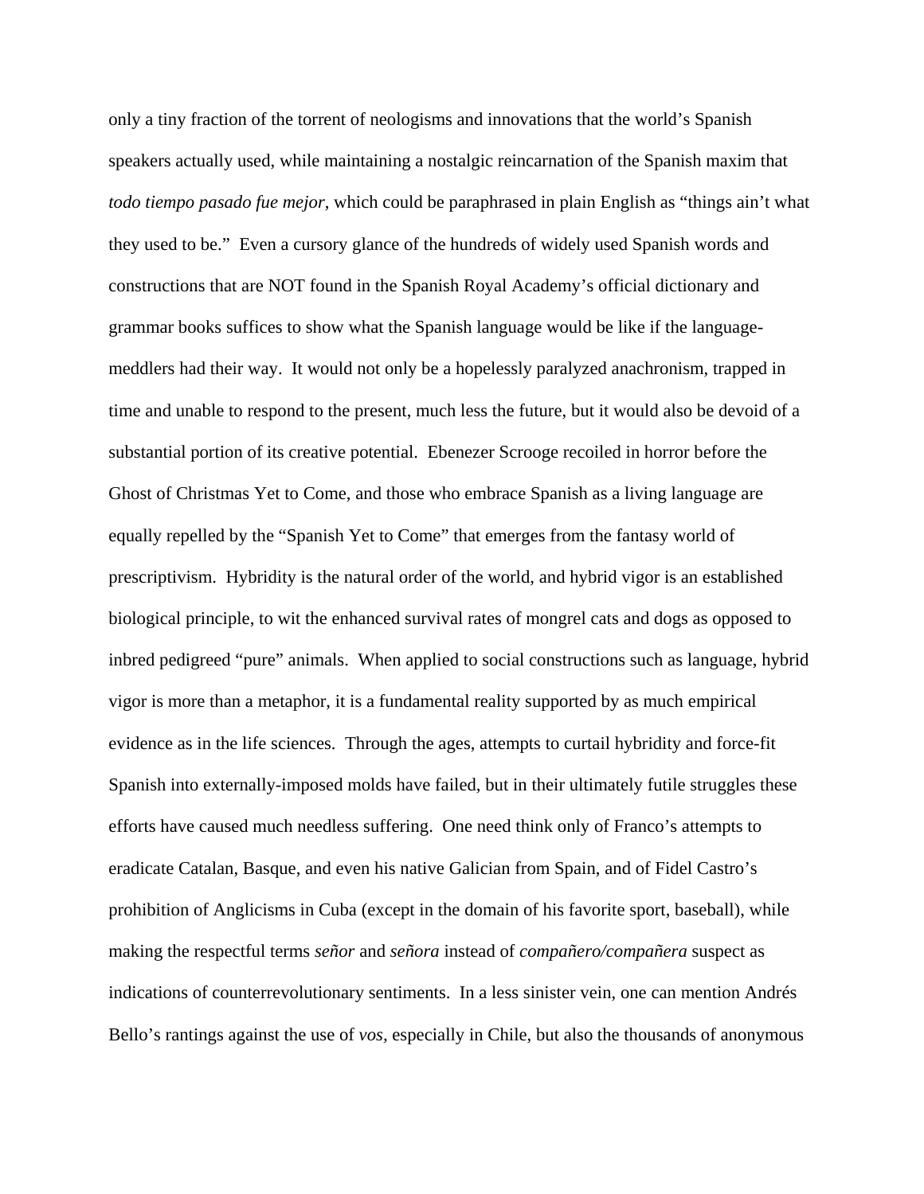only a tiny fraction of the torrent of neologisms and innovations that the world's Spanish speakers actually used, while maintaining a nostalgic reincarnation of the Spanish maxim that *todo tiempo pasado fue mejor*, which could be paraphrased in plain English as "things ain't what they used to be." Even a cursory glance of the hundreds of widely used Spanish words and constructions that are NOT found in the Spanish Royal Academy's official dictionary and grammar books suffices to show what the Spanish language would be like if the language-meddlers had their way. It would not only be a hopelessly paralyzed anachronism, trapped in time and unable to respond to the present, much less the future, but it would also be devoid of a substantial portion of its creative potential. Ebenezer Scrooge recoiled in horror before the Ghost of Christmas Yet to Come, and those who embrace Spanish as a living language are equally repelled by the "Spanish Yet to Come" that emerges from the fantasy world of prescriptivism. Hybridity is the natural order of the world, and hybrid vigor is an established biological principle, to wit the enhanced survival rates of mongrel cats and dogs as opposed to inbred pedigreed "pure" animals. When applied to social constructions such as language, hybrid vigor is more than a metaphor, it is a fundamental reality supported by as much empirical evidence as in the life sciences. Through the ages, attempts to curtail hybridity and force-fit Spanish into externally-imposed molds have failed, but in their ultimately futile struggles these efforts have caused much needless suffering. One need think only of Franco's attempts to eradicate Catalan, Basque, and even his native Galician from Spain, and of Fidel Castro's prohibition of Anglicisms in Cuba (except in the domain of his favorite sport, baseball), while making the respectful terms *señor* and *señora* instead of *compañero/compañera* suspect as indications of counterrevolutionary sentiments. In a less sinister vein, one can mention Andrés Bello's rantings against the use of *vos,* especially in Chile, but also the thousands of anonymous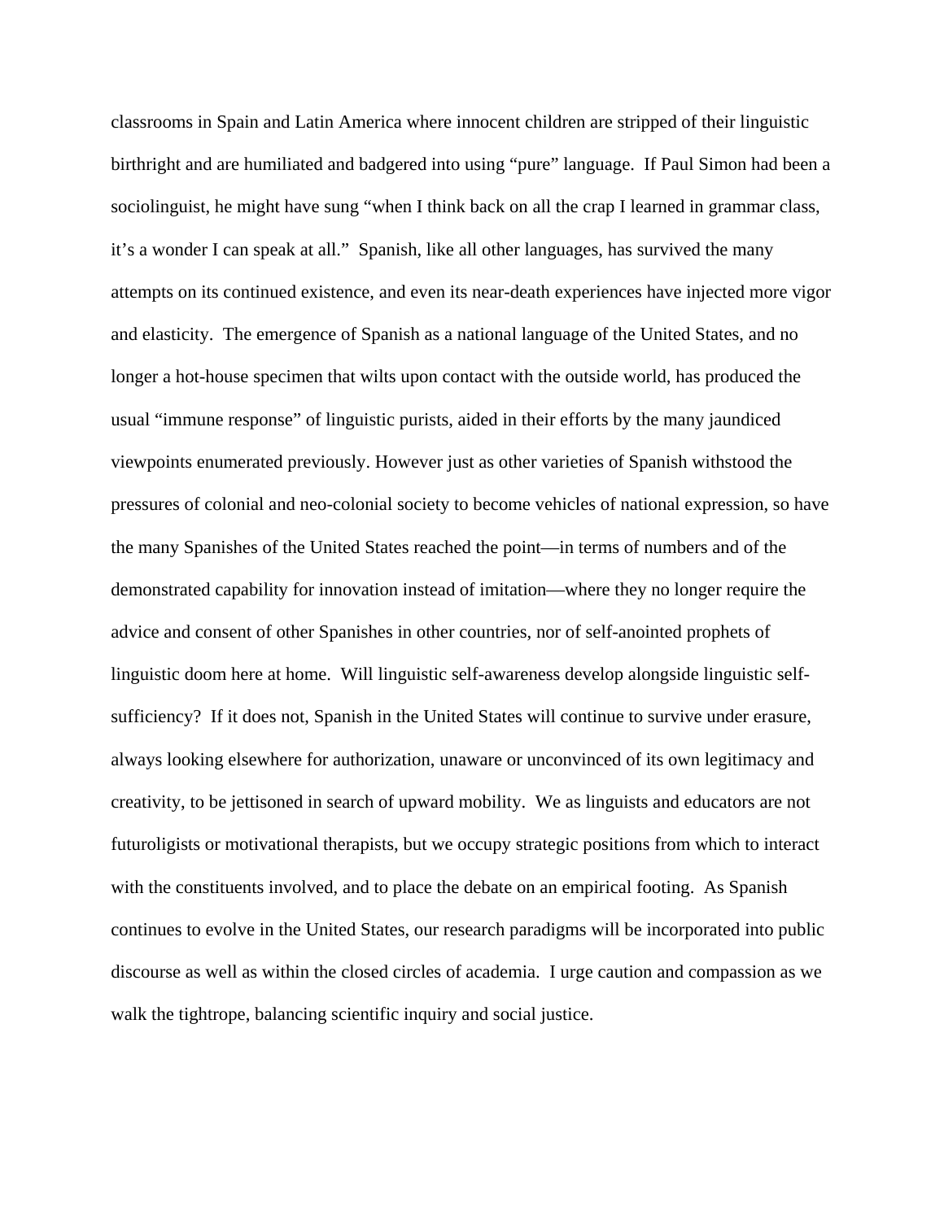classrooms in Spain and Latin America where innocent children are stripped of their linguistic birthright and are humiliated and badgered into using "pure" language. If Paul Simon had been a sociolinguist, he might have sung "when I think back on all the crap I learned in grammar class, it's a wonder I can speak at all." Spanish, like all other languages, has survived the many attempts on its continued existence, and even its near-death experiences have injected more vigor and elasticity. The emergence of Spanish as a national language of the United States, and no longer a hot-house specimen that wilts upon contact with the outside world, has produced the usual "immune response" of linguistic purists, aided in their efforts by the many jaundiced viewpoints enumerated previously. However just as other varieties of Spanish withstood the pressures of colonial and neo-colonial society to become vehicles of national expression, so have the many Spanishes of the United States reached the point—in terms of numbers and of the demonstrated capability for innovation instead of imitation—where they no longer require the advice and consent of other Spanishes in other countries, nor of self-anointed prophets of linguistic doom here at home. Will linguistic self-awareness develop alongside linguistic self-sufficiency? If it does not, Spanish in the United States will continue to survive under erasure, always looking elsewhere for authorization, unaware or unconvinced of its own legitimacy and creativity, to be jettisoned in search of upward mobility. We as linguists and educators are not futuroligists or motivational therapists, but we occupy strategic positions from which to interact with the constituents involved, and to place the debate on an empirical footing. As Spanish continues to evolve in the United States, our research paradigms will be incorporated into public discourse as well as within the closed circles of academia. I urge caution and compassion as we walk the tightrope, balancing scientific inquiry and social justice.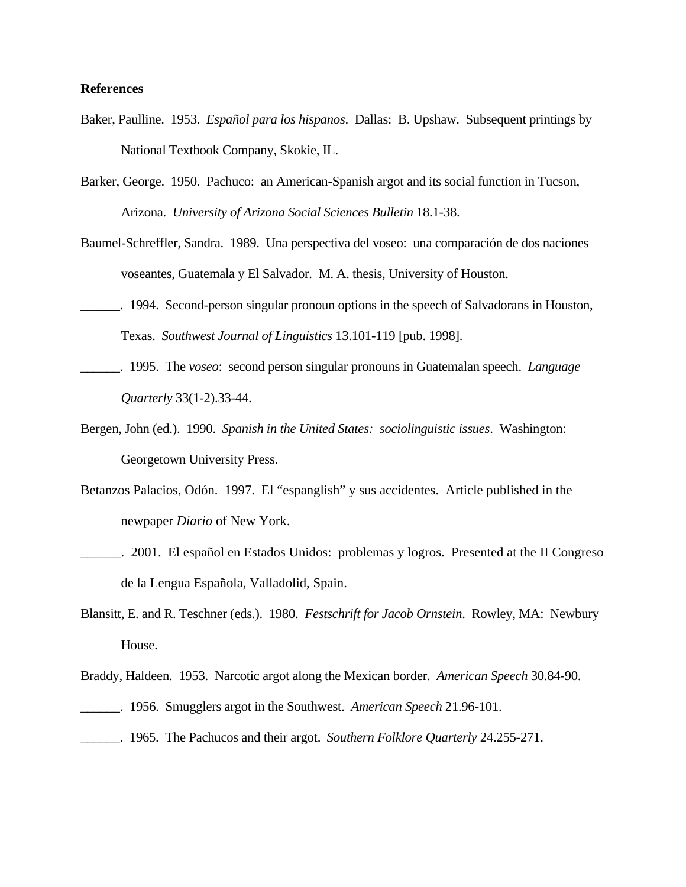**References**

Baker, Paulline. 1953. *Español para los hispanos*. Dallas: B. Upshaw. Subsequent printings by National Textbook Company, Skokie, IL.

Barker, George. 1950. Pachuco: an American-Spanish argot and its social function in Tucson, Arizona. *University of Arizona Social Sciences Bulletin* 18.1-38.

Baumel-Schreffler, Sandra. 1989. Una perspectiva del voseo: una comparación de dos naciones voseantes, Guatemala y El Salvador. M. A. thesis, University of Houston.

______. 1994. Second-person singular pronoun options in the speech of Salvadorans in Houston, Texas. *Southwest Journal of Linguistics* 13.101-119 [pub. 1998].

______. 1995. The *voseo*: second person singular pronouns in Guatemalan speech. *Language Quarterly* 33(1-2).33-44.

Bergen, John (ed.). 1990. *Spanish in the United States: sociolinguistic issues*. Washington: Georgetown University Press.

Betanzos Palacios, Odón. 1997. El "espanglish" y sus accidentes. Article published in the newpaper *Diario* of New York.

______. 2001. El español en Estados Unidos: problemas y logros. Presented at the II Congreso de la Lengua Española, Valladolid, Spain.

Blansitt, E. and R. Teschner (eds.). 1980. *Festschrift for Jacob Ornstein*. Rowley, MA: Newbury House.

Braddy, Haldeen. 1953. Narcotic argot along the Mexican border. *American Speech* 30.84-90.

______. 1956. Smugglers argot in the Southwest. *American Speech* 21.96-101.

______. 1965. The Pachucos and their argot. *Southern Folklore Quarterly* 24.255-271.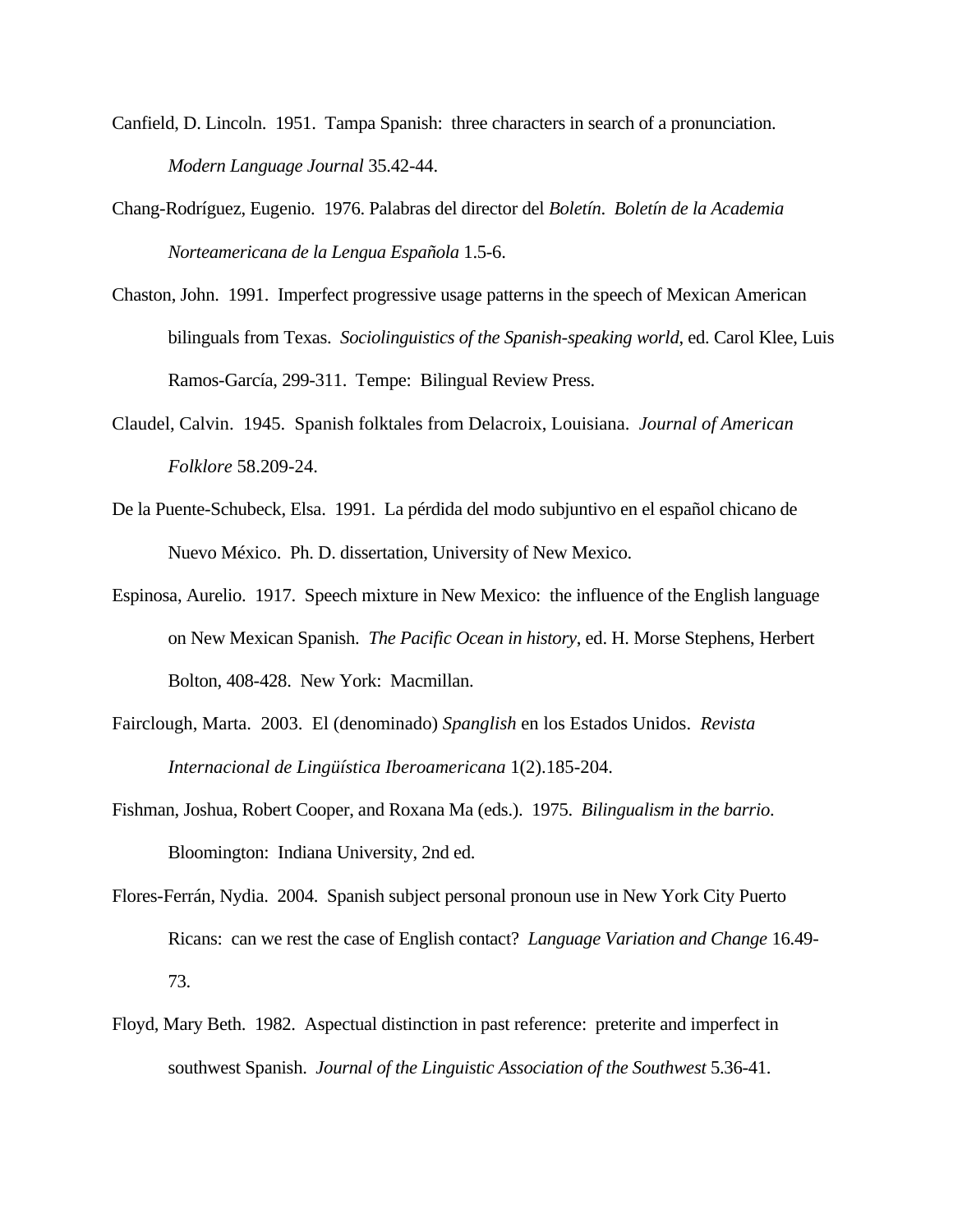Canfield, D. Lincoln. 1951. Tampa Spanish: three characters in search of a pronunciation. *Modern Language Journal* 35.42-44.

Chang-Rodríguez, Eugenio. 1976. Palabras del director del *Boletín*. *Boletín de la Academia Norteamericana de la Lengua Española* 1.5-6.

Chaston, John. 1991. Imperfect progressive usage patterns in the speech of Mexican American bilinguals from Texas. *Sociolinguistics of the Spanish-speaking world*, ed. Carol Klee, Luis Ramos-García, 299-311. Tempe: Bilingual Review Press.

Claudel, Calvin. 1945. Spanish folktales from Delacroix, Louisiana. *Journal of American Folklore* 58.209-24.

De la Puente-Schubeck, Elsa. 1991. La pérdida del modo subjuntivo en el español chicano de Nuevo México. Ph. D. dissertation, University of New Mexico.

Espinosa, Aurelio. 1917. Speech mixture in New Mexico: the influence of the English language on New Mexican Spanish. *The Pacific Ocean in history*, ed. H. Morse Stephens, Herbert Bolton, 408-428. New York: Macmillan.

Fairclough, Marta. 2003. El (denominado) *Spanglish* en los Estados Unidos. *Revista Internacional de Lingüística Iberoamericana* 1(2).185-204.

Fishman, Joshua, Robert Cooper, and Roxana Ma (eds.). 1975. *Bilingualism in the barrio*. Bloomington: Indiana University, 2nd ed.

Flores-Ferrán, Nydia. 2004. Spanish subject personal pronoun use in New York City Puerto Ricans: can we rest the case of English contact? *Language Variation and Change* 16.49-73.

Floyd, Mary Beth. 1982. Aspectual distinction in past reference: preterite and imperfect in southwest Spanish. *Journal of the Linguistic Association of the Southwest* 5.36-41.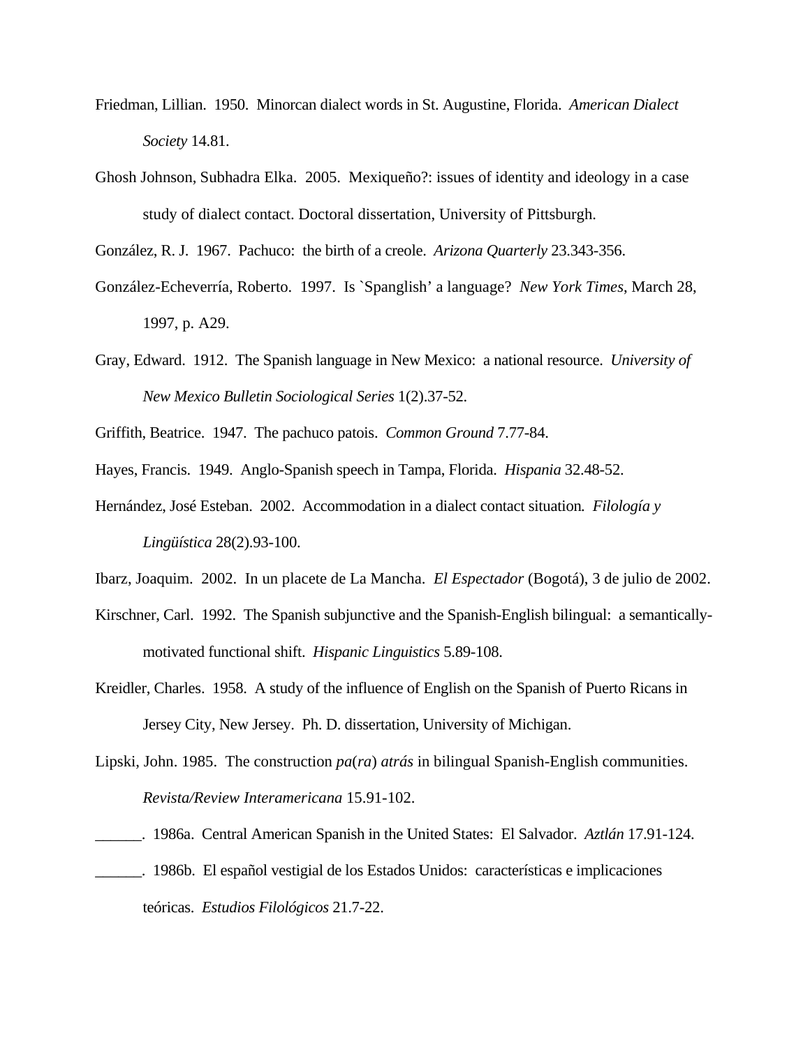Friedman, Lillian. 1950. Minorcan dialect words in St. Augustine, Florida. *American Dialect Society* 14.81.

Ghosh Johnson, Subhadra Elka. 2005. Mexiqueño?: issues of identity and ideology in a case study of dialect contact. Doctoral dissertation, University of Pittsburgh.

González, R. J. 1967. Pachuco: the birth of a creole. *Arizona Quarterly* 23.343-356.

González-Echeverría, Roberto. 1997. Is `Spanglish' a language? *New York Times*, March 28, 1997, p. A29.

Gray, Edward. 1912. The Spanish language in New Mexico: a national resource. *University of New Mexico Bulletin Sociological Series* 1(2).37-52.

Griffith, Beatrice. 1947. The pachuco patois. *Common Ground* 7.77-84.

Hayes, Francis. 1949. Anglo-Spanish speech in Tampa, Florida. *Hispania* 32.48-52.

Hernández, José Esteban. 2002. Accommodation in a dialect contact situation. *Filología y Lingüística* 28(2).93-100.

Ibarz, Joaquim. 2002. In un placete de La Mancha. *El Espectador* (Bogotá), 3 de julio de 2002.

Kirschner, Carl. 1992. The Spanish subjunctive and the Spanish-English bilingual: a semantically-motivated functional shift. *Hispanic Linguistics* 5.89-108.

Kreidler, Charles. 1958. A study of the influence of English on the Spanish of Puerto Ricans in Jersey City, New Jersey. Ph. D. dissertation, University of Michigan.

Lipski, John. 1985. The construction *pa*(*ra*) *atrás* in bilingual Spanish-English communities. *Revista/Review Interamericana* 15.91-102.

______. 1986a. Central American Spanish in the United States: El Salvador. *Aztlán* 17.91-124.

______. 1986b. El español vestigial de los Estados Unidos: características e implicaciones teóricas. *Estudios Filológicos* 21.7-22.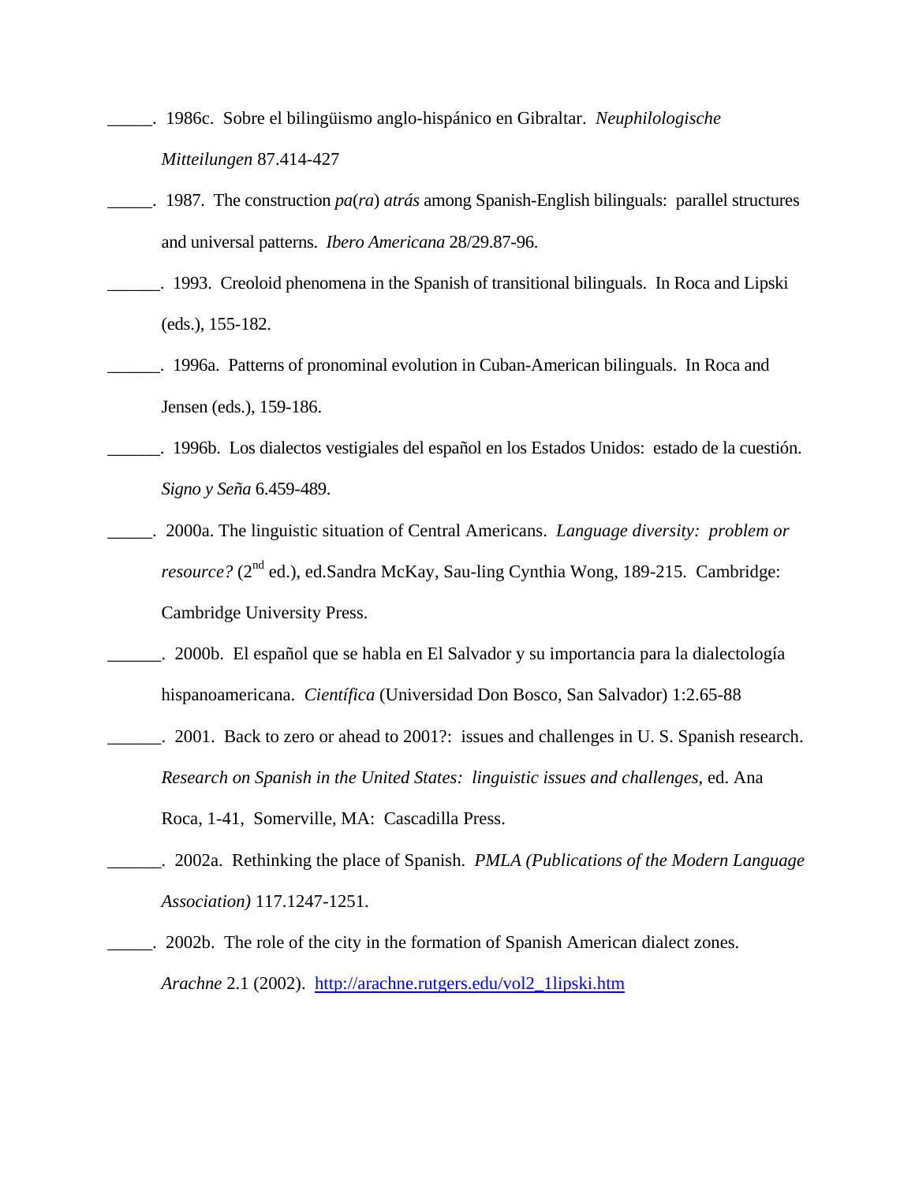_____. 1986c. Sobre el bilingüismo anglo-hispánico en Gibraltar. *Neuphilologische Mitteilungen* 87.414-427

_____. 1987. The construction *pa*(*ra*) *atrás* among Spanish-English bilinguals: parallel structures and universal patterns. *Ibero Americana* 28/29.87-96.

______. 1993. Creoloid phenomena in the Spanish of transitional bilinguals. In Roca and Lipski (eds.), 155-182.

______. 1996a. Patterns of pronominal evolution in Cuban-American bilinguals. In Roca and Jensen (eds.), 159-186.

______. 1996b. Los dialectos vestigiales del español en los Estados Unidos: estado de la cuestión. *Signo y Seña* 6.459-489.

_____. 2000a. The linguistic situation of Central Americans. *Language diversity: problem or resource?* (2nd ed.), ed.Sandra McKay, Sau-ling Cynthia Wong, 189-215. Cambridge: Cambridge University Press.

______. 2000b. El español que se habla en El Salvador y su importancia para la dialectología hispanoamericana. *Científica* (Universidad Don Bosco, San Salvador) 1:2.65-88

______. 2001. Back to zero or ahead to 2001?: issues and challenges in U. S. Spanish research. *Research on Spanish in the United States: linguistic issues and challenges*, ed. Ana Roca, 1-41, Somerville, MA: Cascadilla Press.

______. 2002a. Rethinking the place of Spanish. *PMLA (Publications of the Modern Language Association)* 117.1247-1251.

_____. 2002b. The role of the city in the formation of Spanish American dialect zones. *Arachne* 2.1 (2002). http://arachne.rutgers.edu/vol2_1lipski.htm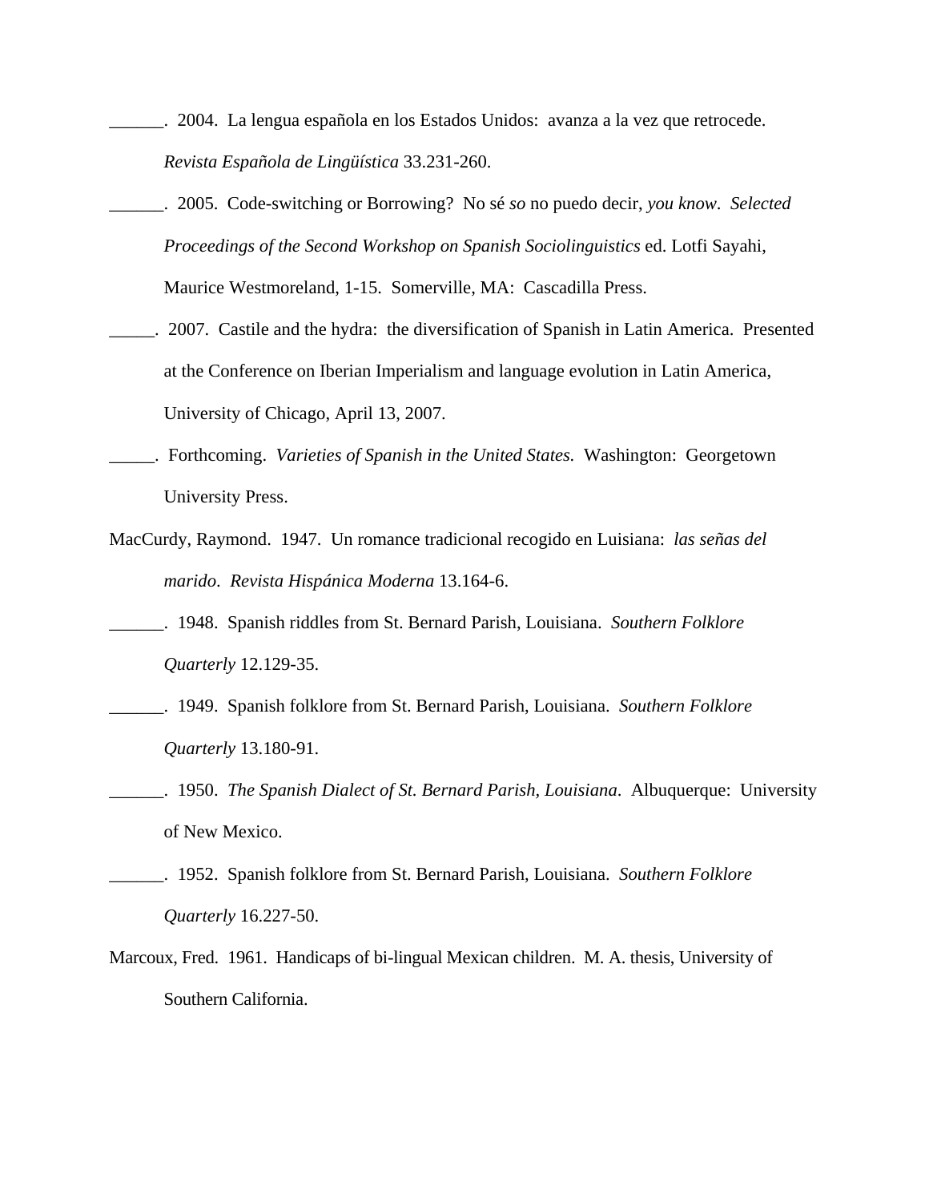______. 2004. La lengua española en los Estados Unidos: avanza a la vez que retrocede. *Revista Española de Lingüística* 33.231-260.

______. 2005. Code-switching or Borrowing? No sé *so* no puedo decir, *you know*. *Selected Proceedings of the Second Workshop on Spanish Sociolinguistics* ed. Lotfi Sayahi, Maurice Westmoreland, 1-15. Somerville, MA: Cascadilla Press.

_____. 2007. Castile and the hydra: the diversification of Spanish in Latin America. Presented at the Conference on Iberian Imperialism and language evolution in Latin America, University of Chicago, April 13, 2007.

_____. Forthcoming. *Varieties of Spanish in the United States.* Washington: Georgetown University Press.

MacCurdy, Raymond. 1947. Un romance tradicional recogido en Luisiana: *las señas del marido*. *Revista Hispánica Moderna* 13.164-6.

______. 1948. Spanish riddles from St. Bernard Parish, Louisiana. *Southern Folklore Quarterly* 12.129-35.

______. 1949. Spanish folklore from St. Bernard Parish, Louisiana. *Southern Folklore Quarterly* 13.180-91.

______. 1950. *The Spanish Dialect of St. Bernard Parish, Louisiana*. Albuquerque: University of New Mexico.

______. 1952. Spanish folklore from St. Bernard Parish, Louisiana. *Southern Folklore Quarterly* 16.227-50.

Marcoux, Fred. 1961. Handicaps of bi-lingual Mexican children. M. A. thesis, University of Southern California.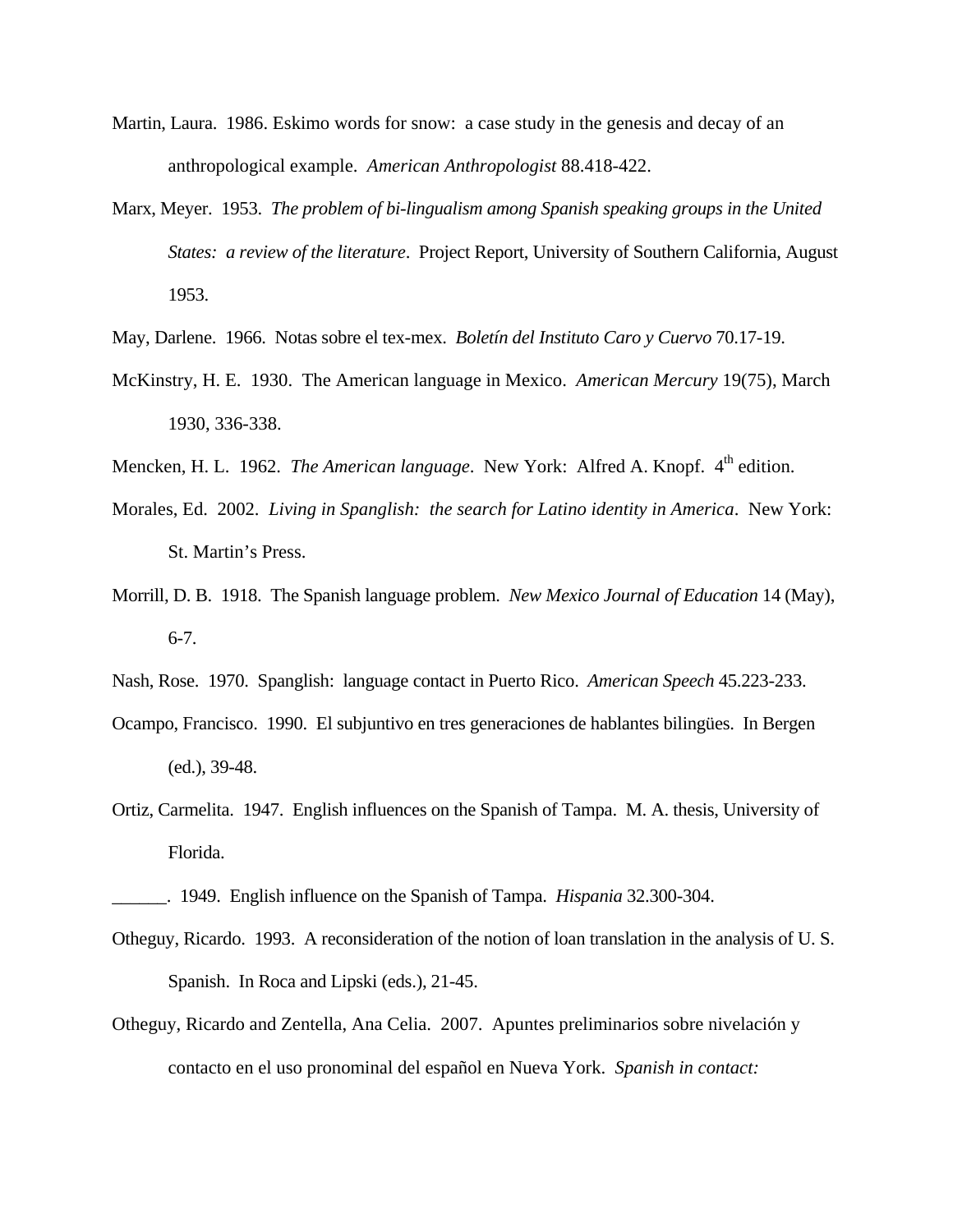Martin, Laura. 1986. Eskimo words for snow: a case study in the genesis and decay of an anthropological example. *American Anthropologist* 88.418-422.

Marx, Meyer. 1953. *The problem of bi-lingualism among Spanish speaking groups in the United States: a review of the literature*. Project Report, University of Southern California, August 1953.

May, Darlene. 1966. Notas sobre el tex-mex. *Boletín del Instituto Caro y Cuervo* 70.17-19.

McKinstry, H. E. 1930. The American language in Mexico. *American Mercury* 19(75), March 1930, 336-338.

Mencken, H. L. 1962. *The American language*. New York: Alfred A. Knopf. 4th edition.

Morales, Ed. 2002. *Living in Spanglish: the search for Latino identity in America*. New York: St. Martin's Press.

Morrill, D. B. 1918. The Spanish language problem. *New Mexico Journal of Education* 14 (May), 6-7.

Nash, Rose. 1970. Spanglish: language contact in Puerto Rico. *American Speech* 45.223-233.

Ocampo, Francisco. 1990. El subjuntivo en tres generaciones de hablantes bilingües. In Bergen (ed.), 39-48.

Ortiz, Carmelita. 1947. English influences on the Spanish of Tampa. M. A. thesis, University of Florida.

______. 1949. English influence on the Spanish of Tampa. *Hispania* 32.300-304.

Otheguy, Ricardo. 1993. A reconsideration of the notion of loan translation in the analysis of U. S. Spanish. In Roca and Lipski (eds.), 21-45.

Otheguy, Ricardo and Zentella, Ana Celia. 2007. Apuntes preliminarios sobre nivelación y contacto en el uso pronominal del español en Nueva York. *Spanish in contact:*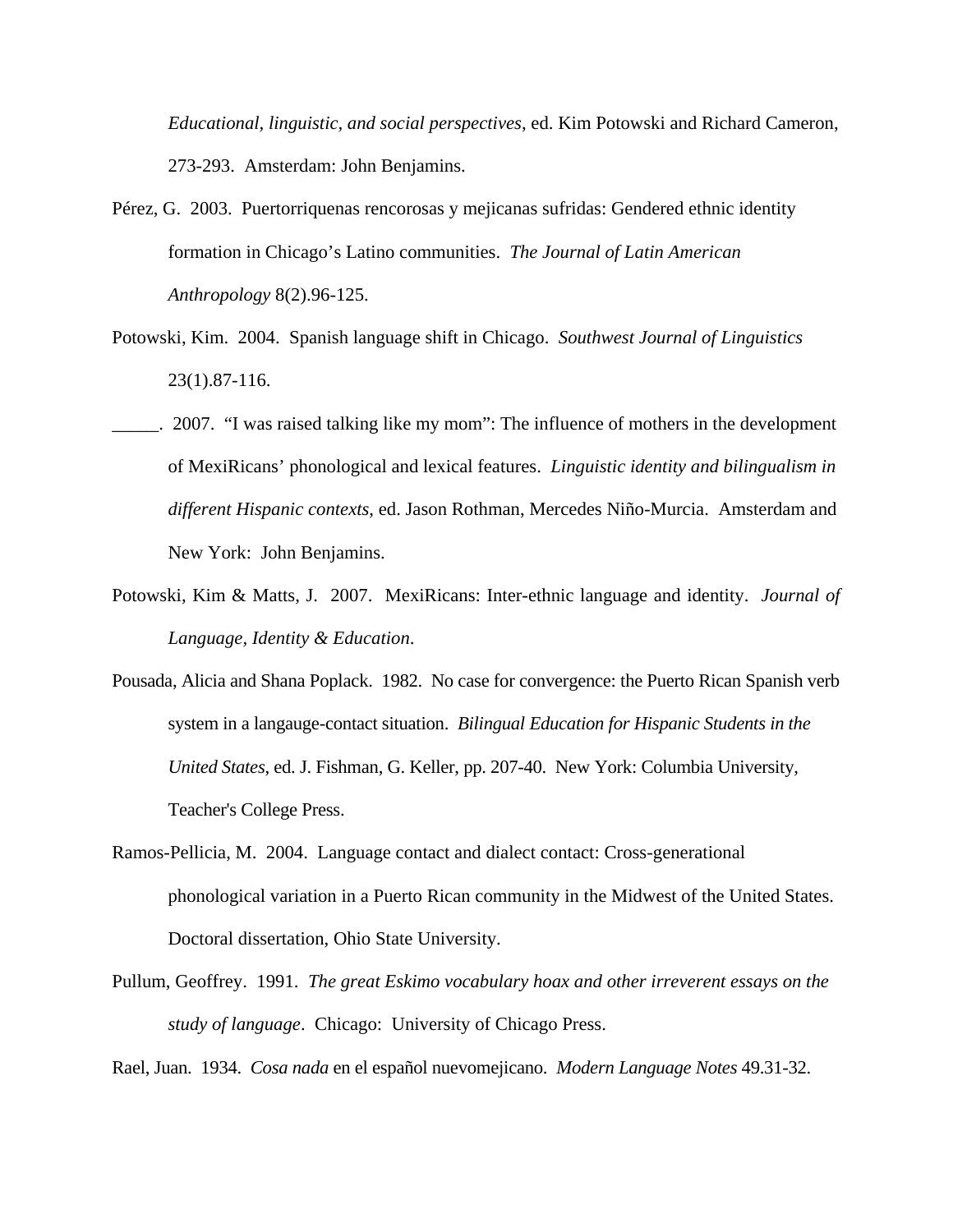*Educational, linguistic, and social perspectives*, ed. Kim Potowski and Richard Cameron, 273-293. Amsterdam: John Benjamins.

Pérez, G. 2003. Puertorriquenas rencorosas y mejicanas sufridas: Gendered ethnic identity formation in Chicago's Latino communities. *The Journal of Latin American Anthropology* 8(2).96-125.

Potowski, Kim. 2004. Spanish language shift in Chicago. *Southwest Journal of Linguistics* 23(1).87-116.

_____. 2007. "I was raised talking like my mom": The influence of mothers in the development of MexiRicans' phonological and lexical features. *Linguistic identity and bilingualism in different Hispanic contexts*, ed. Jason Rothman, Mercedes Niño-Murcia. Amsterdam and New York: John Benjamins.

Potowski, Kim & Matts, J. 2007. MexiRicans: Inter-ethnic language and identity. *Journal of Language, Identity & Education*.

Pousada, Alicia and Shana Poplack. 1982. No case for convergence: the Puerto Rican Spanish verb system in a langauge-contact situation. *Bilingual Education for Hispanic Students in the United States*, ed. J. Fishman, G. Keller, pp. 207-40. New York: Columbia University, Teacher's College Press.

Ramos-Pellicia, M. 2004. Language contact and dialect contact: Cross-generational phonological variation in a Puerto Rican community in the Midwest of the United States. Doctoral dissertation, Ohio State University.

Pullum, Geoffrey. 1991. *The great Eskimo vocabulary hoax and other irreverent essays on the study of language*. Chicago: University of Chicago Press.

Rael, Juan. 1934. *Cosa nada* en el español nuevomejicano. *Modern Language Notes* 49.31-32.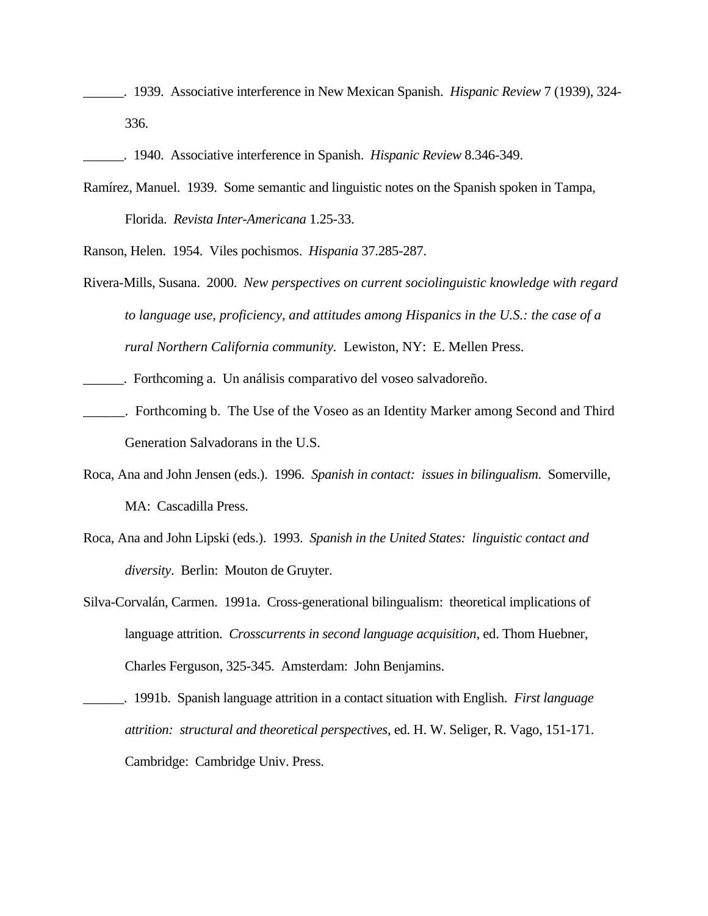______. 1939. Associative interference in New Mexican Spanish. *Hispanic Review* 7 (1939), 324-336.

______. 1940. Associative interference in Spanish. *Hispanic Review* 8.346-349.

Ramírez, Manuel. 1939. Some semantic and linguistic notes on the Spanish spoken in Tampa, Florida. *Revista Inter-Americana* 1.25-33.

Ranson, Helen. 1954. Viles pochismos. *Hispania* 37.285-287.

Rivera-Mills, Susana. 2000. *New perspectives on current sociolinguistic knowledge with regard to language use, proficiency, and attitudes among Hispanics in the U.S.: the case of a rural Northern California community.* Lewiston, NY: E. Mellen Press.

______. Forthcoming a. Un análisis comparativo del voseo salvadoreño.

______. Forthcoming b. The Use of the Voseo as an Identity Marker among Second and Third Generation Salvadorans in the U.S.

Roca, Ana and John Jensen (eds.). 1996. *Spanish in contact: issues in bilingualism*. Somerville, MA: Cascadilla Press.

Roca, Ana and John Lipski (eds.). 1993. *Spanish in the United States: linguistic contact and diversity*. Berlin: Mouton de Gruyter.

Silva-Corvalán, Carmen. 1991a. Cross-generational bilingualism: theoretical implications of language attrition. *Crosscurrents in second language acquisition*, ed. Thom Huebner, Charles Ferguson, 325-345. Amsterdam: John Benjamins.

______. 1991b. Spanish language attrition in a contact situation with English. *First language attrition: structural and theoretical perspectives*, ed. H. W. Seliger, R. Vago, 151-171. Cambridge: Cambridge Univ. Press.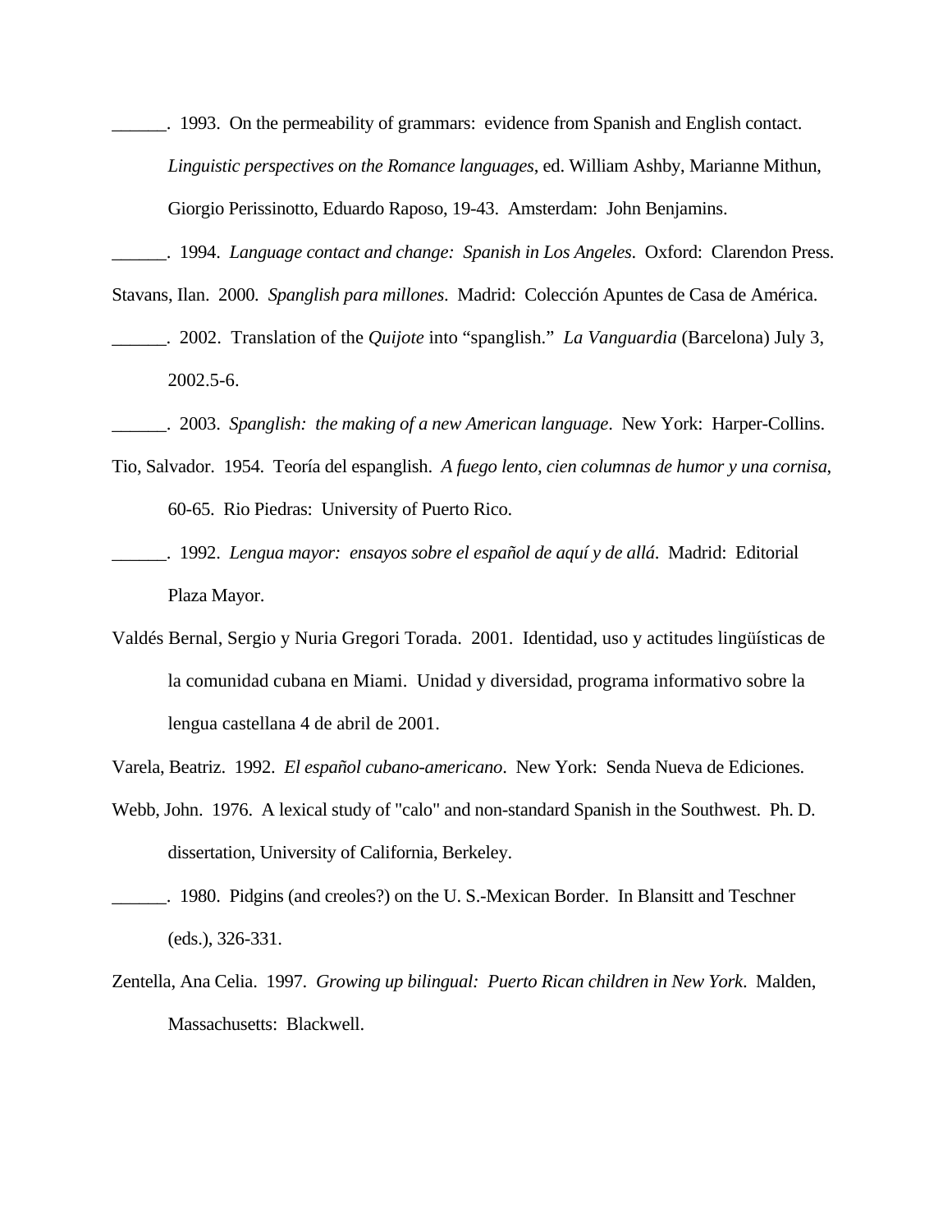______. 1993. On the permeability of grammars: evidence from Spanish and English contact. *Linguistic perspectives on the Romance languages*, ed. William Ashby, Marianne Mithun, Giorgio Perissinotto, Eduardo Raposo, 19-43. Amsterdam: John Benjamins.

______. 1994. *Language contact and change: Spanish in Los Angeles*. Oxford: Clarendon Press.

Stavans, Ilan. 2000. *Spanglish para millones*. Madrid: Colección Apuntes de Casa de América.

______. 2002. Translation of the *Quijote* into "spanglish." *La Vanguardia* (Barcelona) July 3, 2002.5-6.

______. 2003. *Spanglish: the making of a new American language*. New York: Harper-Collins.

Tio, Salvador. 1954. Teoría del espanglish. *A fuego lento, cien columnas de humor y una cornisa*, 60-65. Rio Piedras: University of Puerto Rico.

______. 1992. *Lengua mayor: ensayos sobre el español de aquí y de allá*. Madrid: Editorial Plaza Mayor.

Valdés Bernal, Sergio y Nuria Gregori Torada. 2001. Identidad, uso y actitudes lingüísticas de la comunidad cubana en Miami. Unidad y diversidad, programa informativo sobre la lengua castellana 4 de abril de 2001.

Varela, Beatriz. 1992. *El español cubano-americano*. New York: Senda Nueva de Ediciones.

Webb, John. 1976. A lexical study of "calo" and non-standard Spanish in the Southwest. Ph. D. dissertation, University of California, Berkeley.

______. 1980. Pidgins (and creoles?) on the U. S.-Mexican Border. In Blansitt and Teschner (eds.), 326-331.

Zentella, Ana Celia. 1997. *Growing up bilingual: Puerto Rican children in New York*. Malden, Massachusetts: Blackwell.